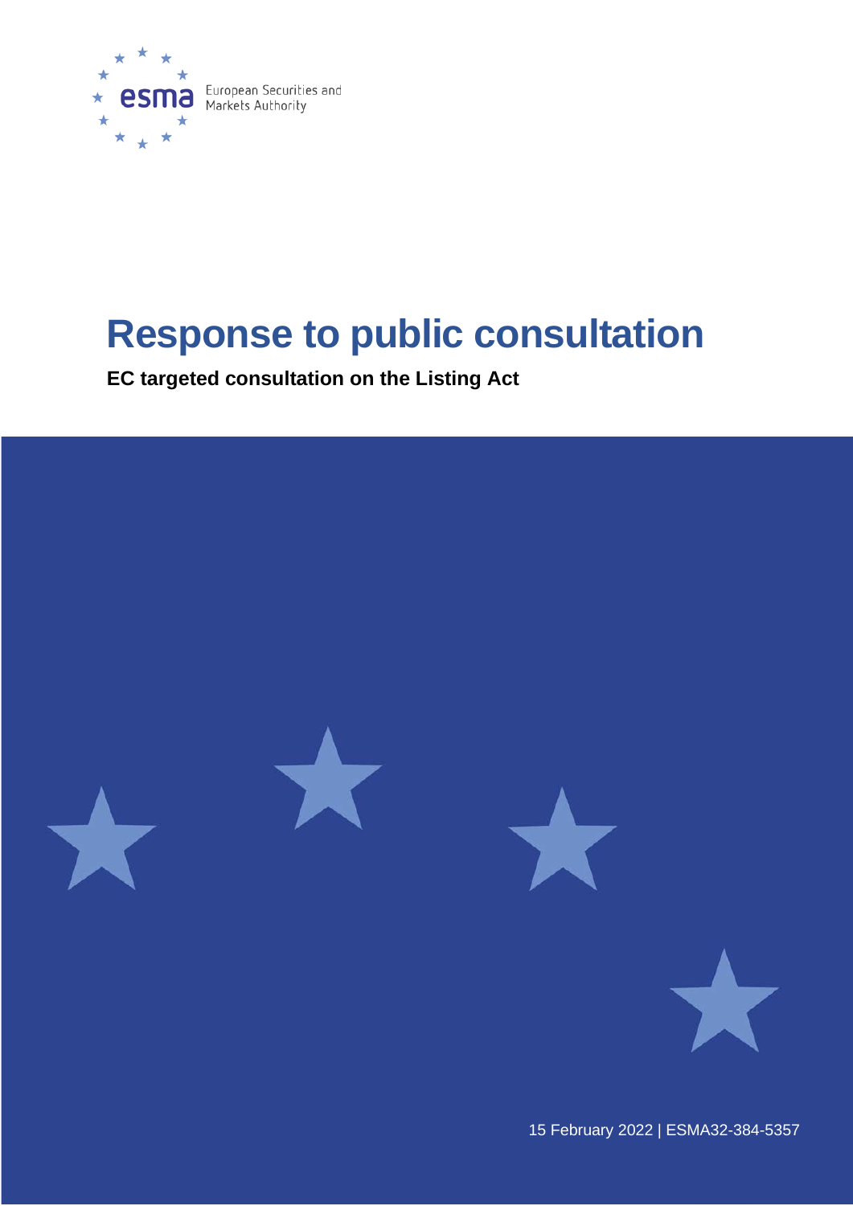European Securities and Markets Authority

# Response to public consultation

**EC targeted consultation on the Listing Act**

15 February 2022 | ESMA32-384-5357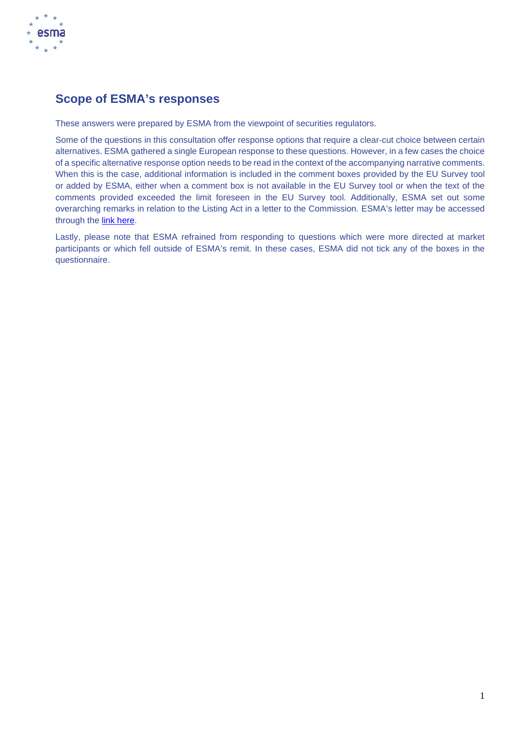## Scope of ESMA's responses

These answers were prepared by ESMA from the viewpoint of securities regulators.

Some of the questions in this consultation offer response options that require a clear-cut choice between certain alternatives. ESMA gathered a single European response to these questions. However, in a few cases the choice of a specific alternative response option needs to be read in the context of the accompanying narrative comments. When this is the case, additional information is included in the comment boxes provided by the EU Survey tool or added by ESMA, either when a comment box is not available in the EU Survey tool or when the text of the comments provided exceeded the limit foreseen in the EU Survey tool. Additionally, ESMA set out some overarching remarks in relation to the Listing Act in a letter to the Commission. ESMA's letter may be accessed through the link here.

Lastly, please note that ESMA refrained from responding to questions which were more directed at market participants or which fell outside of ESMA's remit. In these cases, ESMA did not tick any of the boxes in the questionnaire.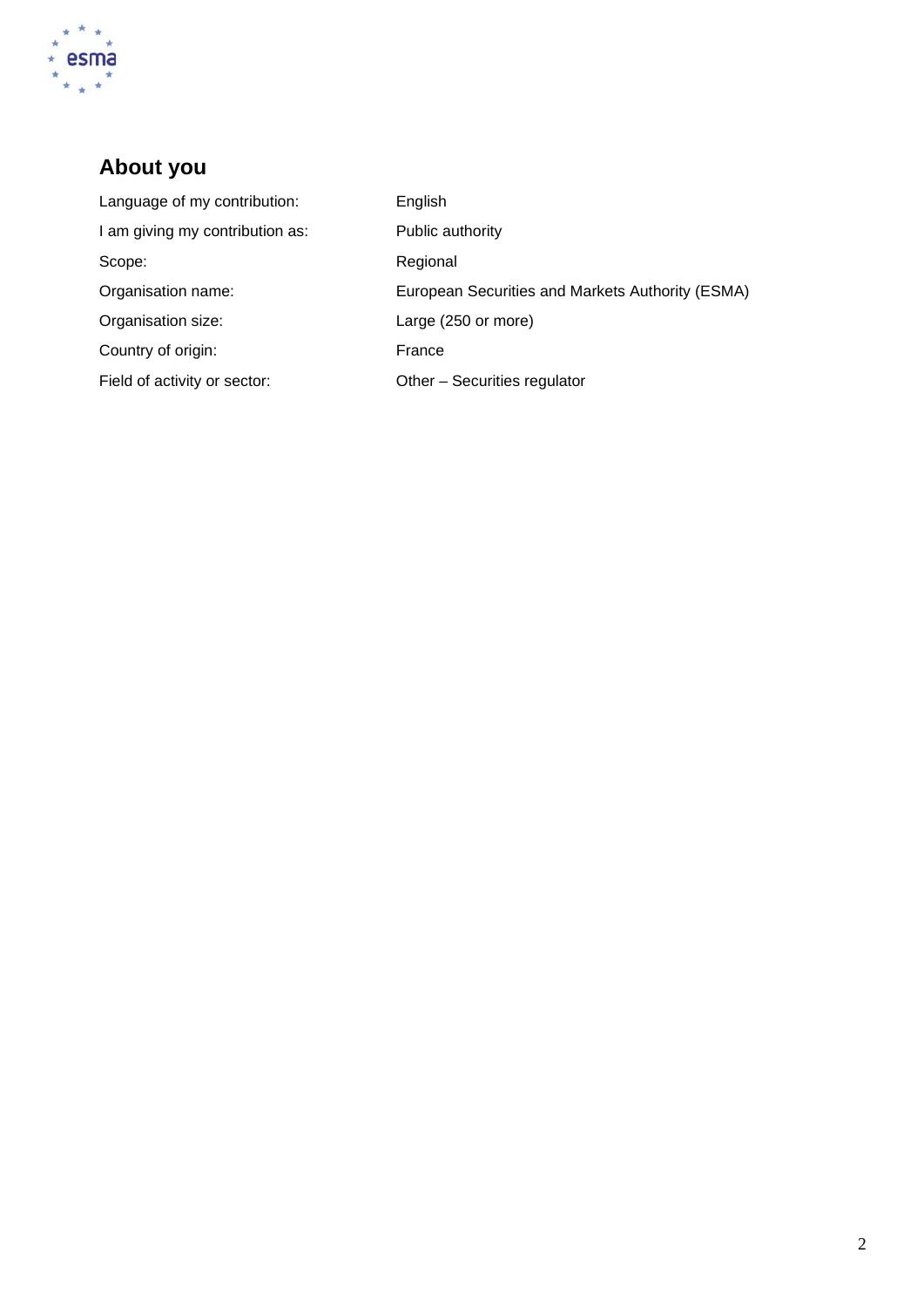## About you

| | |
|---|---|
| Language of my contribution: | English |
| I am giving my contribution as: | Public authority |
| Scope: | Regional |
| Organisation name: | European Securities and Markets Authority (ESMA) |
| Organisation size: | Large (250 or more) |
| Country of origin: | France |
| Field of activity or sector: | Other – Securities regulator |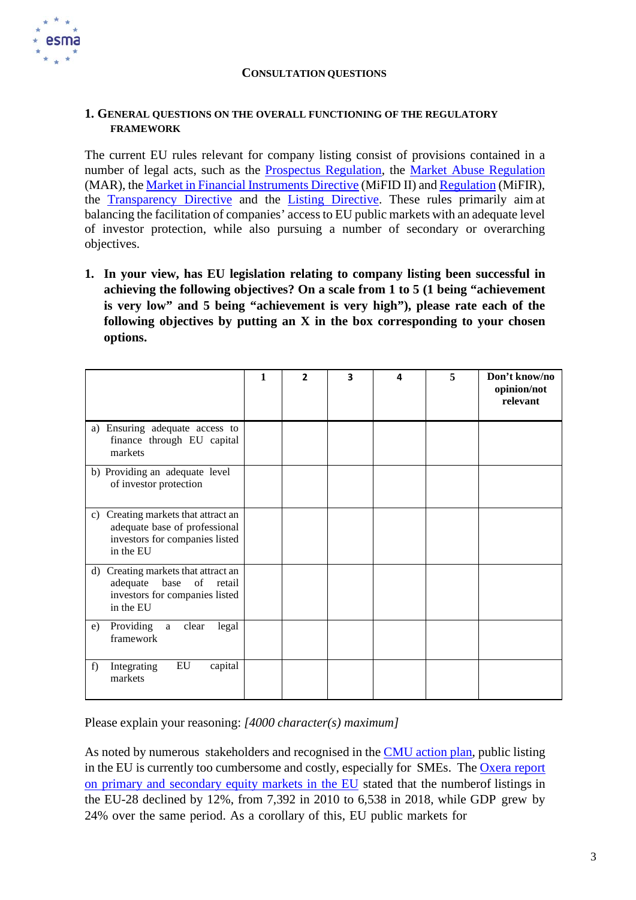## CONSULTATION QUESTIONS

### 1. GENERAL QUESTIONS ON THE OVERALL FUNCTIONING OF THE REGULATORY FRAMEWORK

The current EU rules relevant for company listing consist of provisions contained in a number of legal acts, such as the Prospectus Regulation, the Market Abuse Regulation (MAR), the Market in Financial Instruments Directive (MiFID II) and Regulation (MiFIR), the Transparency Directive and the Listing Directive. These rules primarily aim at balancing the facilitation of companies' access to EU public markets with an adequate level of investor protection, while also pursuing a number of secondary or overarching objectives.

**1. In your view, has EU legislation relating to company listing been successful in achieving the following objectives? On a scale from 1 to 5 (1 being "achievement is very low" and 5 being "achievement is very high"), please rate each of the following objectives by putting an X in the box corresponding to your chosen options.**

| | 1 | 2 | 3 | 4 | 5 | Don't know/no opinion/not relevant |
|---|---|---|---|---|---|---|
| a) Ensuring adequate access to finance through EU capital markets | | | | | | |
| b) Providing an adequate level of investor protection | | | | | | |
| c) Creating markets that attract an adequate base of professional investors for companies listed in the EU | | | | | | |
| d) Creating markets that attract an adequate base of retail investors for companies listed in the EU | | | | | | |
| e) Providing a clear legal framework | | | | | | |
| f) Integrating EU capital markets | | | | | | |

Please explain your reasoning: *[4000 character(s) maximum]*

As noted by numerous stakeholders and recognised in the CMU action plan, public listing in the EU is currently too cumbersome and costly, especially for SMEs. The Oxera report on primary and secondary equity markets in the EU stated that the numberof listings in the EU-28 declined by 12%, from 7,392 in 2010 to 6,538 in 2018, while GDP grew by 24% over the same period. As a corollary of this, EU public markets for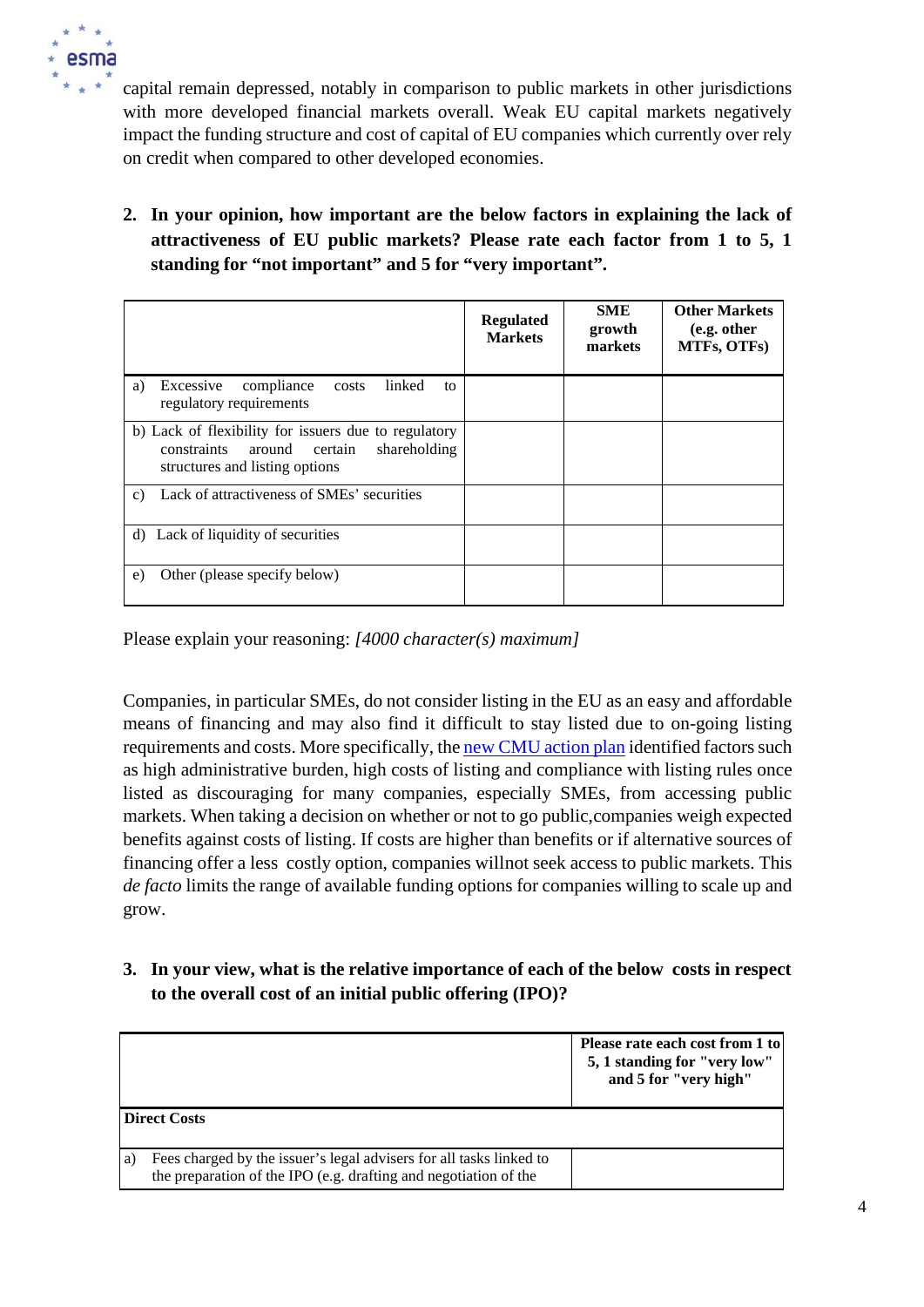capital remain depressed, notably in comparison to public markets in other jurisdictions with more developed financial markets overall. Weak EU capital markets negatively impact the funding structure and cost of capital of EU companies which currently over rely on credit when compared to other developed economies.

2. **In your opinion, how important are the below factors in explaining the lack of attractiveness of EU public markets? Please rate each factor from 1 to 5, 1 standing for "not important" and 5 for "very important".**

| | **Regulated Markets** | **SME growth markets** | **Other Markets (e.g. other MTFs, OTFs)** |
|---|---|---|---|
| a) Excessive compliance costs linked to regulatory requirements | | | |
| b) Lack of flexibility for issuers due to regulatory constraints around certain shareholding structures and listing options | | | |
| c) Lack of attractiveness of SMEs' securities | | | |
| d) Lack of liquidity of securities | | | |
| e) Other (please specify below) | | | |

Please explain your reasoning: *[4000 character(s) maximum]*

Companies, in particular SMEs, do not consider listing in the EU as an easy and affordable means of financing and may also find it difficult to stay listed due to on-going listing requirements and costs. More specifically, the new CMU action plan identified factors such as high administrative burden, high costs of listing and compliance with listing rules once listed as discouraging for many companies, especially SMEs, from accessing public markets. When taking a decision on whether or not to go public,companies weigh expected benefits against costs of listing. If costs are higher than benefits or if alternative sources of financing offer a less costly option, companies willnot seek access to public markets. This *de facto* limits the range of available funding options for companies willing to scale up and grow.

3. **In your view, what is the relative importance of each of the below costs in respect to the overall cost of an initial public offering (IPO)?**

| | **Please rate each cost from 1 to 5, 1 standing for "very low" and 5 for "very high"** |
|---|---|
| **Direct Costs** | |
| a) Fees charged by the issuer's legal advisers for all tasks linked to the preparation of the IPO (e.g. drafting and negotiation of the | |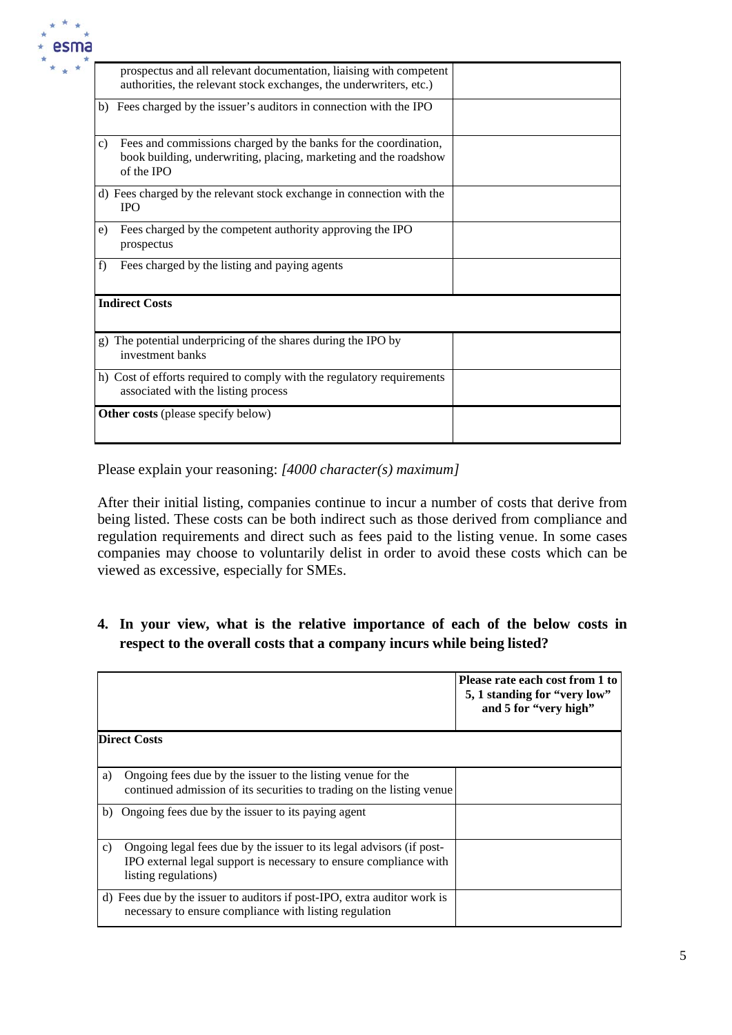| | |
|---|---|
| prospectus and all relevant documentation, liaising with competent authorities, the relevant stock exchanges, the underwriters, etc.) | |
| b) Fees charged by the issuer's auditors in connection with the IPO | |
| c) Fees and commissions charged by the banks for the coordination, book building, underwriting, placing, marketing and the roadshow of the IPO | |
| d) Fees charged by the relevant stock exchange in connection with the IPO | |
| e) Fees charged by the competent authority approving the IPO prospectus | |
| f) Fees charged by the listing and paying agents | |
| **Indirect Costs** | |
| g) The potential underpricing of the shares during the IPO by investment banks | |
| h) Cost of efforts required to comply with the regulatory requirements associated with the listing process | |
| **Other costs** (please specify below) | |

Please explain your reasoning: *[4000 character(s) maximum]*

After their initial listing, companies continue to incur a number of costs that derive from being listed. These costs can be both indirect such as those derived from compliance and regulation requirements and direct such as fees paid to the listing venue. In some cases companies may choose to voluntarily delist in order to avoid these costs which can be viewed as excessive, especially for SMEs.

**4. In your view, what is the relative importance of each of the below costs in respect to the overall costs that a company incurs while being listed?**

| | **Please rate each cost from 1 to 5, 1 standing for "very low" and 5 for "very high"** |
|---|---|
| **Direct Costs** | |
| a) Ongoing fees due by the issuer to the listing venue for the continued admission of its securities to trading on the listing venue | |
| b) Ongoing fees due by the issuer to its paying agent | |
| c) Ongoing legal fees due by the issuer to its legal advisors (if post-IPO external legal support is necessary to ensure compliance with listing regulations) | |
| d) Fees due by the issuer to auditors if post-IPO, extra auditor work is necessary to ensure compliance with listing regulation | |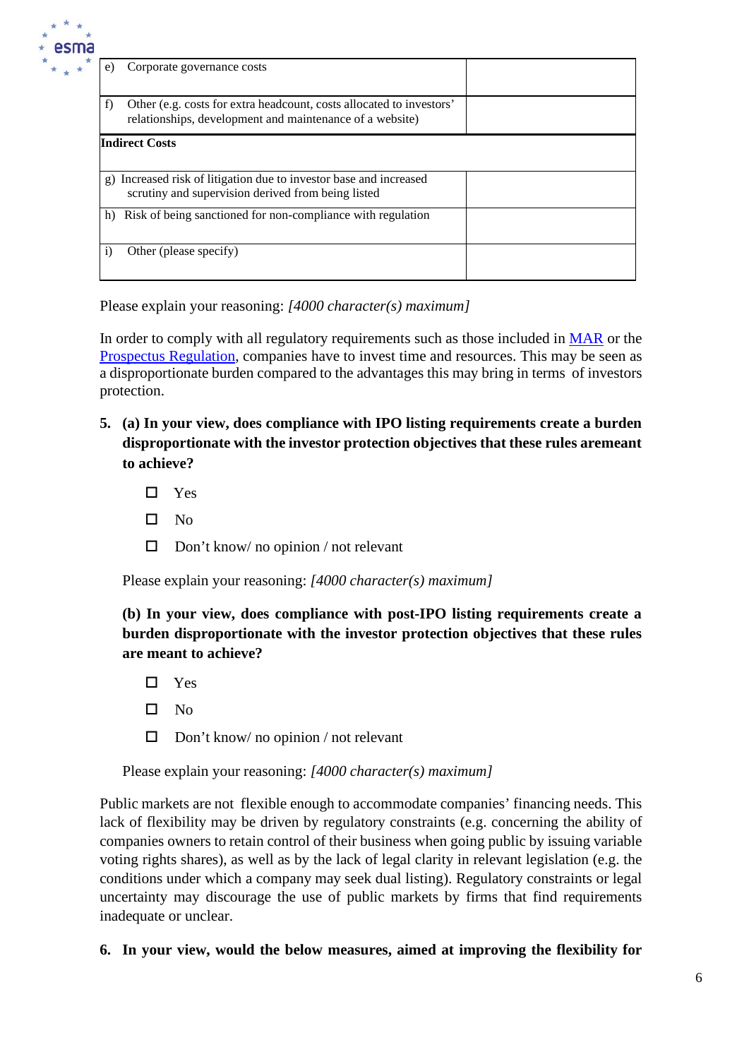| | |
|---|---|
| e) Corporate governance costs | |
| f) Other (e.g. costs for extra headcount, costs allocated to investors' relationships, development and maintenance of a website) | |
| **Indirect Costs** | |
| g) Increased risk of litigation due to investor base and increased scrutiny and supervision derived from being listed | |
| h) Risk of being sanctioned for non-compliance with regulation | |
| i) Other (please specify) | |

Please explain your reasoning: *[4000 character(s) maximum]*

In order to comply with all regulatory requirements such as those included in MAR or the Prospectus Regulation, companies have to invest time and resources. This may be seen as a disproportionate burden compared to the advantages this may bring in terms of investors protection.

**5. (a) In your view, does compliance with IPO listing requirements create a burden disproportionate with the investor protection objectives that these rules aremeant to achieve?**

- ☐ Yes
- ☐ No
- ☐ Don't know/ no opinion / not relevant

Please explain your reasoning: *[4000 character(s) maximum]*

**(b) In your view, does compliance with post-IPO listing requirements create a burden disproportionate with the investor protection objectives that these rules are meant to achieve?**

- ☐ Yes
- ☐ No
- ☐ Don't know/ no opinion / not relevant

Please explain your reasoning: *[4000 character(s) maximum]*

Public markets are not flexible enough to accommodate companies' financing needs. This lack of flexibility may be driven by regulatory constraints (e.g. concerning the ability of companies owners to retain control of their business when going public by issuing variable voting rights shares), as well as by the lack of legal clarity in relevant legislation (e.g. the conditions under which a company may seek dual listing). Regulatory constraints or legal uncertainty may discourage the use of public markets by firms that find requirements inadequate or unclear.

**6. In your view, would the below measures, aimed at improving the flexibility for**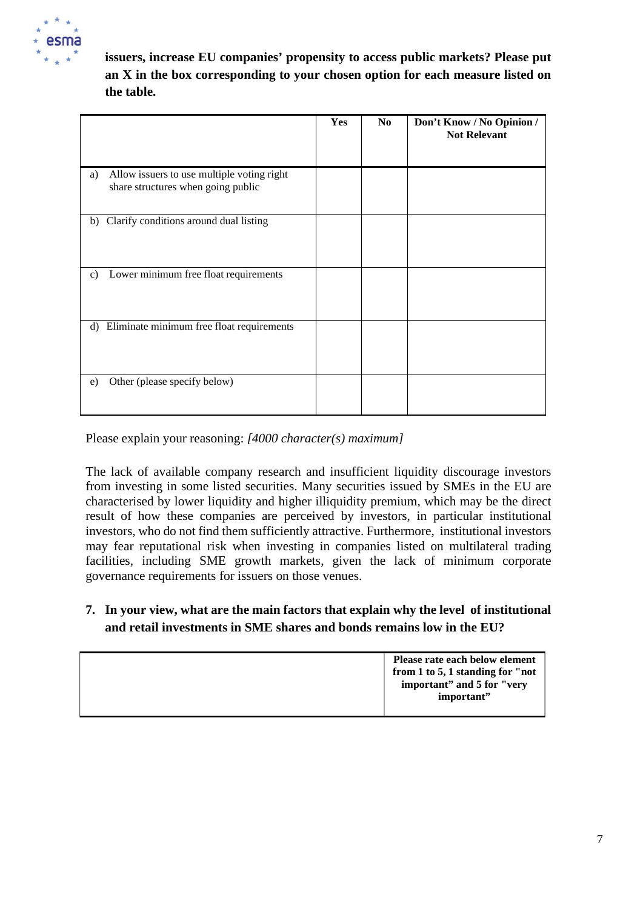**issuers, increase EU companies' propensity to access public markets? Please put an X in the box corresponding to your chosen option for each measure listed on the table.**

| | Yes | No | Don't Know / No Opinion / Not Relevant |
|---|---|---|---|
| a) Allow issuers to use multiple voting right share structures when going public | | | |
| b) Clarify conditions around dual listing | | | |
| c) Lower minimum free float requirements | | | |
| d) Eliminate minimum free float requirements | | | |
| e) Other (please specify below) | | | |

Please explain your reasoning: *[4000 character(s) maximum]*

The lack of available company research and insufficient liquidity discourage investors from investing in some listed securities. Many securities issued by SMEs in the EU are characterised by lower liquidity and higher illiquidity premium, which may be the direct result of how these companies are perceived by investors, in particular institutional investors, who do not find them sufficiently attractive. Furthermore, institutional investors may fear reputational risk when investing in companies listed on multilateral trading facilities, including SME growth markets, given the lack of minimum corporate governance requirements for issuers on those venues.

**7. In your view, what are the main factors that explain why the level of institutional and retail investments in SME shares and bonds remains low in the EU?**

| | Please rate each below element from 1 to 5, 1 standing for "not important" and 5 for "very important" |
|---|---|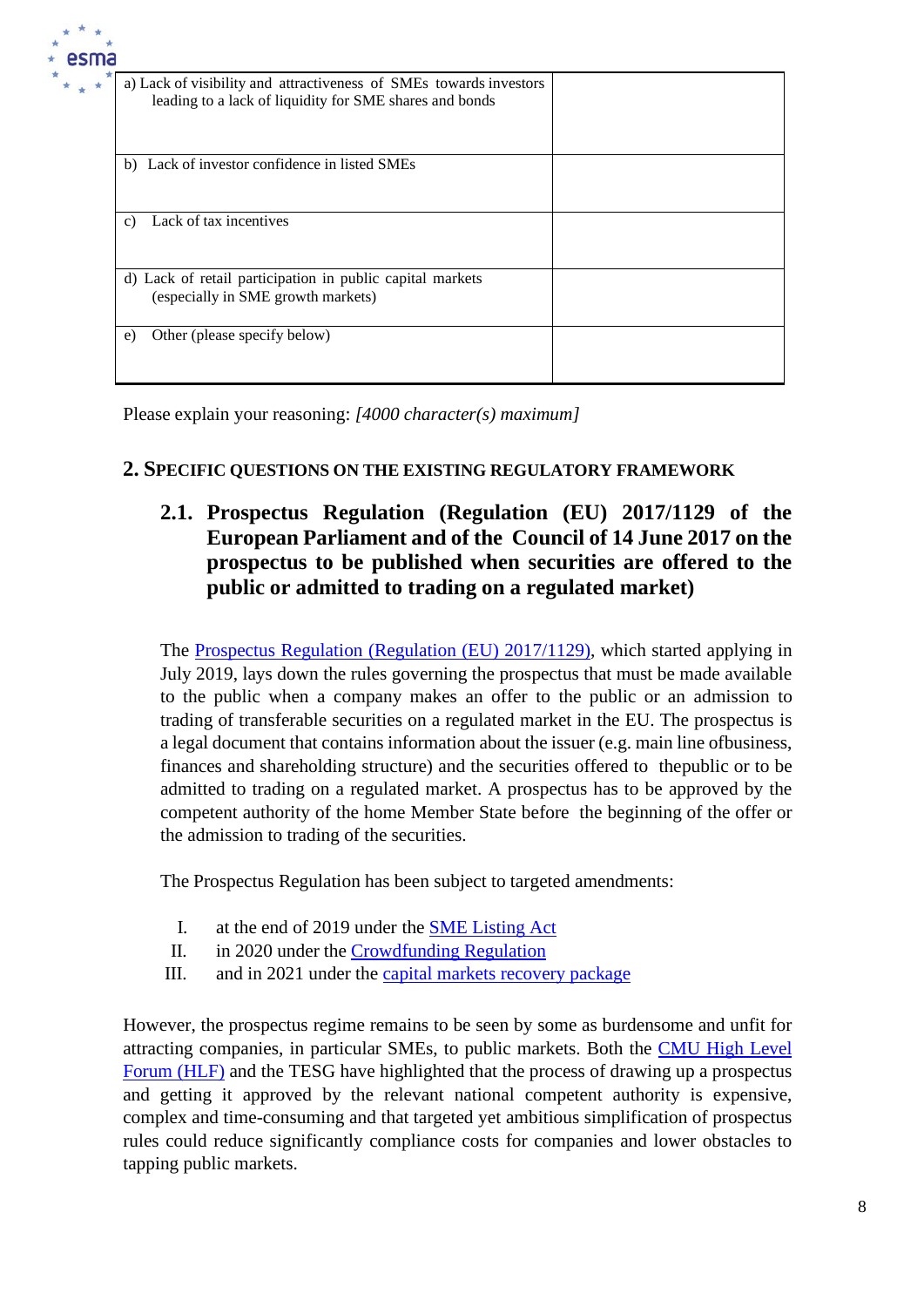| | |
|---|---|
| a) Lack of visibility and attractiveness of SMEs towards investors leading to a lack of liquidity for SME shares and bonds | |
| b) Lack of investor confidence in listed SMEs | |
| c) Lack of tax incentives | |
| d) Lack of retail participation in public capital markets (especially in SME growth markets) | |
| e) Other (please specify below) | |

Please explain your reasoning: *[4000 character(s) maximum]*

## 2. Specific questions on the existing regulatory framework

### 2.1. Prospectus Regulation (Regulation (EU) 2017/1129 of the European Parliament and of the Council of 14 June 2017 on the prospectus to be published when securities are offered to the public or admitted to trading on a regulated market)

The Prospectus Regulation (Regulation (EU) 2017/1129), which started applying in July 2019, lays down the rules governing the prospectus that must be made available to the public when a company makes an offer to the public or an admission to trading of transferable securities on a regulated market in the EU. The prospectus is a legal document that contains information about the issuer (e.g. main line ofbusiness, finances and shareholding structure) and the securities offered to thepublic or to be admitted to trading on a regulated market. A prospectus has to be approved by the competent authority of the home Member State before the beginning of the offer or the admission to trading of the securities.

The Prospectus Regulation has been subject to targeted amendments:

I. at the end of 2019 under the SME Listing Act
II. in 2020 under the Crowdfunding Regulation
III. and in 2021 under the capital markets recovery package

However, the prospectus regime remains to be seen by some as burdensome and unfit for attracting companies, in particular SMEs, to public markets. Both the CMU High Level Forum (HLF) and the TESG have highlighted that the process of drawing up a prospectus and getting it approved by the relevant national competent authority is expensive, complex and time-consuming and that targeted yet ambitious simplification of prospectus rules could reduce significantly compliance costs for companies and lower obstacles to tapping public markets.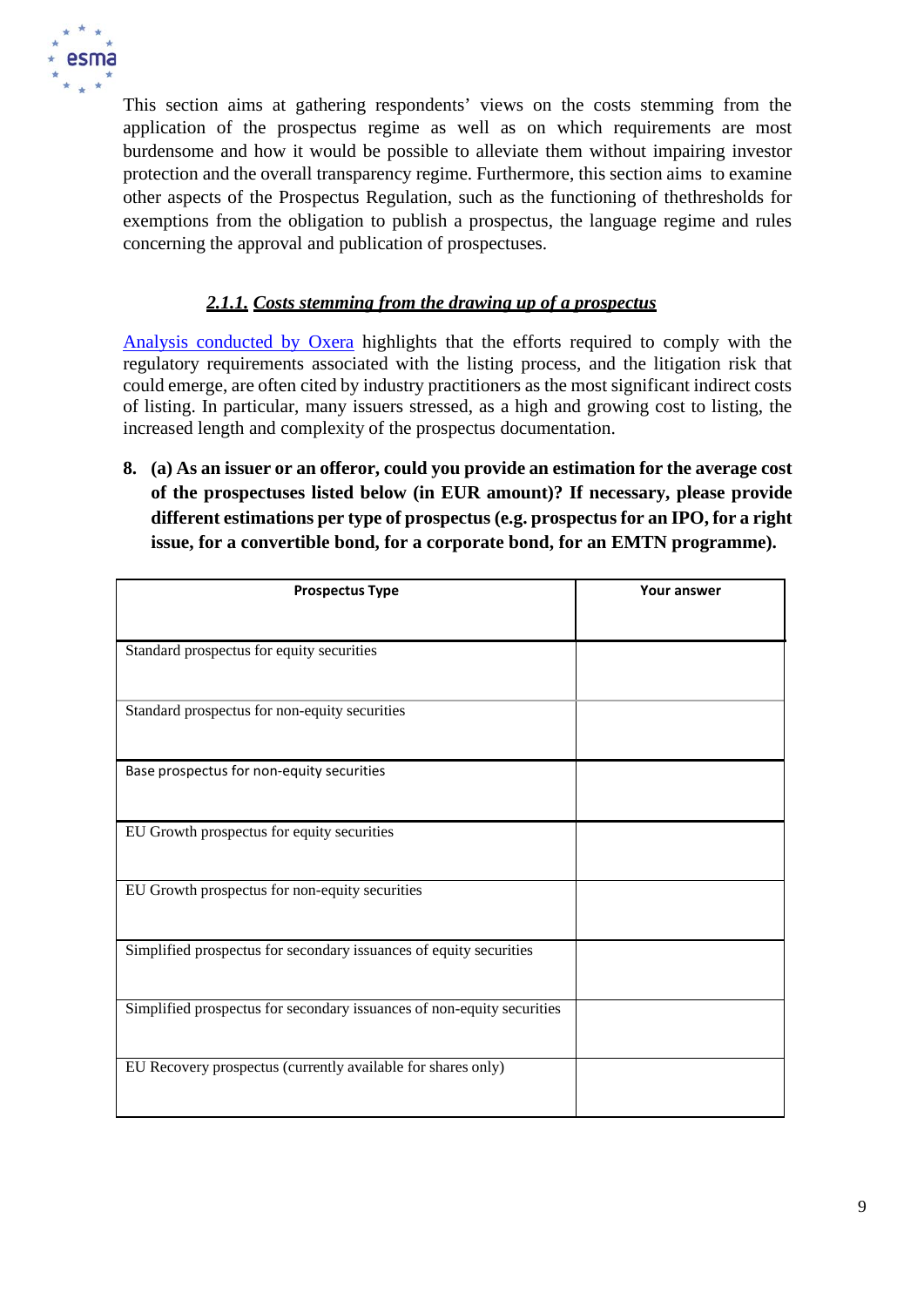This section aims at gathering respondents' views on the costs stemming from the application of the prospectus regime as well as on which requirements are most burdensome and how it would be possible to alleviate them without impairing investor protection and the overall transparency regime. Furthermore, this section aims to examine other aspects of the Prospectus Regulation, such as the functioning of thethresholds for exemptions from the obligation to publish a prospectus, the language regime and rules concerning the approval and publication of prospectuses.

### *2.1.1. Costs stemming from the drawing up of a prospectus*

Analysis conducted by Oxera highlights that the efforts required to comply with the regulatory requirements associated with the listing process, and the litigation risk that could emerge, are often cited by industry practitioners as the most significant indirect costs of listing. In particular, many issuers stressed, as a high and growing cost to listing, the increased length and complexity of the prospectus documentation.

**8. (a) As an issuer or an offeror, could you provide an estimation for the average cost of the prospectuses listed below (in EUR amount)? If necessary, please provide different estimations per type of prospectus (e.g. prospectus for an IPO, for a right issue, for a convertible bond, for a corporate bond, for an EMTN programme).**

| Prospectus Type | Your answer |
|---|---|
| Standard prospectus for equity securities | |
| Standard prospectus for non-equity securities | |
| Base prospectus for non-equity securities | |
| EU Growth prospectus for equity securities | |
| EU Growth prospectus for non-equity securities | |
| Simplified prospectus for secondary issuances of equity securities | |
| Simplified prospectus for secondary issuances of non-equity securities | |
| EU Recovery prospectus (currently available for shares only) | |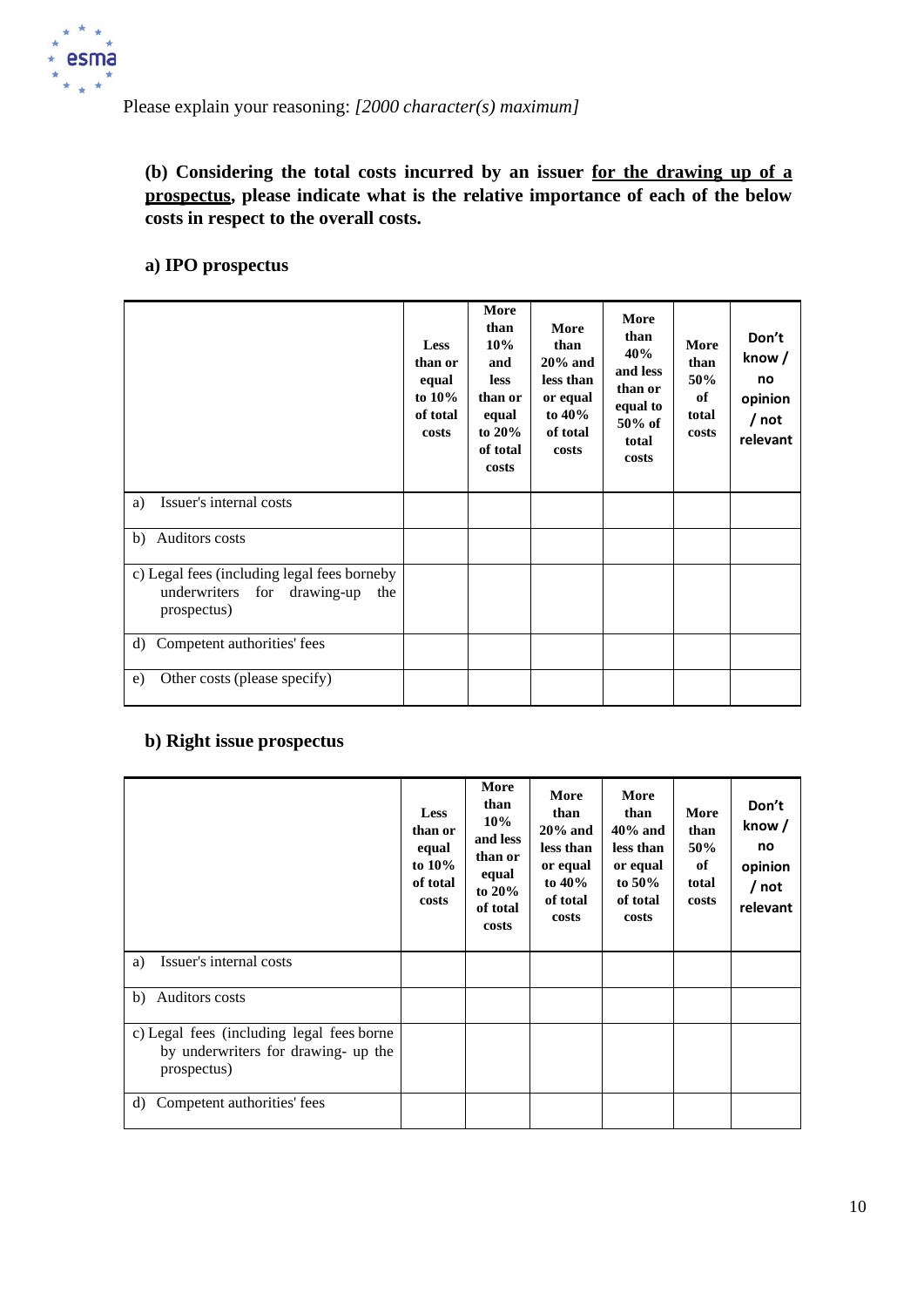Please explain your reasoning: *[2000 character(s) maximum]*

**(b) Considering the total costs incurred by an issuer <u>for the drawing up of a prospectus</u>, please indicate what is the relative importance of each of the below costs in respect to the overall costs.**

**a) IPO prospectus**

| | Less than or equal to 10% of total costs | More than 10% and less than or equal to 20% of total costs | More than 20% and less than or equal to 40% of total costs | More than 40% and less than or equal to 50% of total costs | More than 50% of total costs | Don't know / no opinion / not relevant |
|---|---|---|---|---|---|---|
| a) Issuer's internal costs | | | | | | |
| b) Auditors costs | | | | | | |
| c) Legal fees (including legal fees borneby underwriters for drawing-up the prospectus) | | | | | | |
| d) Competent authorities' fees | | | | | | |
| e) Other costs (please specify) | | | | | | |

**b) Right issue prospectus**

| | Less than or equal to 10% of total costs | More than 10% and less than or equal to 20% of total costs | More than 20% and less than or equal to 40% of total costs | More than 40% and less than or equal to 50% of total costs | More than 50% of total costs | Don't know / no opinion / not relevant |
|---|---|---|---|---|---|---|
| a) Issuer's internal costs | | | | | | |
| b) Auditors costs | | | | | | |
| c) Legal fees (including legal fees borne by underwriters for drawing- up the prospectus) | | | | | | |
| d) Competent authorities' fees | | | | | | |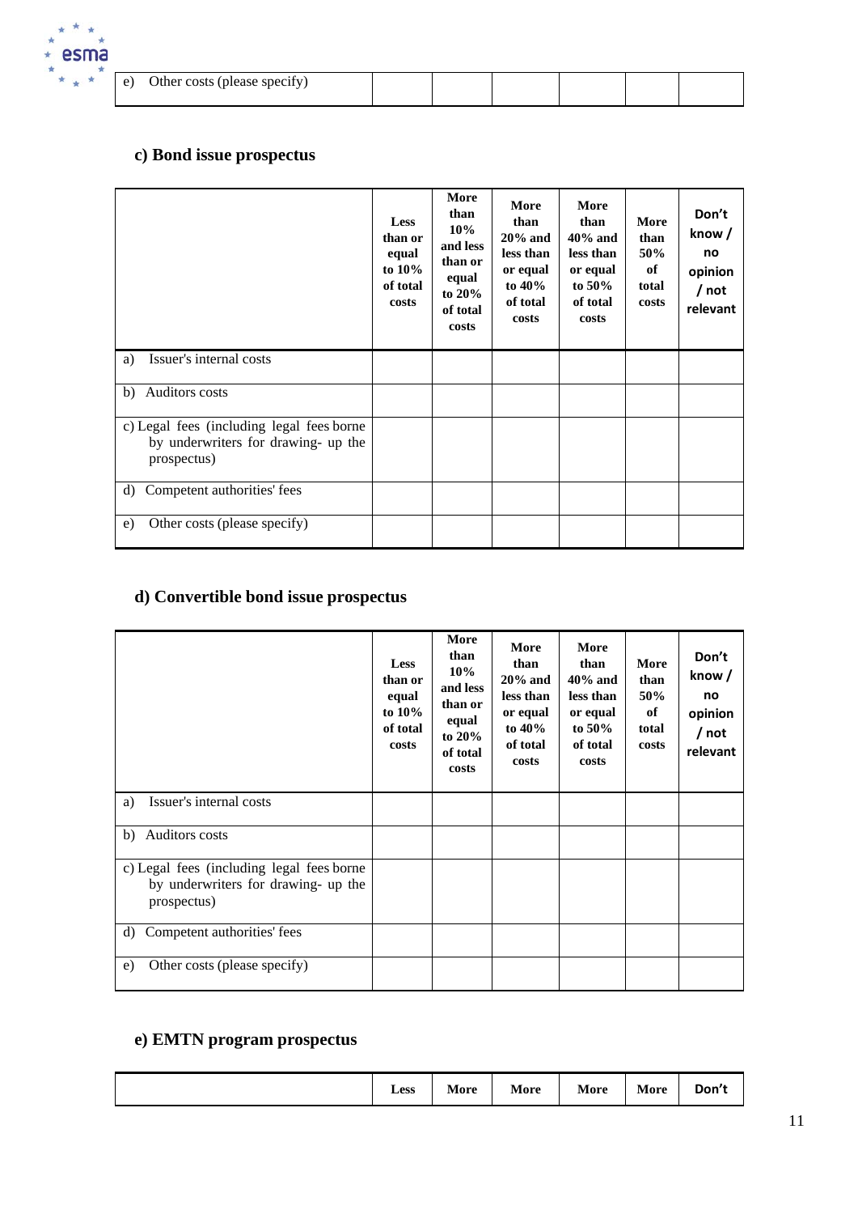| | | | | | | |
|---|---|---|---|---|---|---|
| e) Other costs (please specify) | | | | | | |

### c) Bond issue prospectus

| | Less than or equal to 10% of total costs | More than 10% and less than or equal to 20% of total costs | More than 20% and less than or equal to 40% of total costs | More than 40% and less than or equal to 50% of total costs | More than 50% of total costs | Don't know / no opinion / not relevant |
|---|---|---|---|---|---|---|
| a) Issuer's internal costs | | | | | | |
| b) Auditors costs | | | | | | |
| c) Legal fees (including legal fees borne by underwriters for drawing- up the prospectus) | | | | | | |
| d) Competent authorities' fees | | | | | | |
| e) Other costs (please specify) | | | | | | |

### d) Convertible bond issue prospectus

| | Less than or equal to 10% of total costs | More than 10% and less than or equal to 20% of total costs | More than 20% and less than or equal to 40% of total costs | More than 40% and less than or equal to 50% of total costs | More than 50% of total costs | Don't know / no opinion / not relevant |
|---|---|---|---|---|---|---|
| a) Issuer's internal costs | | | | | | |
| b) Auditors costs | | | | | | |
| c) Legal fees (including legal fees borne by underwriters for drawing- up the prospectus) | | | | | | |
| d) Competent authorities' fees | | | | | | |
| e) Other costs (please specify) | | | | | | |

### e) EMTN program prospectus

| | Less | More | More | More | More | Don't |
|---|---|---|---|---|---|---|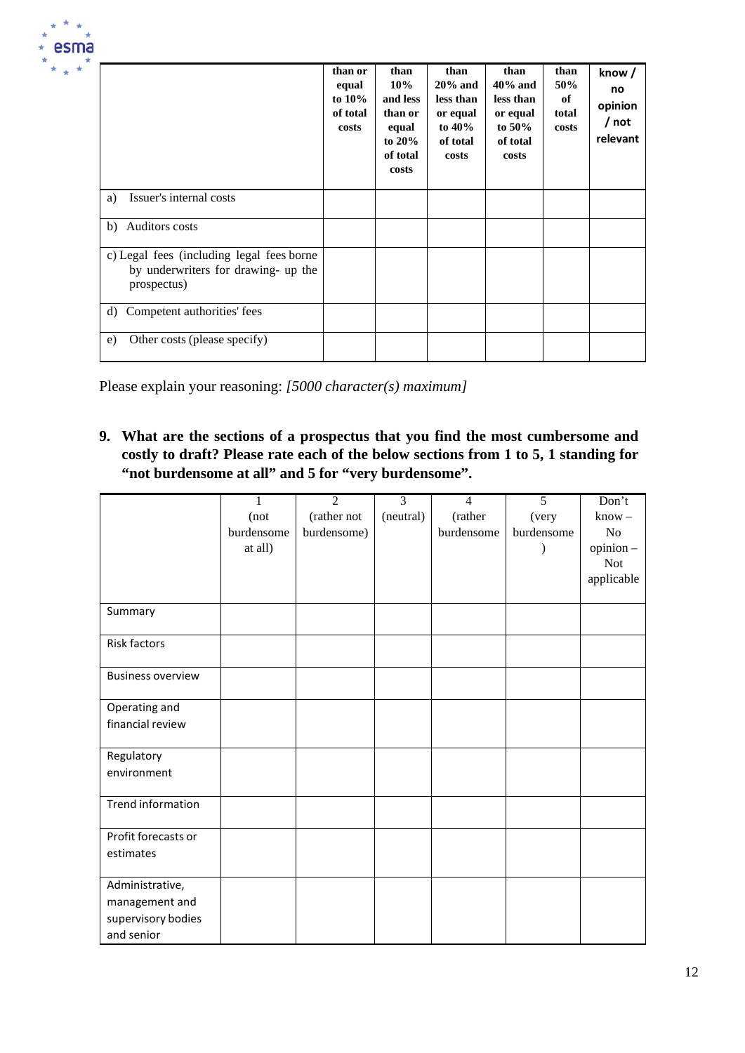| | than or equal to 10% of total costs | than 10% and less than or equal to 20% of total costs | than 20% and less than or equal to 40% of total costs | than 40% and less than or equal to 50% of total costs | than 50% of total costs | know / no opinion / not relevant |
|---|---|---|---|---|---|---|
| a) Issuer's internal costs | | | | | | |
| b) Auditors costs | | | | | | |
| c) Legal fees (including legal fees borne by underwriters for drawing- up the prospectus) | | | | | | |
| d) Competent authorities' fees | | | | | | |
| e) Other costs (please specify) | | | | | | |

Please explain your reasoning: *[5000 character(s) maximum]*

**9. What are the sections of a prospectus that you find the most cumbersome and costly to draft? Please rate each of the below sections from 1 to 5, 1 standing for "not burdensome at all" and 5 for "very burdensome".**

| | 1 (not burdensome at all) | 2 (rather not burdensome) | 3 (neutral) | 4 (rather burdensome | 5 (very burdensome ) | Don't know – No opinion – Not applicable |
|---|---|---|---|---|---|---|
| Summary | | | | | | |
| Risk factors | | | | | | |
| Business overview | | | | | | |
| Operating and financial review | | | | | | |
| Regulatory environment | | | | | | |
| Trend information | | | | | | |
| Profit forecasts or estimates | | | | | | |
| Administrative, management and supervisory bodies and senior | | | | | | |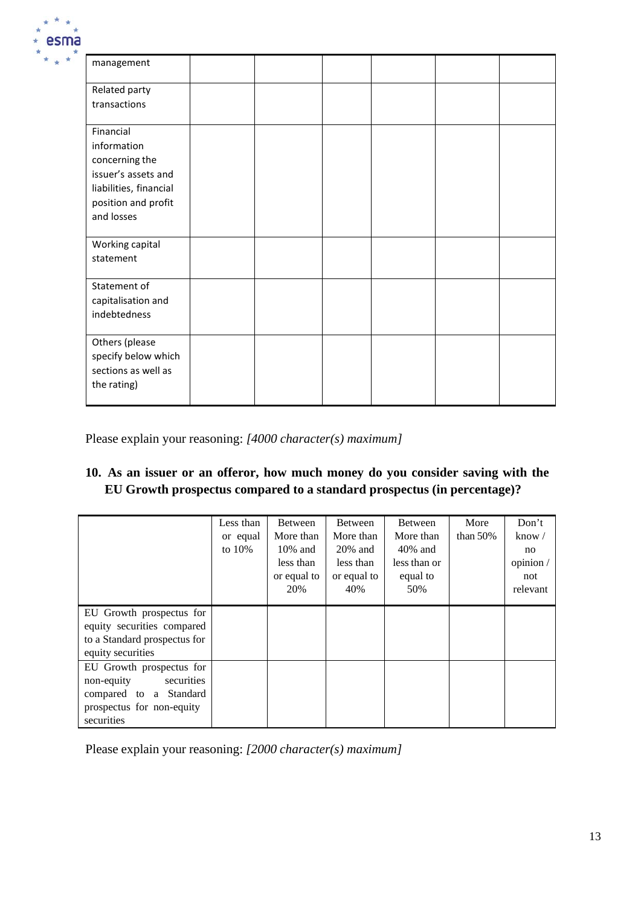| | | | | | | |
|---|---|---|---|---|---|---|
| management | | | | | | |
| Related party transactions | | | | | | |
| Financial information concerning the issuer's assets and liabilities, financial position and profit and losses | | | | | | |
| Working capital statement | | | | | | |
| Statement of capitalisation and indebtedness | | | | | | |
| Others (please specify below which sections as well as the rating) | | | | | | |

Please explain your reasoning: *[4000 character(s) maximum]*

**10. As an issuer or an offeror, how much money do you consider saving with the EU Growth prospectus compared to a standard prospectus (in percentage)?**

| | Less than or equal to 10% | Between More than 10% and less than or equal to 20% | Between More than 20% and less than or equal to 40% | Between More than 40% and less than or equal to 50% | More than 50% | Don't know / no opinion / not relevant |
|---|---|---|---|---|---|---|
| EU Growth prospectus for equity securities compared to a Standard prospectus for equity securities | | | | | | |
| EU Growth prospectus for non-equity securities compared to a Standard prospectus for non-equity securities | | | | | | |

Please explain your reasoning: *[2000 character(s) maximum]*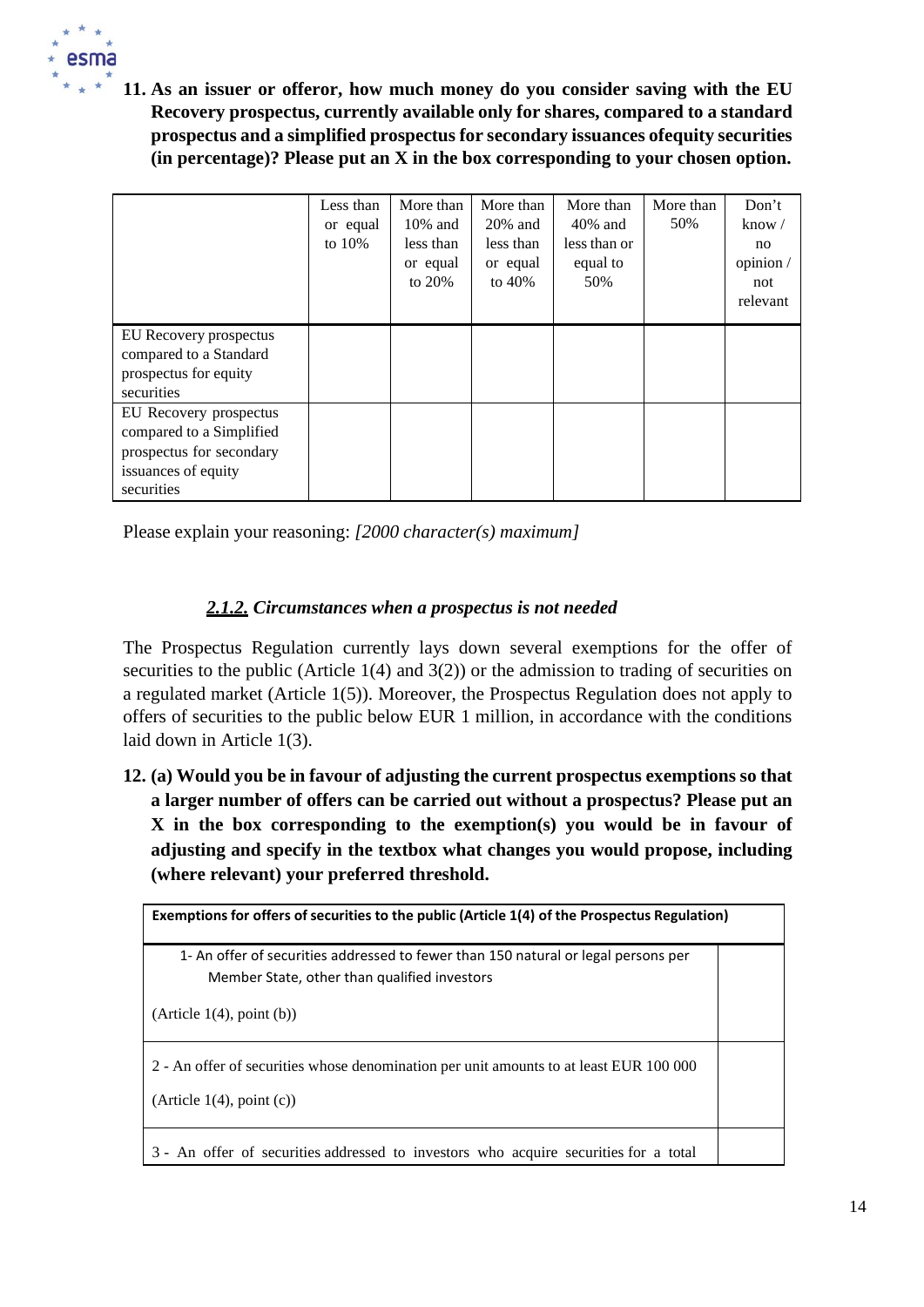**11. As an issuer or offeror, how much money do you consider saving with the EU Recovery prospectus, currently available only for shares, compared to a standard prospectus and a simplified prospectus for secondary issuances ofequity securities (in percentage)? Please put an X in the box corresponding to your chosen option.**

| | Less than or equal to 10% | More than 10% and less than or equal to 20% | More than 20% and less than or equal to 40% | More than 40% and less than or equal to 50% | More than 50% | Don't know / no opinion / not relevant |
|---|---|---|---|---|---|---|
| EU Recovery prospectus compared to a Standard prospectus for equity securities | | | | | | |
| EU Recovery prospectus compared to a Simplified prospectus for secondary issuances of equity securities | | | | | | |

Please explain your reasoning: *[2000 character(s) maximum]*

### *2.1.2. Circumstances when a prospectus is not needed*

The Prospectus Regulation currently lays down several exemptions for the offer of securities to the public (Article 1(4) and 3(2)) or the admission to trading of securities on a regulated market (Article 1(5)). Moreover, the Prospectus Regulation does not apply to offers of securities to the public below EUR 1 million, in accordance with the conditions laid down in Article 1(3).

**12. (a) Would you be in favour of adjusting the current prospectus exemptions so that a larger number of offers can be carried out without a prospectus? Please put an X in the box corresponding to the exemption(s) you would be in favour of adjusting and specify in the textbox what changes you would propose, including (where relevant) your preferred threshold.**

| Exemptions for offers of securities to the public (Article 1(4) of the Prospectus Regulation) | |
|---|---|
| 1- An offer of securities addressed to fewer than 150 natural or legal persons per Member State, other than qualified investors (Article 1(4), point (b)) | |
| 2 - An offer of securities whose denomination per unit amounts to at least EUR 100 000 (Article 1(4), point (c)) | |
| 3 - An offer of securities addressed to investors who acquire securities for a total | |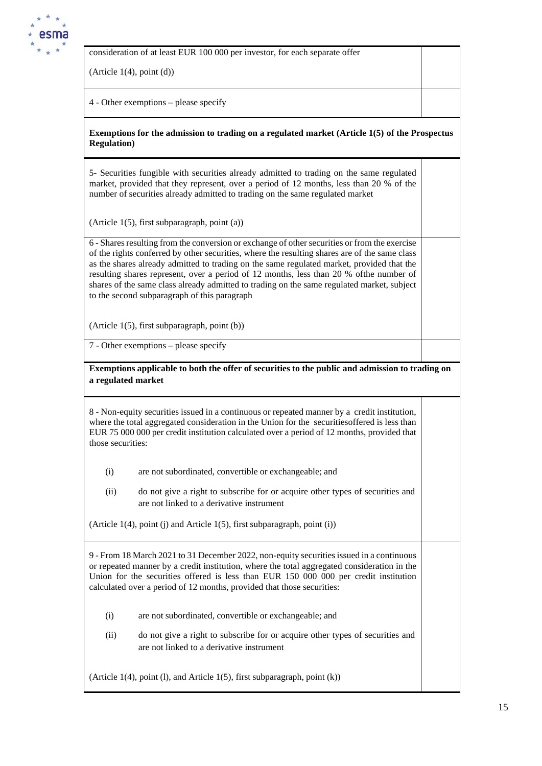| | |
|---|---|
| consideration of at least EUR 100 000 per investor, for each separate offer<br><br>(Article 1(4), point (d)) | |
| 4 - Other exemptions – please specify | |
| **Exemptions for the admission to trading on a regulated market (Article 1(5) of the Prospectus Regulation)** | |
| 5- Securities fungible with securities already admitted to trading on the same regulated market, provided that they represent, over a period of 12 months, less than 20 % of the number of securities already admitted to trading on the same regulated market<br><br>(Article 1(5), first subparagraph, point (a)) | |
| 6 - Shares resulting from the conversion or exchange of other securities or from the exercise of the rights conferred by other securities, where the resulting shares are of the same class as the shares already admitted to trading on the same regulated market, provided that the resulting shares represent, over a period of 12 months, less than 20 % ofthe number of shares of the same class already admitted to trading on the same regulated market, subject to the second subparagraph of this paragraph<br><br>(Article 1(5), first subparagraph, point (b)) | |
| 7 - Other exemptions – please specify | |
| **Exemptions applicable to both the offer of securities to the public and admission to trading on a regulated market** | |
| 8 - Non-equity securities issued in a continuous or repeated manner by a credit institution, where the total aggregated consideration in the Union for the securitiesoffered is less than EUR 75 000 000 per credit institution calculated over a period of 12 months, provided that those securities:<br><br>(i) are not subordinated, convertible or exchangeable; and<br><br>(ii) do not give a right to subscribe for or acquire other types of securities and are not linked to a derivative instrument<br><br>(Article 1(4), point (j) and Article 1(5), first subparagraph, point (i)) | |
| 9 - From 18 March 2021 to 31 December 2022, non-equity securities issued in a continuous or repeated manner by a credit institution, where the total aggregated consideration in the Union for the securities offered is less than EUR 150 000 000 per credit institution calculated over a period of 12 months, provided that those securities:<br><br>(i) are not subordinated, convertible or exchangeable; and<br><br>(ii) do not give a right to subscribe for or acquire other types of securities and are not linked to a derivative instrument<br><br>(Article 1(4), point (l), and Article 1(5), first subparagraph, point (k)) | |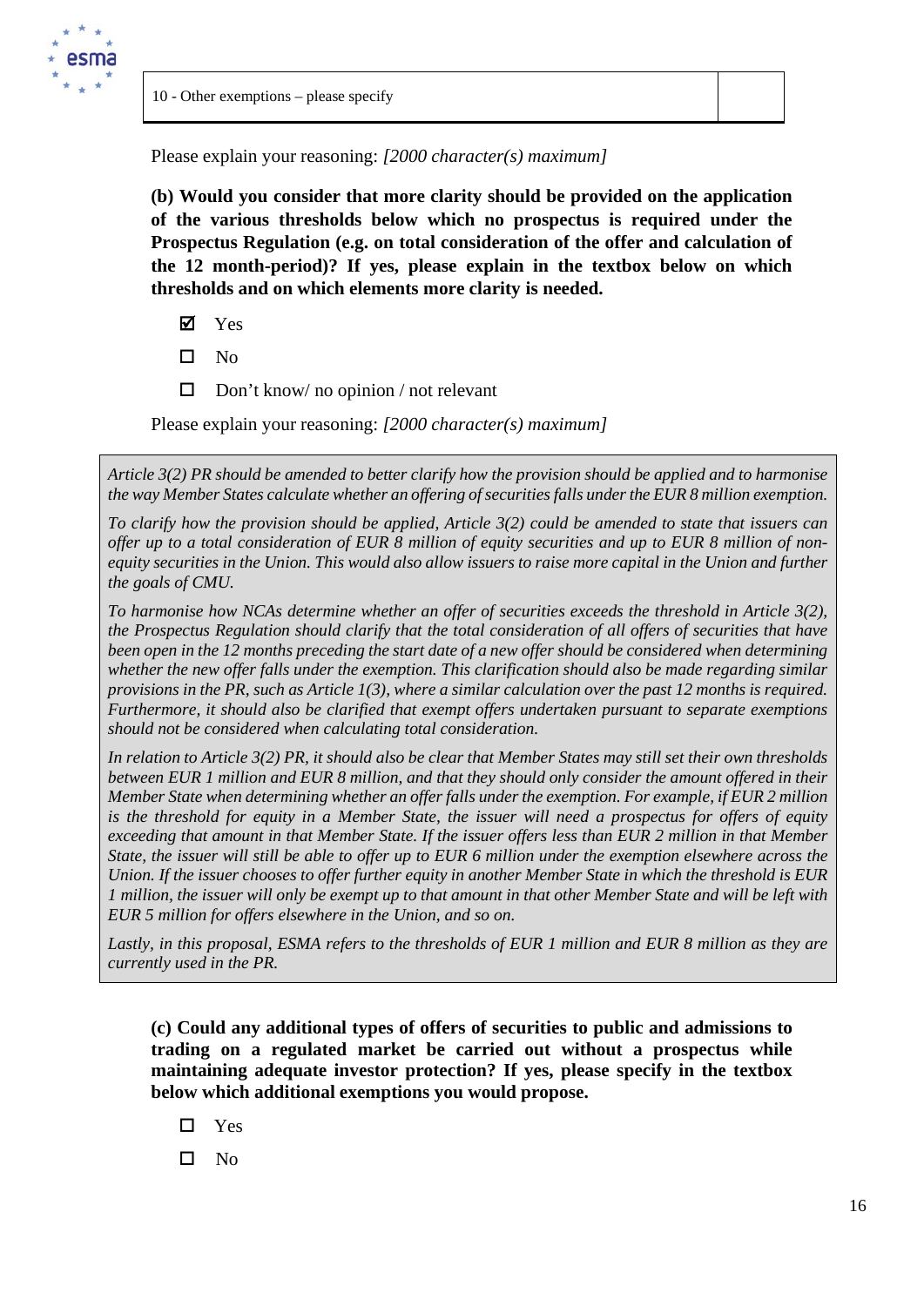| 10 - Other exemptions – please specify | |
| --- | --- |

Please explain your reasoning: *[2000 character(s) maximum]*

**(b) Would you consider that more clarity should be provided on the application of the various thresholds below which no prospectus is required under the Prospectus Regulation (e.g. on total consideration of the offer and calculation of the 12 month-period)? If yes, please explain in the textbox below on which thresholds and on which elements more clarity is needed.**

- ☑ Yes
- ☐ No
- ☐ Don't know/ no opinion / not relevant

Please explain your reasoning: *[2000 character(s) maximum]*

*Article 3(2) PR should be amended to better clarify how the provision should be applied and to harmonise the way Member States calculate whether an offering of securities falls under the EUR 8 million exemption.*

*To clarify how the provision should be applied, Article 3(2) could be amended to state that issuers can offer up to a total consideration of EUR 8 million of equity securities and up to EUR 8 million of non-equity securities in the Union. This would also allow issuers to raise more capital in the Union and further the goals of CMU.*

*To harmonise how NCAs determine whether an offer of securities exceeds the threshold in Article 3(2), the Prospectus Regulation should clarify that the total consideration of all offers of securities that have been open in the 12 months preceding the start date of a new offer should be considered when determining whether the new offer falls under the exemption. This clarification should also be made regarding similar provisions in the PR, such as Article 1(3), where a similar calculation over the past 12 months is required. Furthermore, it should also be clarified that exempt offers undertaken pursuant to separate exemptions should not be considered when calculating total consideration.*

*In relation to Article 3(2) PR, it should also be clear that Member States may still set their own thresholds between EUR 1 million and EUR 8 million, and that they should only consider the amount offered in their Member State when determining whether an offer falls under the exemption. For example, if EUR 2 million is the threshold for equity in a Member State, the issuer will need a prospectus for offers of equity exceeding that amount in that Member State. If the issuer offers less than EUR 2 million in that Member State, the issuer will still be able to offer up to EUR 6 million under the exemption elsewhere across the Union. If the issuer chooses to offer further equity in another Member State in which the threshold is EUR 1 million, the issuer will only be exempt up to that amount in that other Member State and will be left with EUR 5 million for offers elsewhere in the Union, and so on.*

*Lastly, in this proposal, ESMA refers to the thresholds of EUR 1 million and EUR 8 million as they are currently used in the PR.*

**(c) Could any additional types of offers of securities to public and admissions to trading on a regulated market be carried out without a prospectus while maintaining adequate investor protection? If yes, please specify in the textbox below which additional exemptions you would propose.**

- ☐ Yes
- ☐ No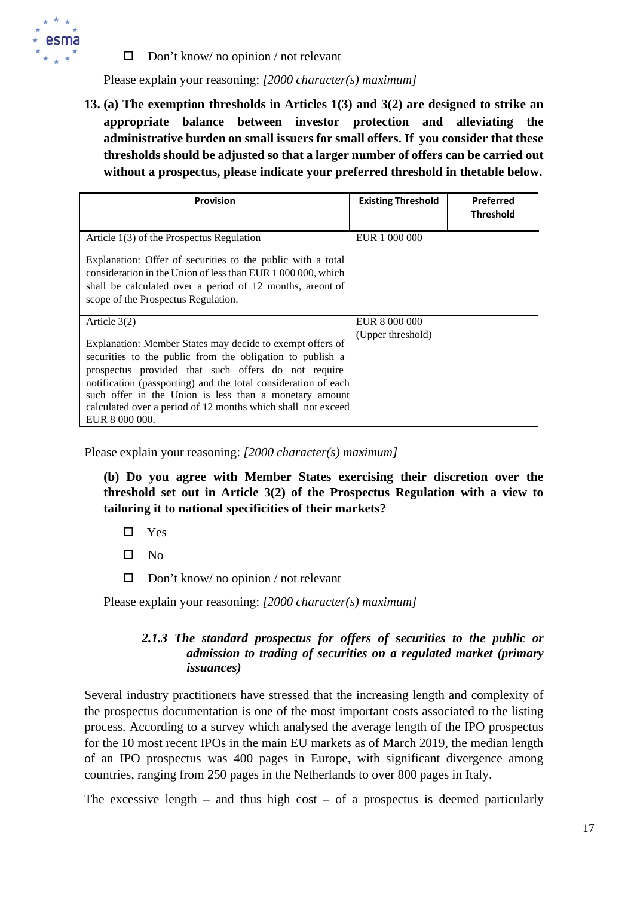- ☐ Don't know/ no opinion / not relevant

Please explain your reasoning: *[2000 character(s) maximum]*

**13. (a) The exemption thresholds in Articles 1(3) and 3(2) are designed to strike an appropriate balance between investor protection and alleviating the administrative burden on small issuers for small offers. If you consider that these thresholds should be adjusted so that a larger number of offers can be carried out without a prospectus, please indicate your preferred threshold in thetable below.**

| Provision | Existing Threshold | Preferred Threshold |
|---|---|---|
| Article 1(3) of the Prospectus Regulation<br><br>Explanation: Offer of securities to the public with a total consideration in the Union of less than EUR 1 000 000, which shall be calculated over a period of 12 months, areout of scope of the Prospectus Regulation. | EUR 1 000 000 | |
| Article 3(2)<br><br>Explanation: Member States may decide to exempt offers of securities to the public from the obligation to publish a prospectus provided that such offers do not require notification (passporting) and the total consideration of each such offer in the Union is less than a monetary amount calculated over a period of 12 months which shall not exceed EUR 8 000 000. | EUR 8 000 000<br>(Upper threshold) | |

Please explain your reasoning: *[2000 character(s) maximum]*

**(b) Do you agree with Member States exercising their discretion over the threshold set out in Article 3(2) of the Prospectus Regulation with a view to tailoring it to national specificities of their markets?**

- ☐ Yes
- ☐ No
- ☐ Don't know/ no opinion / not relevant

Please explain your reasoning: *[2000 character(s) maximum]*

#### *2.1.3 The standard prospectus for offers of securities to the public or admission to trading of securities on a regulated market (primary issuances)*

Several industry practitioners have stressed that the increasing length and complexity of the prospectus documentation is one of the most important costs associated to the listing process. According to a survey which analysed the average length of the IPO prospectus for the 10 most recent IPOs in the main EU markets as of March 2019, the median length of an IPO prospectus was 400 pages in Europe, with significant divergence among countries, ranging from 250 pages in the Netherlands to over 800 pages in Italy.

The excessive length – and thus high cost – of a prospectus is deemed particularly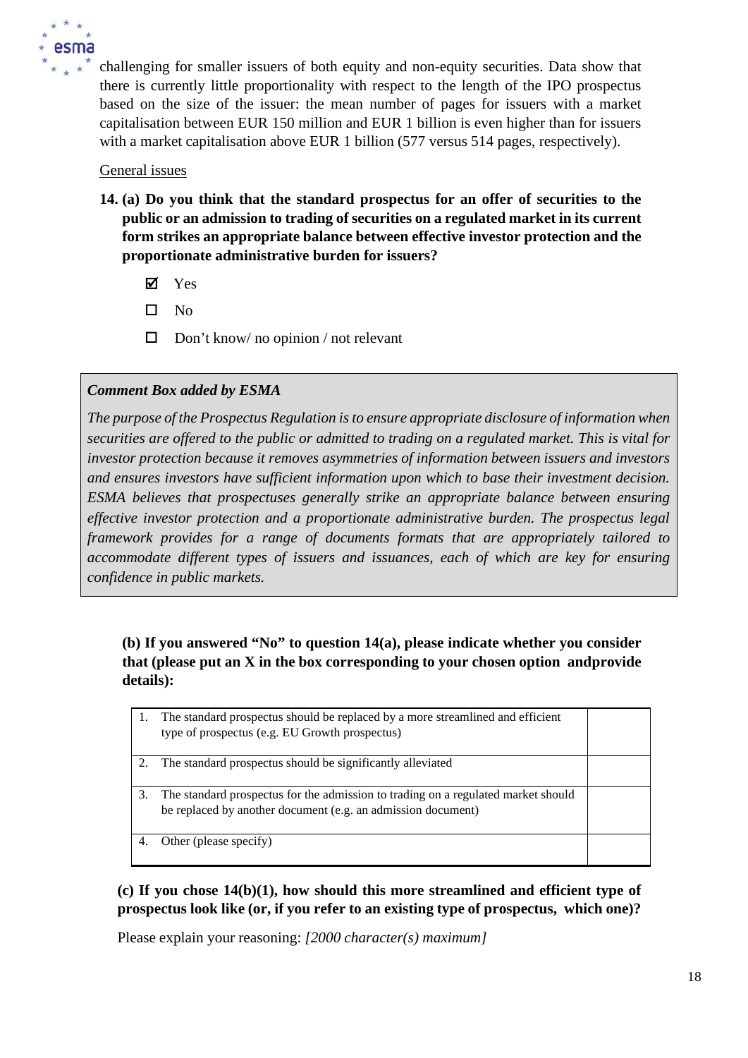challenging for smaller issuers of both equity and non-equity securities. Data show that there is currently little proportionality with respect to the length of the IPO prospectus based on the size of the issuer: the mean number of pages for issuers with a market capitalisation between EUR 150 million and EUR 1 billion is even higher than for issuers with a market capitalisation above EUR 1 billion (577 versus 514 pages, respectively).

General issues

**14. (a) Do you think that the standard prospectus for an offer of securities to the public or an admission to trading of securities on a regulated market in its current form strikes an appropriate balance between effective investor protection and the proportionate administrative burden for issuers?**

- ☑ Yes
- ☐ No
- ☐ Don't know/ no opinion / not relevant

> ***Comment Box added by ESMA***
>
> *The purpose of the Prospectus Regulation is to ensure appropriate disclosure of information when securities are offered to the public or admitted to trading on a regulated market. This is vital for investor protection because it removes asymmetries of information between issuers and investors and ensures investors have sufficient information upon which to base their investment decision. ESMA believes that prospectuses generally strike an appropriate balance between ensuring effective investor protection and a proportionate administrative burden. The prospectus legal framework provides for a range of documents formats that are appropriately tailored to accommodate different types of issuers and issuances, each of which are key for ensuring confidence in public markets.*

**(b) If you answered "No" to question 14(a), please indicate whether you consider that (please put an X in the box corresponding to your chosen option andprovide details):**

| Option | |
|---|---|
| 1. The standard prospectus should be replaced by a more streamlined and efficient type of prospectus (e.g. EU Growth prospectus) | |
| 2. The standard prospectus should be significantly alleviated | |
| 3. The standard prospectus for the admission to trading on a regulated market should be replaced by another document (e.g. an admission document) | |
| 4. Other (please specify) | |

**(c) If you chose 14(b)(1), how should this more streamlined and efficient type of prospectus look like (or, if you refer to an existing type of prospectus, which one)?**

Please explain your reasoning: *[2000 character(s) maximum]*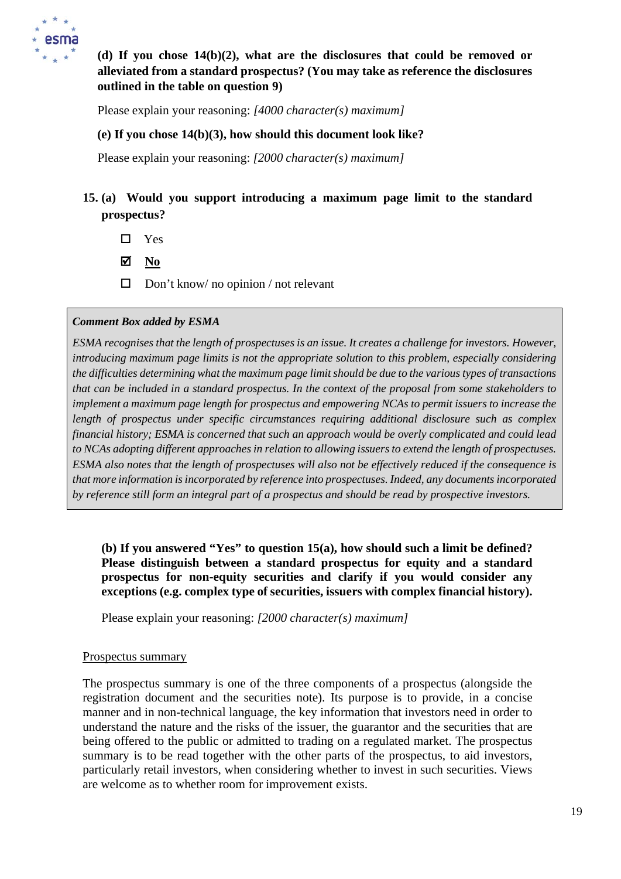**(d) If you chose 14(b)(2), what are the disclosures that could be removed or alleviated from a standard prospectus? (You may take as reference the disclosures outlined in the table on question 9)**

Please explain your reasoning: *[4000 character(s) maximum]*

**(e) If you chose 14(b)(3), how should this document look like?**

Please explain your reasoning: *[2000 character(s) maximum]*

**15. (a) Would you support introducing a maximum page limit to the standard prospectus?**

- ☐ Yes
- ☑ **No**
- ☐ Don't know/ no opinion / not relevant

> ***Comment Box added by ESMA***
>
> *ESMA recognises that the length of prospectuses is an issue. It creates a challenge for investors. However, introducing maximum page limits is not the appropriate solution to this problem, especially considering the difficulties determining what the maximum page limit should be due to the various types of transactions that can be included in a standard prospectus. In the context of the proposal from some stakeholders to implement a maximum page length for prospectus and empowering NCAs to permit issuers to increase the length of prospectus under specific circumstances requiring additional disclosure such as complex financial history; ESMA is concerned that such an approach would be overly complicated and could lead to NCAs adopting different approaches in relation to allowing issuers to extend the length of prospectuses. ESMA also notes that the length of prospectuses will also not be effectively reduced if the consequence is that more information is incorporated by reference into prospectuses. Indeed, any documents incorporated by reference still form an integral part of a prospectus and should be read by prospective investors.*

**(b) If you answered "Yes" to question 15(a), how should such a limit be defined? Please distinguish between a standard prospectus for equity and a standard prospectus for non-equity securities and clarify if you would consider any exceptions (e.g. complex type of securities, issuers with complex financial history).**

Please explain your reasoning: *[2000 character(s) maximum]*

<u>Prospectus summary</u>

The prospectus summary is one of the three components of a prospectus (alongside the registration document and the securities note). Its purpose is to provide, in a concise manner and in non-technical language, the key information that investors need in order to understand the nature and the risks of the issuer, the guarantor and the securities that are being offered to the public or admitted to trading on a regulated market. The prospectus summary is to be read together with the other parts of the prospectus, to aid investors, particularly retail investors, when considering whether to invest in such securities. Views are welcome as to whether room for improvement exists.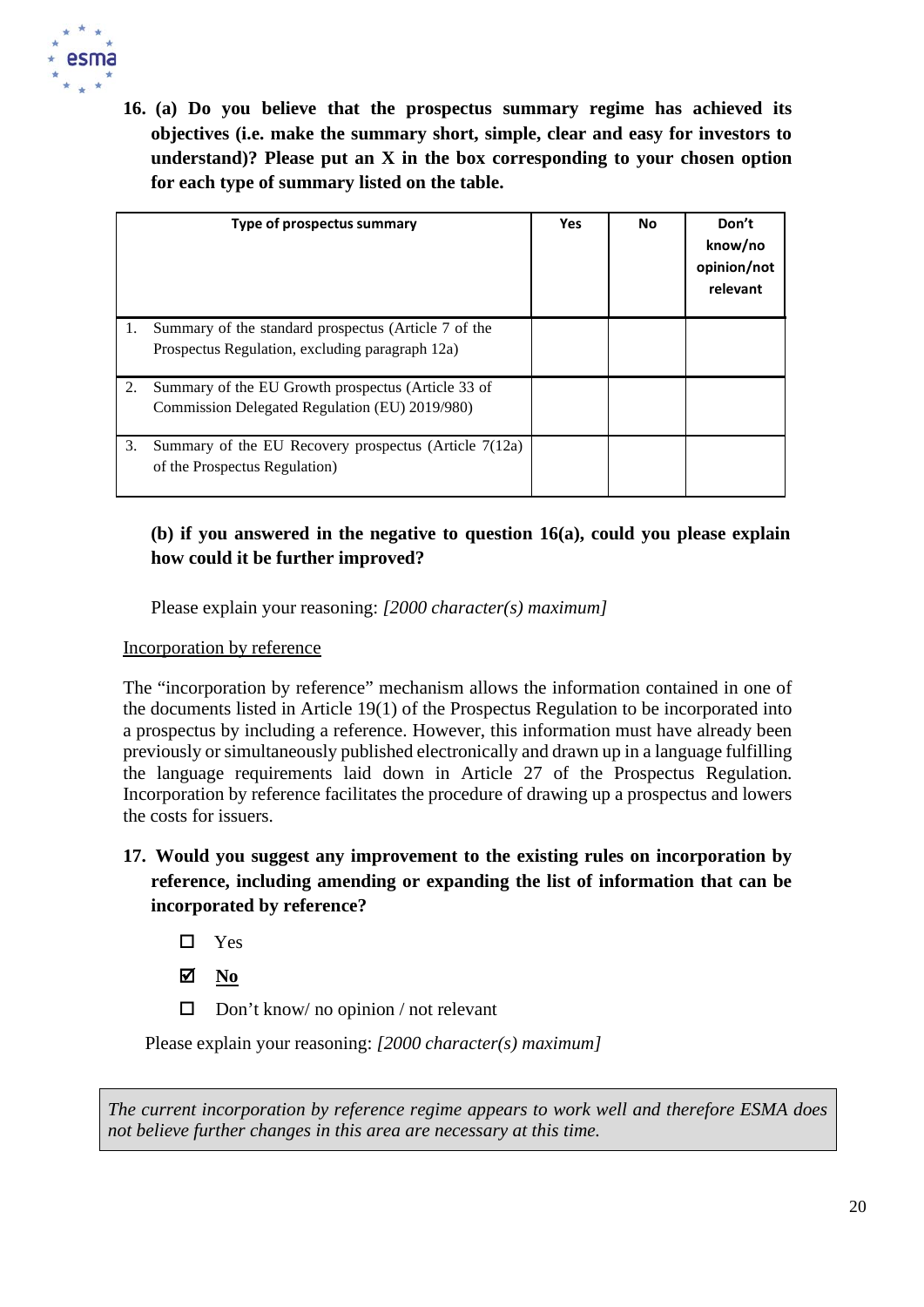**16. (a) Do you believe that the prospectus summary regime has achieved its objectives (i.e. make the summary short, simple, clear and easy for investors to understand)? Please put an X in the box corresponding to your chosen option for each type of summary listed on the table.**

| Type of prospectus summary | Yes | No | Don't know/no opinion/not relevant |
|---|---|---|---|
| 1. Summary of the standard prospectus (Article 7 of the Prospectus Regulation, excluding paragraph 12a) | | | |
| 2. Summary of the EU Growth prospectus (Article 33 of Commission Delegated Regulation (EU) 2019/980) | | | |
| 3. Summary of the EU Recovery prospectus (Article 7(12a) of the Prospectus Regulation) | | | |

**(b) if you answered in the negative to question 16(a), could you please explain how could it be further improved?**

Please explain your reasoning: *[2000 character(s) maximum]*

Incorporation by reference

The "incorporation by reference" mechanism allows the information contained in one of the documents listed in Article 19(1) of the Prospectus Regulation to be incorporated into a prospectus by including a reference. However, this information must have already been previously or simultaneously published electronically and drawn up in a language fulfilling the language requirements laid down in Article 27 of the Prospectus Regulation. Incorporation by reference facilitates the procedure of drawing up a prospectus and lowers the costs for issuers.

**17. Would you suggest any improvement to the existing rules on incorporation by reference, including amending or expanding the list of information that can be incorporated by reference?**

- ☐ Yes
- ☑ **No**
- ☐ Don't know/ no opinion / not relevant

Please explain your reasoning: *[2000 character(s) maximum]*

*The current incorporation by reference regime appears to work well and therefore ESMA does not believe further changes in this area are necessary at this time.*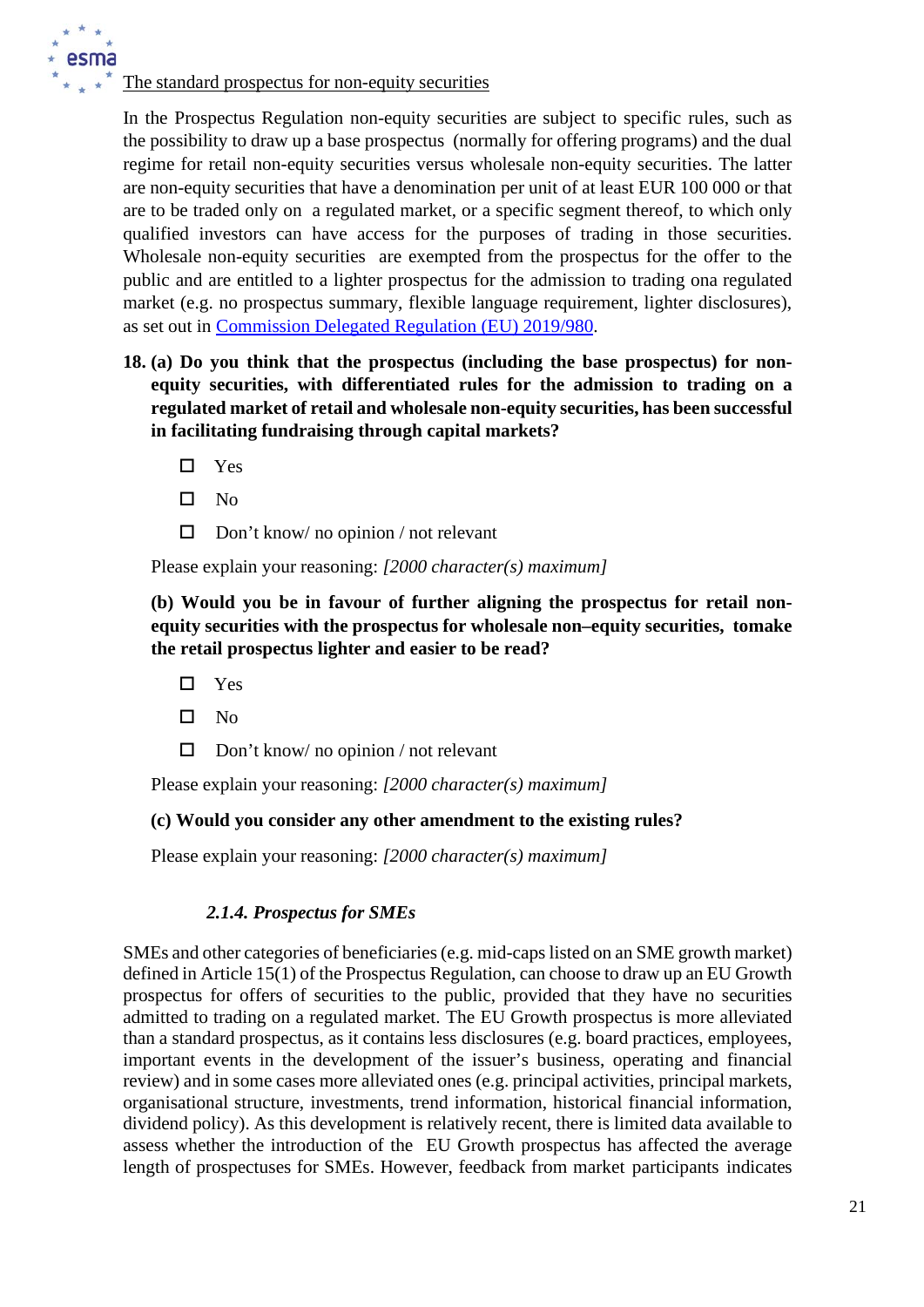The standard prospectus for non-equity securities

In the Prospectus Regulation non-equity securities are subject to specific rules, such as the possibility to draw up a base prospectus (normally for offering programs) and the dual regime for retail non-equity securities versus wholesale non-equity securities. The latter are non-equity securities that have a denomination per unit of at least EUR 100 000 or that are to be traded only on a regulated market, or a specific segment thereof, to which only qualified investors can have access for the purposes of trading in those securities. Wholesale non-equity securities are exempted from the prospectus for the offer to the public and are entitled to a lighter prospectus for the admission to trading ona regulated market (e.g. no prospectus summary, flexible language requirement, lighter disclosures), as set out in [Commission Delegated Regulation (EU) 2019/980](#).

**18. (a) Do you think that the prospectus (including the base prospectus) for non-equity securities, with differentiated rules for the admission to trading on a regulated market of retail and wholesale non-equity securities, has been successful in facilitating fundraising through capital markets?**

- ☐ Yes
- ☐ No
- ☐ Don't know/ no opinion / not relevant

Please explain your reasoning: *[2000 character(s) maximum]*

**(b) Would you be in favour of further aligning the prospectus for retail non-equity securities with the prospectus for wholesale non–equity securities, tomake the retail prospectus lighter and easier to be read?**

- ☐ Yes
- ☐ No
- ☐ Don't know/ no opinion / not relevant

Please explain your reasoning: *[2000 character(s) maximum]*

**(c) Would you consider any other amendment to the existing rules?**

Please explain your reasoning: *[2000 character(s) maximum]*

### *2.1.4. Prospectus for SMEs*

SMEs and other categories of beneficiaries (e.g. mid-caps listed on an SME growth market) defined in Article 15(1) of the Prospectus Regulation, can choose to draw up an EU Growth prospectus for offers of securities to the public, provided that they have no securities admitted to trading on a regulated market. The EU Growth prospectus is more alleviated than a standard prospectus, as it contains less disclosures (e.g. board practices, employees, important events in the development of the issuer's business, operating and financial review) and in some cases more alleviated ones (e.g. principal activities, principal markets, organisational structure, investments, trend information, historical financial information, dividend policy). As this development is relatively recent, there is limited data available to assess whether the introduction of the EU Growth prospectus has affected the average length of prospectuses for SMEs. However, feedback from market participants indicates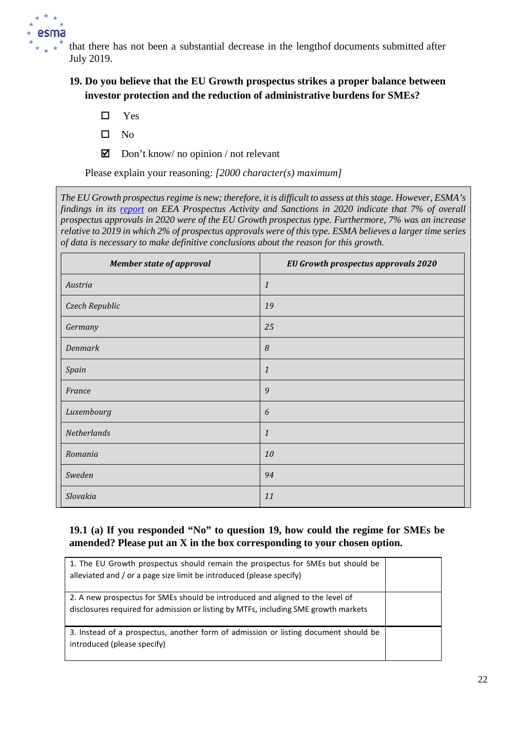that there has not been a substantial decrease in the lengthof documents submitted after July 2019.

**19. Do you believe that the EU Growth prospectus strikes a proper balance between investor protection and the reduction of administrative burdens for SMEs?**

☐ Yes

☐ No

☑ Don't know/ no opinion / not relevant

Please explain your reasoning: *[2000 character(s) maximum]*

*The EU Growth prospectus regime is new; therefore, it is difficult to assess at this stage. However, ESMA's findings in its [report](report) on EEA Prospectus Activity and Sanctions in 2020 indicate that 7% of overall prospectus approvals in 2020 were of the EU Growth prospectus type. Furthermore, 7% was an increase relative to 2019 in which 2% of prospectus approvals were of this type. ESMA believes a larger time series of data is necessary to make definitive conclusions about the reason for this growth.*

| ***Member state of approval*** | ***EU Growth prospectus approvals 2020*** |
|---|---|
| *Austria* | *1* |
| *Czech Republic* | *19* |
| *Germany* | *25* |
| *Denmark* | *8* |
| *Spain* | *1* |
| *France* | *9* |
| *Luxembourg* | *6* |
| *Netherlands* | *1* |
| *Romania* | *10* |
| *Sweden* | *94* |
| *Slovakia* | *11* |

**19.1 (a) If you responded "No" to question 19, how could the regime for SMEs be amended? Please put an X in the box corresponding to your chosen option.**

| | |
|---|---|
| 1. The EU Growth prospectus should remain the prospectus for SMEs but should be alleviated and / or a page size limit be introduced (please specify) | |
| 2. A new prospectus for SMEs should be introduced and aligned to the level of disclosures required for admission or listing by MTFs, including SME growth markets | |
| 3. Instead of a prospectus, another form of admission or listing document should be introduced (please specify) | |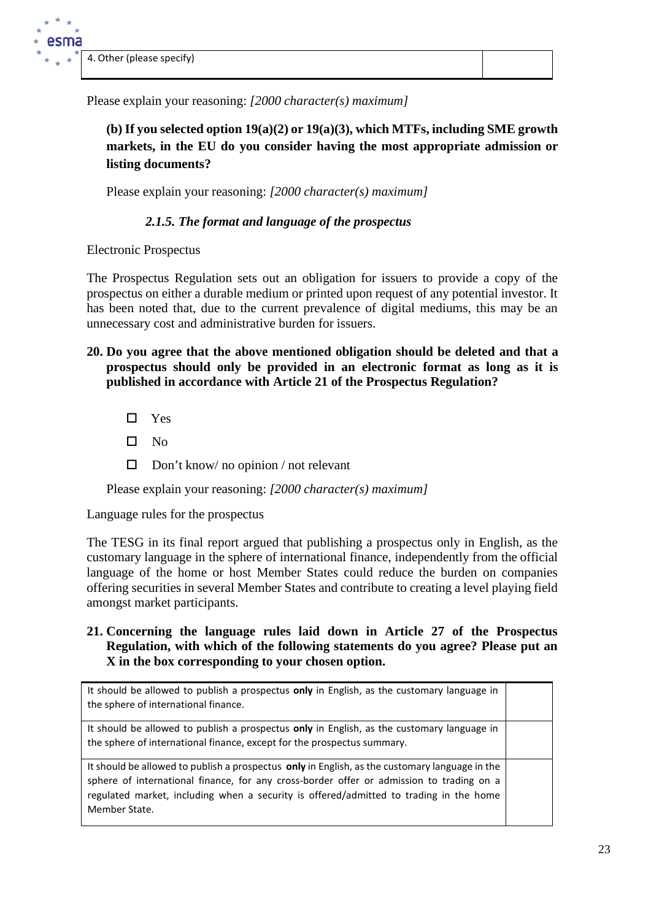| 4. Other (please specify) | |
|---|---|

Please explain your reasoning: *[2000 character(s) maximum]*

**(b) If you selected option 19(a)(2) or 19(a)(3), which MTFs, including SME growth markets, in the EU do you consider having the most appropriate admission or listing documents?**

Please explain your reasoning: *[2000 character(s) maximum]*

### *2.1.5. The format and language of the prospectus*

Electronic Prospectus

The Prospectus Regulation sets out an obligation for issuers to provide a copy of the prospectus on either a durable medium or printed upon request of any potential investor. It has been noted that, due to the current prevalence of digital mediums, this may be an unnecessary cost and administrative burden for issuers.

**20. Do you agree that the above mentioned obligation should be deleted and that a prospectus should only be provided in an electronic format as long as it is published in accordance with Article 21 of the Prospectus Regulation?**

- ☐ Yes
- ☐ No
- ☐ Don't know/ no opinion / not relevant

Please explain your reasoning: *[2000 character(s) maximum]*

Language rules for the prospectus

The TESG in its final report argued that publishing a prospectus only in English, as the customary language in the sphere of international finance, independently from the official language of the home or host Member States could reduce the burden on companies offering securities in several Member States and contribute to creating a level playing field amongst market participants.

**21. Concerning the language rules laid down in Article 27 of the Prospectus Regulation, with which of the following statements do you agree? Please put an X in the box corresponding to your chosen option.**

| | |
|---|---|
| It should be allowed to publish a prospectus **only** in English, as the customary language in the sphere of international finance. | |
| It should be allowed to publish a prospectus **only** in English, as the customary language in the sphere of international finance, except for the prospectus summary. | |
| It should be allowed to publish a prospectus **only** in English, as the customary language in the sphere of international finance, for any cross-border offer or admission to trading on a regulated market, including when a security is offered/admitted to trading in the home Member State. | |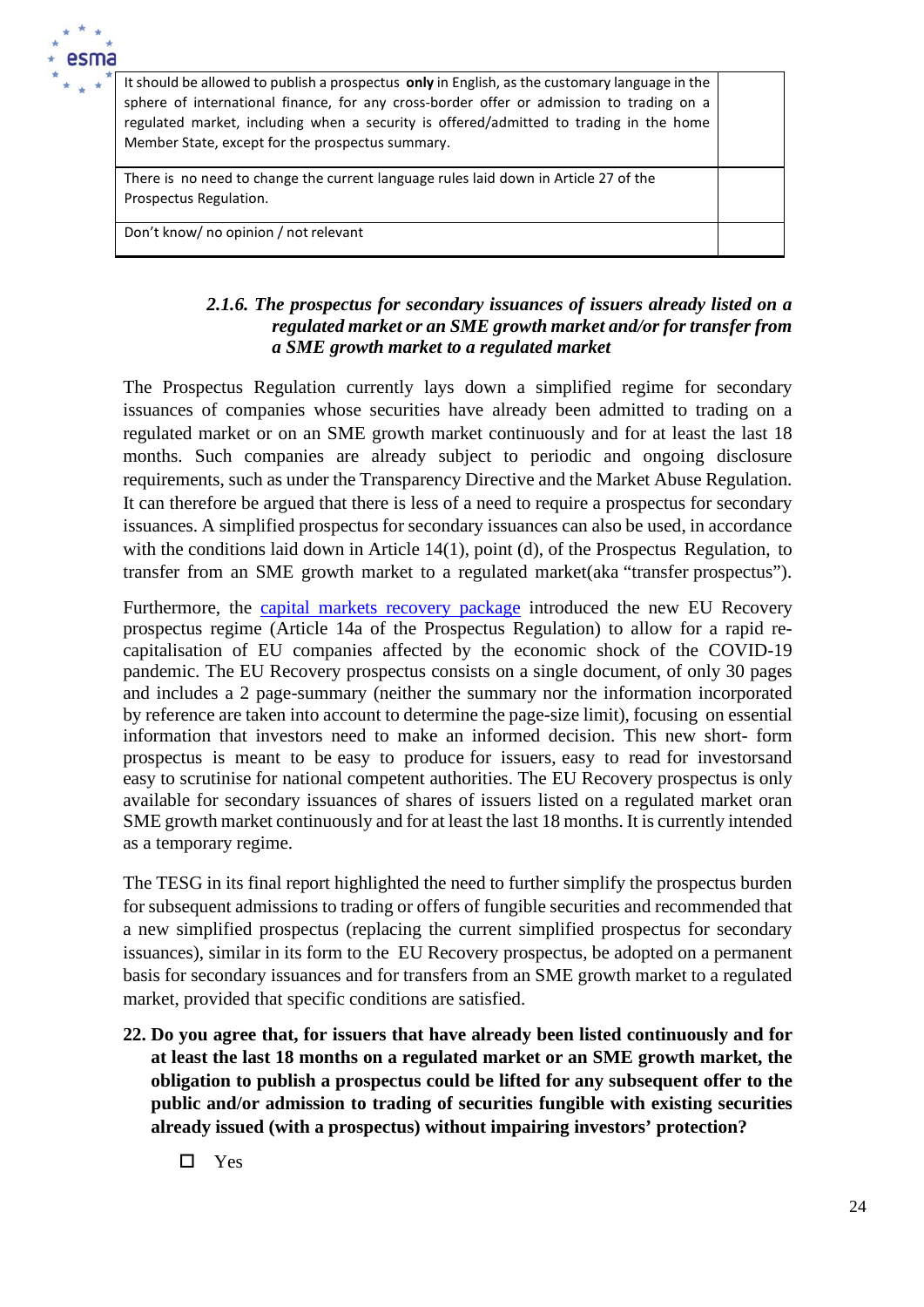| | |
|---|---|
| It should be allowed to publish a prospectus **only** in English, as the customary language in the sphere of international finance, for any cross-border offer or admission to trading on a regulated market, including when a security is offered/admitted to trading in the home Member State, except for the prospectus summary. | |
| There is no need to change the current language rules laid down in Article 27 of the Prospectus Regulation. | |
| Don't know/ no opinion / not relevant | |

### *2.1.6. The prospectus for secondary issuances of issuers already listed on a regulated market or an SME growth market and/or for transfer from a SME growth market to a regulated market*

The Prospectus Regulation currently lays down a simplified regime for secondary issuances of companies whose securities have already been admitted to trading on a regulated market or on an SME growth market continuously and for at least the last 18 months. Such companies are already subject to periodic and ongoing disclosure requirements, such as under the Transparency Directive and the Market Abuse Regulation. It can therefore be argued that there is less of a need to require a prospectus for secondary issuances. A simplified prospectus for secondary issuances can also be used, in accordance with the conditions laid down in Article 14(1), point (d), of the Prospectus Regulation, to transfer from an SME growth market to a regulated market(aka "transfer prospectus").

Furthermore, the capital markets recovery package introduced the new EU Recovery prospectus regime (Article 14a of the Prospectus Regulation) to allow for a rapid re-capitalisation of EU companies affected by the economic shock of the COVID-19 pandemic. The EU Recovery prospectus consists on a single document, of only 30 pages and includes a 2 page-summary (neither the summary nor the information incorporated by reference are taken into account to determine the page-size limit), focusing on essential information that investors need to make an informed decision. This new short- form prospectus is meant to be easy to produce for issuers, easy to read for investorsand easy to scrutinise for national competent authorities. The EU Recovery prospectus is only available for secondary issuances of shares of issuers listed on a regulated market oran SME growth market continuously and for at least the last 18 months. It is currently intended as a temporary regime.

The TESG in its final report highlighted the need to further simplify the prospectus burden for subsequent admissions to trading or offers of fungible securities and recommended that a new simplified prospectus (replacing the current simplified prospectus for secondary issuances), similar in its form to the EU Recovery prospectus, be adopted on a permanent basis for secondary issuances and for transfers from an SME growth market to a regulated market, provided that specific conditions are satisfied.

**22. Do you agree that, for issuers that have already been listed continuously and for at least the last 18 months on a regulated market or an SME growth market, the obligation to publish a prospectus could be lifted for any subsequent offer to the public and/or admission to trading of securities fungible with existing securities already issued (with a prospectus) without impairing investors' protection?**

- ☐ Yes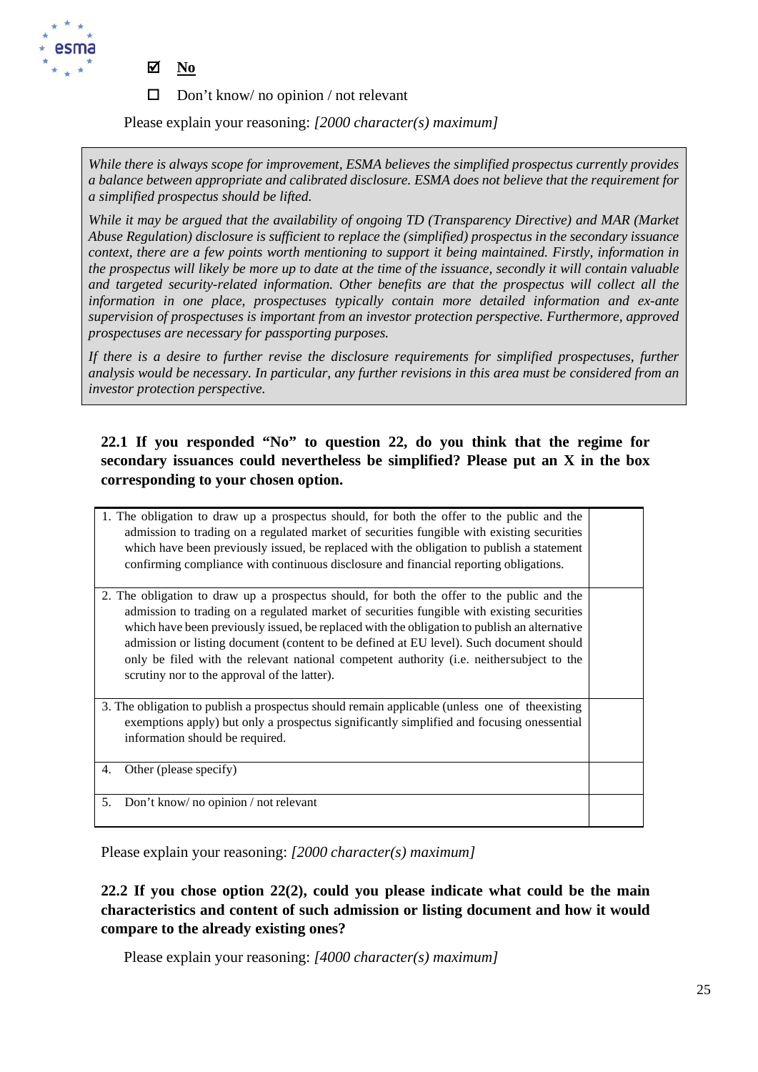☑ **No**

☐ Don't know/ no opinion / not relevant

Please explain your reasoning: *[2000 character(s) maximum]*

*While there is always scope for improvement, ESMA believes the simplified prospectus currently provides a balance between appropriate and calibrated disclosure. ESMA does not believe that the requirement for a simplified prospectus should be lifted.*

*While it may be argued that the availability of ongoing TD (Transparency Directive) and MAR (Market Abuse Regulation) disclosure is sufficient to replace the (simplified) prospectus in the secondary issuance context, there are a few points worth mentioning to support it being maintained. Firstly, information in the prospectus will likely be more up to date at the time of the issuance, secondly it will contain valuable and targeted security-related information. Other benefits are that the prospectus will collect all the information in one place, prospectuses typically contain more detailed information and ex-ante supervision of prospectuses is important from an investor protection perspective. Furthermore, approved prospectuses are necessary for passporting purposes.*

*If there is a desire to further revise the disclosure requirements for simplified prospectuses, further analysis would be necessary. In particular, any further revisions in this area must be considered from an investor protection perspective.*

**22.1 If you responded "No" to question 22, do you think that the regime for secondary issuances could nevertheless be simplified? Please put an X in the box corresponding to your chosen option.**

| | |
|---|---|
| 1. The obligation to draw up a prospectus should, for both the offer to the public and the admission to trading on a regulated market of securities fungible with existing securities which have been previously issued, be replaced with the obligation to publish a statement confirming compliance with continuous disclosure and financial reporting obligations. | |
| 2. The obligation to draw up a prospectus should, for both the offer to the public and the admission to trading on a regulated market of securities fungible with existing securities which have been previously issued, be replaced with the obligation to publish an alternative admission or listing document (content to be defined at EU level). Such document should only be filed with the relevant national competent authority (i.e. neithersubject to the scrutiny nor to the approval of the latter). | |
| 3. The obligation to publish a prospectus should remain applicable (unless one of theexisting exemptions apply) but only a prospectus significantly simplified and focusing onessential information should be required. | |
| 4. Other (please specify) | |
| 5. Don't know/ no opinion / not relevant | |

Please explain your reasoning: *[2000 character(s) maximum]*

**22.2 If you chose option 22(2), could you please indicate what could be the main characteristics and content of such admission or listing document and how it would compare to the already existing ones?**

Please explain your reasoning: *[4000 character(s) maximum]*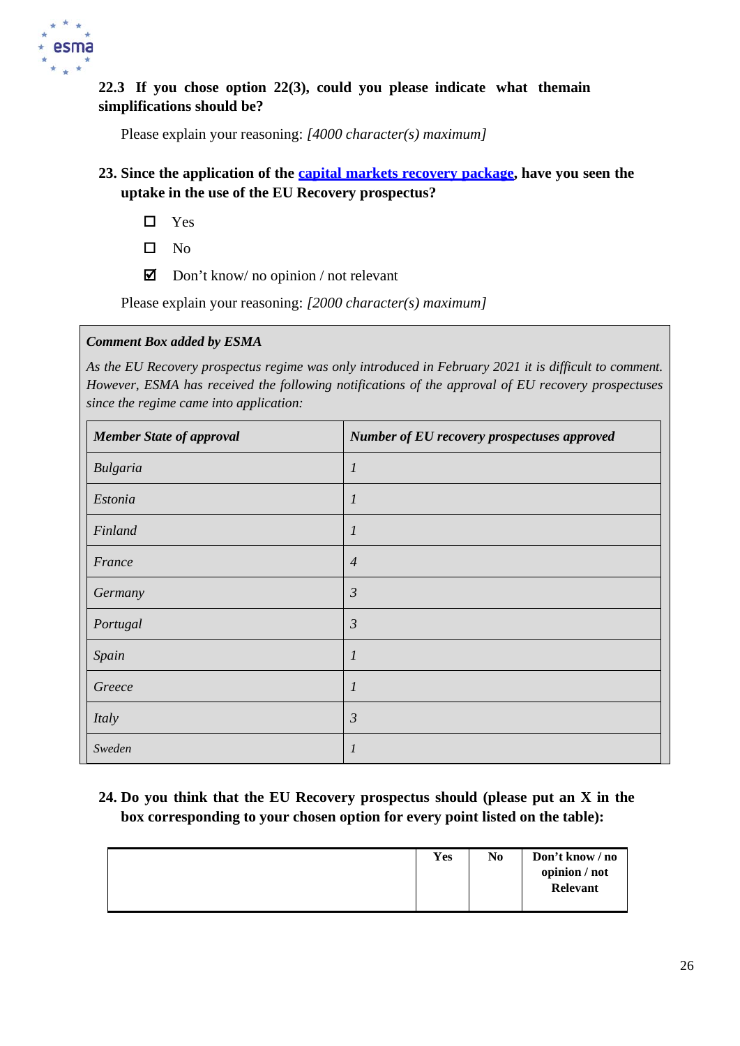**22.3 If you chose option 22(3), could you please indicate what themain simplifications should be?**

Please explain your reasoning: *[4000 character(s) maximum]*

**23. Since the application of the capital markets recovery package, have you seen the uptake in the use of the EU Recovery prospectus?**

- ☐ Yes
- ☐ No
- ☑ Don't know/ no opinion / not relevant

Please explain your reasoning: *[2000 character(s) maximum]*

***Comment Box added by ESMA***

*As the EU Recovery prospectus regime was only introduced in February 2021 it is difficult to comment. However, ESMA has received the following notifications of the approval of EU recovery prospectuses since the regime came into application:*

| ***Member State of approval*** | ***Number of EU recovery prospectuses approved*** |
|---|---|
| *Bulgaria* | *1* |
| *Estonia* | *1* |
| *Finland* | *1* |
| *France* | *4* |
| *Germany* | *3* |
| *Portugal* | *3* |
| *Spain* | *1* |
| *Greece* | *1* |
| *Italy* | *3* |
| *Sweden* | *1* |

**24. Do you think that the EU Recovery prospectus should (please put an X in the box corresponding to your chosen option for every point listed on the table):**

| | **Yes** | **No** | **Don't know / no opinion / not Relevant** |
|---|---|---|---|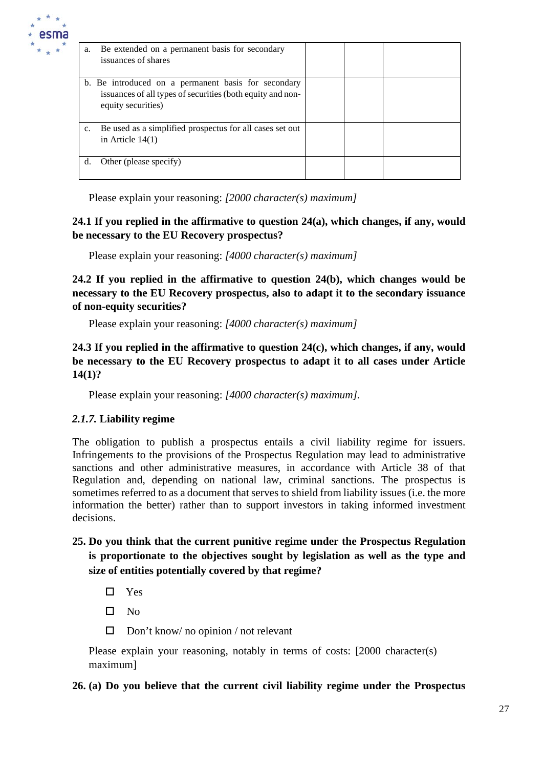| | | | |
|---|---|---|---|
| a. Be extended on a permanent basis for secondary issuances of shares | | | |
| b. Be introduced on a permanent basis for secondary issuances of all types of securities (both equity and non-equity securities) | | | |
| c. Be used as a simplified prospectus for all cases set out in Article 14(1) | | | |
| d. Other (please specify) | | | |

Please explain your reasoning: *[2000 character(s) maximum]*

**24.1 If you replied in the affirmative to question 24(a), which changes, if any, would be necessary to the EU Recovery prospectus?**

Please explain your reasoning: *[4000 character(s) maximum]*

**24.2 If you replied in the affirmative to question 24(b), which changes would be necessary to the EU Recovery prospectus, also to adapt it to the secondary issuance of non-equity securities?**

Please explain your reasoning: *[4000 character(s) maximum]*

**24.3 If you replied in the affirmative to question 24(c), which changes, if any, would be necessary to the EU Recovery prospectus to adapt it to all cases under Article 14(1)?**

Please explain your reasoning: *[4000 character(s) maximum]*.

### *2.1.7.* Liability regime

The obligation to publish a prospectus entails a civil liability regime for issuers. Infringements to the provisions of the Prospectus Regulation may lead to administrative sanctions and other administrative measures, in accordance with Article 38 of that Regulation and, depending on national law, criminal sanctions. The prospectus is sometimes referred to as a document that serves to shield from liability issues (i.e. the more information the better) rather than to support investors in taking informed investment decisions.

**25. Do you think that the current punitive regime under the Prospectus Regulation is proportionate to the objectives sought by legislation as well as the type and size of entities potentially covered by that regime?**

- ☐ Yes
- ☐ No
- ☐ Don't know/ no opinion / not relevant

Please explain your reasoning, notably in terms of costs: [2000 character(s) maximum]

**26. (a) Do you believe that the current civil liability regime under the Prospectus**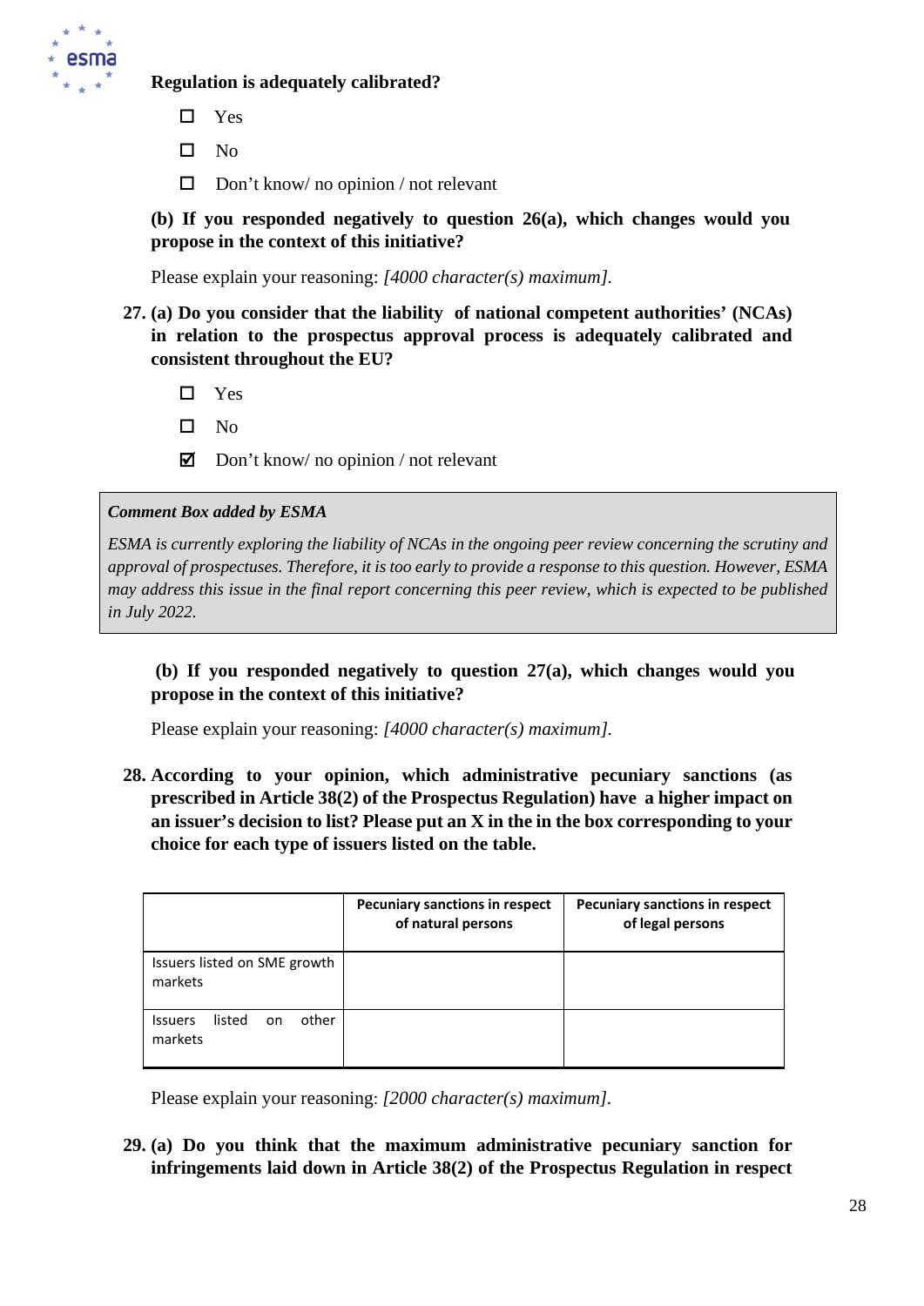**Regulation is adequately calibrated?**

- ☐ Yes
- ☐ No
- ☐ Don't know/ no opinion / not relevant

**(b) If you responded negatively to question 26(a), which changes would you propose in the context of this initiative?**

Please explain your reasoning: *[4000 character(s) maximum].*

**27. (a) Do you consider that the liability of national competent authorities' (NCAs) in relation to the prospectus approval process is adequately calibrated and consistent throughout the EU?**

- ☐ Yes
- ☐ No
- ☑ Don't know/ no opinion / not relevant

> ***Comment Box added by ESMA***
>
> *ESMA is currently exploring the liability of NCAs in the ongoing peer review concerning the scrutiny and approval of prospectuses. Therefore, it is too early to provide a response to this question. However, ESMA may address this issue in the final report concerning this peer review, which is expected to be published in July 2022.*

**(b) If you responded negatively to question 27(a), which changes would you propose in the context of this initiative?**

Please explain your reasoning: *[4000 character(s) maximum].*

**28. According to your opinion, which administrative pecuniary sanctions (as prescribed in Article 38(2) of the Prospectus Regulation) have a higher impact on an issuer's decision to list? Please put an X in the in the box corresponding to your choice for each type of issuers listed on the table.**

| | Pecuniary sanctions in respect of natural persons | Pecuniary sanctions in respect of legal persons |
|---|---|---|
| Issuers listed on SME growth markets | | |
| Issuers listed on other markets | | |

Please explain your reasoning: *[2000 character(s) maximum].*

**29. (a) Do you think that the maximum administrative pecuniary sanction for infringements laid down in Article 38(2) of the Prospectus Regulation in respect**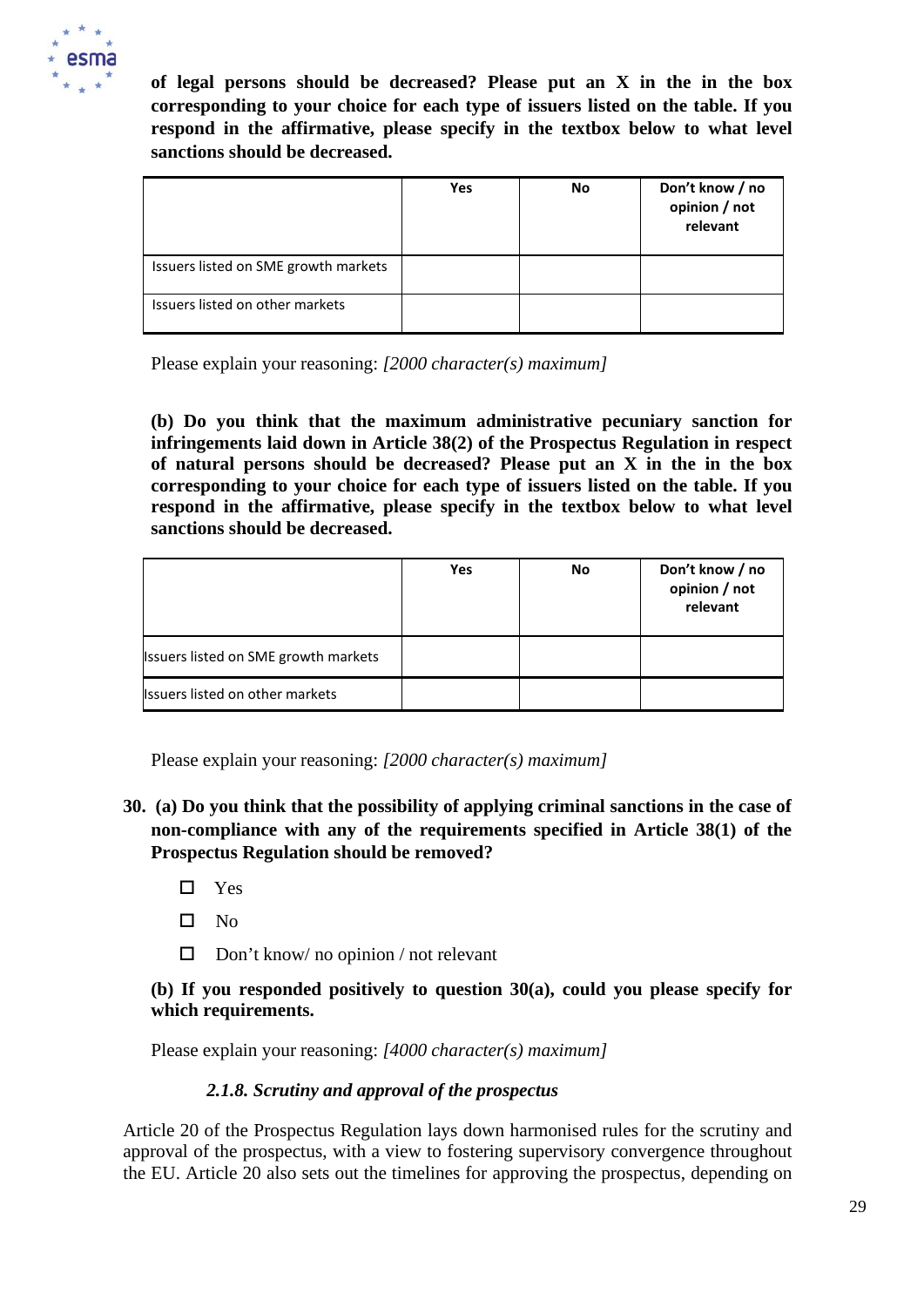**of legal persons should be decreased? Please put an X in the in the box corresponding to your choice for each type of issuers listed on the table. If you respond in the affirmative, please specify in the textbox below to what level sanctions should be decreased.**

| | Yes | No | Don't know / no opinion / not relevant |
|---|---|---|---|
| Issuers listed on SME growth markets | | | |
| Issuers listed on other markets | | | |

Please explain your reasoning: *[2000 character(s) maximum]*

**(b) Do you think that the maximum administrative pecuniary sanction for infringements laid down in Article 38(2) of the Prospectus Regulation in respect of natural persons should be decreased? Please put an X in the in the box corresponding to your choice for each type of issuers listed on the table. If you respond in the affirmative, please specify in the textbox below to what level sanctions should be decreased.**

| | Yes | No | Don't know / no opinion / not relevant |
|---|---|---|---|
| Issuers listed on SME growth markets | | | |
| Issuers listed on other markets | | | |

Please explain your reasoning: *[2000 character(s) maximum]*

**30. (a) Do you think that the possibility of applying criminal sanctions in the case of non-compliance with any of the requirements specified in Article 38(1) of the Prospectus Regulation should be removed?**

- ☐ Yes
- ☐ No
- ☐ Don't know/ no opinion / not relevant

**(b) If you responded positively to question 30(a), could you please specify for which requirements.**

Please explain your reasoning: *[4000 character(s) maximum]*

#### *2.1.8. Scrutiny and approval of the prospectus*

Article 20 of the Prospectus Regulation lays down harmonised rules for the scrutiny and approval of the prospectus, with a view to fostering supervisory convergence throughout the EU. Article 20 also sets out the timelines for approving the prospectus, depending on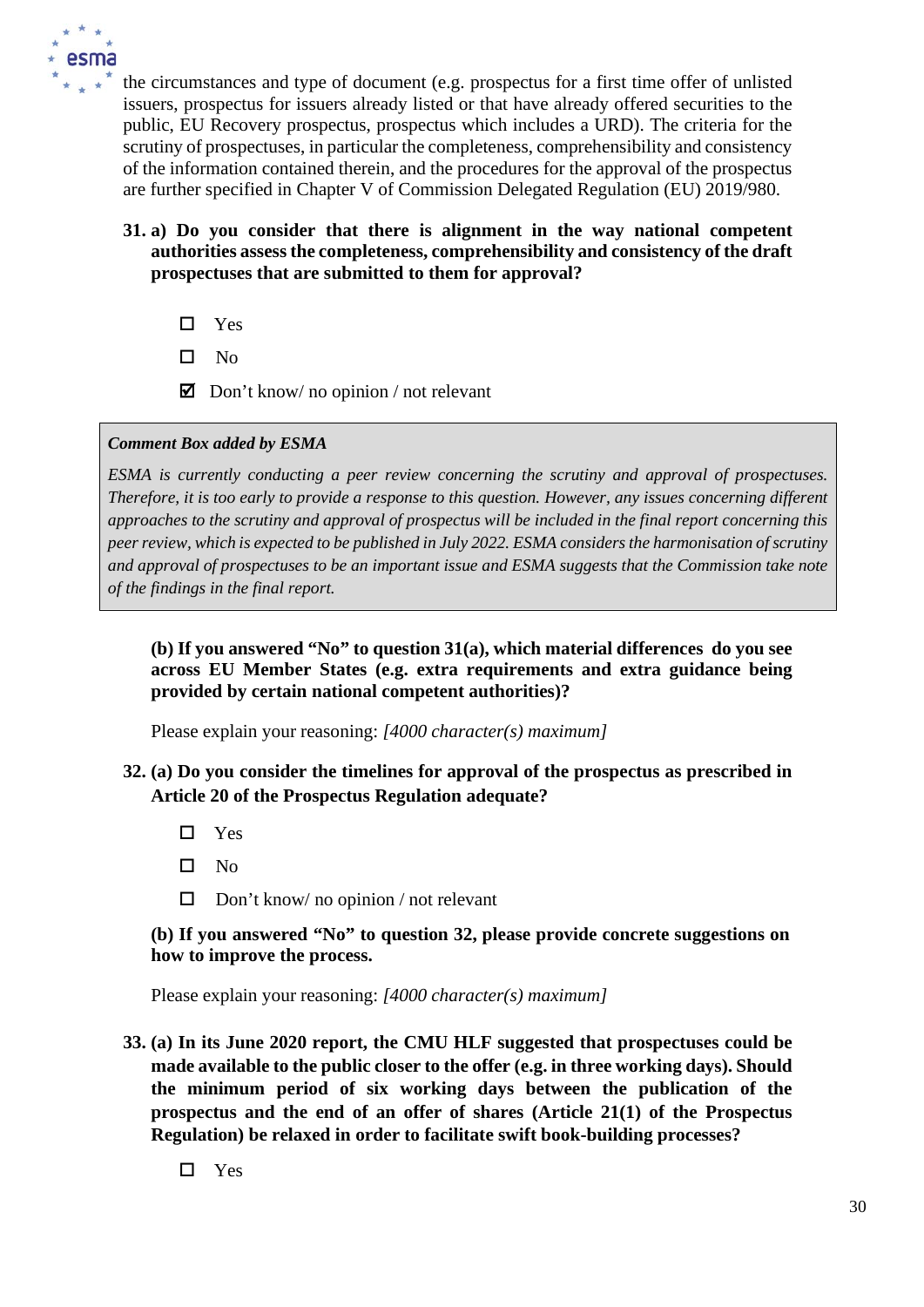the circumstances and type of document (e.g. prospectus for a first time offer of unlisted issuers, prospectus for issuers already listed or that have already offered securities to the public, EU Recovery prospectus, prospectus which includes a URD). The criteria for the scrutiny of prospectuses, in particular the completeness, comprehensibility and consistency of the information contained therein, and the procedures for the approval of the prospectus are further specified in Chapter V of Commission Delegated Regulation (EU) 2019/980.

**31. a) Do you consider that there is alignment in the way national competent authorities assess the completeness, comprehensibility and consistency of the draft prospectuses that are submitted to them for approval?**

- ☐ Yes
- ☐ No
- ☑ Don't know/ no opinion / not relevant

***Comment Box added by ESMA***

*ESMA is currently conducting a peer review concerning the scrutiny and approval of prospectuses. Therefore, it is too early to provide a response to this question. However, any issues concerning different approaches to the scrutiny and approval of prospectus will be included in the final report concerning this peer review, which is expected to be published in July 2022. ESMA considers the harmonisation of scrutiny and approval of prospectuses to be an important issue and ESMA suggests that the Commission take note of the findings in the final report.*

**(b) If you answered "No" to question 31(a), which material differences do you see across EU Member States (e.g. extra requirements and extra guidance being provided by certain national competent authorities)?**

Please explain your reasoning: *[4000 character(s) maximum]*

**32. (a) Do you consider the timelines for approval of the prospectus as prescribed in Article 20 of the Prospectus Regulation adequate?**

- ☐ Yes
- ☐ No
- ☐ Don't know/ no opinion / not relevant

**(b) If you answered "No" to question 32, please provide concrete suggestions on how to improve the process.**

Please explain your reasoning: *[4000 character(s) maximum]*

**33. (a) In its June 2020 report, the CMU HLF suggested that prospectuses could be made available to the public closer to the offer (e.g. in three working days). Should the minimum period of six working days between the publication of the prospectus and the end of an offer of shares (Article 21(1) of the Prospectus Regulation) be relaxed in order to facilitate swift book-building processes?**

- ☐ Yes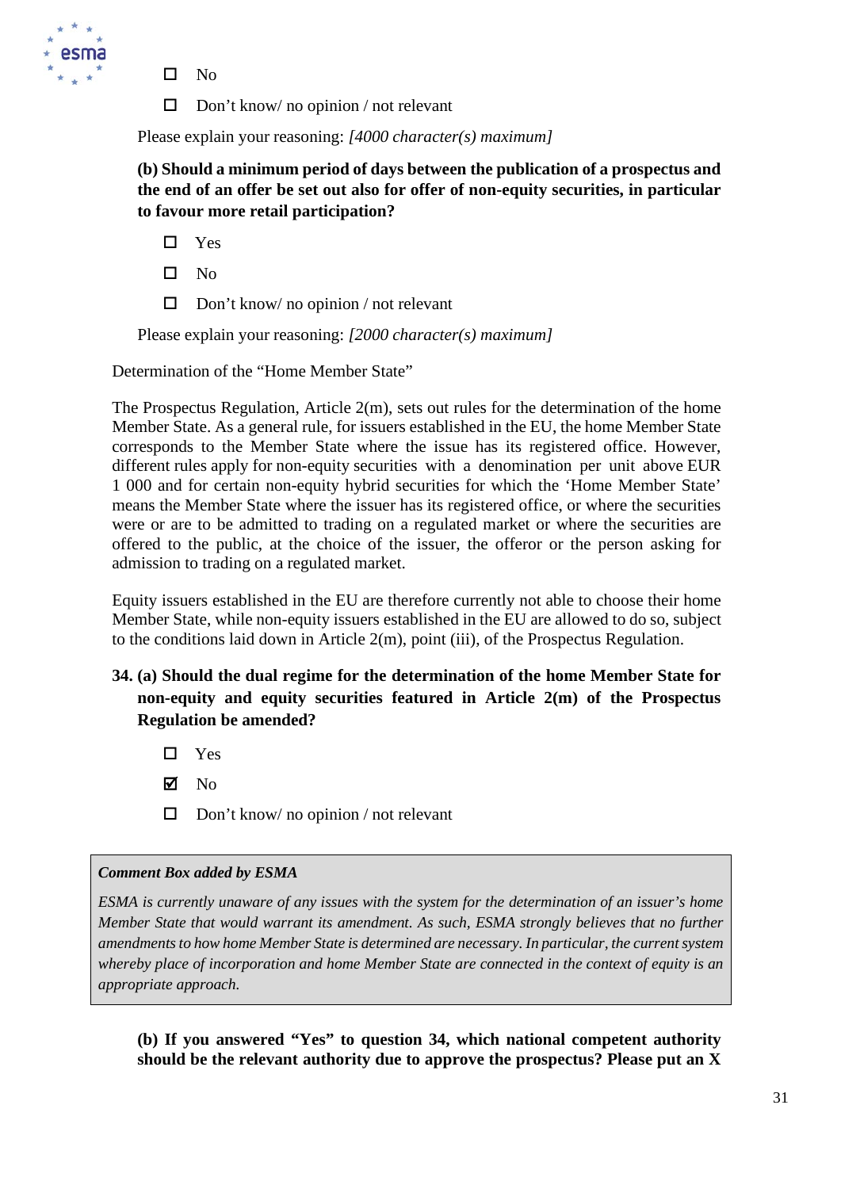☐ No

☐ Don't know/ no opinion / not relevant

Please explain your reasoning: *[4000 character(s) maximum]*

**(b) Should a minimum period of days between the publication of a prospectus and the end of an offer be set out also for offer of non-equity securities, in particular to favour more retail participation?**

☐ Yes

☐ No

☐ Don't know/ no opinion / not relevant

Please explain your reasoning: *[2000 character(s) maximum]*

Determination of the "Home Member State"

The Prospectus Regulation, Article 2(m), sets out rules for the determination of the home Member State. As a general rule, for issuers established in the EU, the home Member State corresponds to the Member State where the issue has its registered office. However, different rules apply for non-equity securities with a denomination per unit above EUR 1 000 and for certain non-equity hybrid securities for which the 'Home Member State' means the Member State where the issuer has its registered office, or where the securities were or are to be admitted to trading on a regulated market or where the securities are offered to the public, at the choice of the issuer, the offeror or the person asking for admission to trading on a regulated market.

Equity issuers established in the EU are therefore currently not able to choose their home Member State, while non-equity issuers established in the EU are allowed to do so, subject to the conditions laid down in Article 2(m), point (iii), of the Prospectus Regulation.

**34. (a) Should the dual regime for the determination of the home Member State for non-equity and equity securities featured in Article 2(m) of the Prospectus Regulation be amended?**

☐ Yes

☑ No

☐ Don't know/ no opinion / not relevant

> ***Comment Box added by ESMA***
>
> *ESMA is currently unaware of any issues with the system for the determination of an issuer's home Member State that would warrant its amendment. As such, ESMA strongly believes that no further amendments to how home Member State is determined are necessary. In particular, the current system whereby place of incorporation and home Member State are connected in the context of equity is an appropriate approach.*

**(b) If you answered "Yes" to question 34, which national competent authority should be the relevant authority due to approve the prospectus? Please put an X**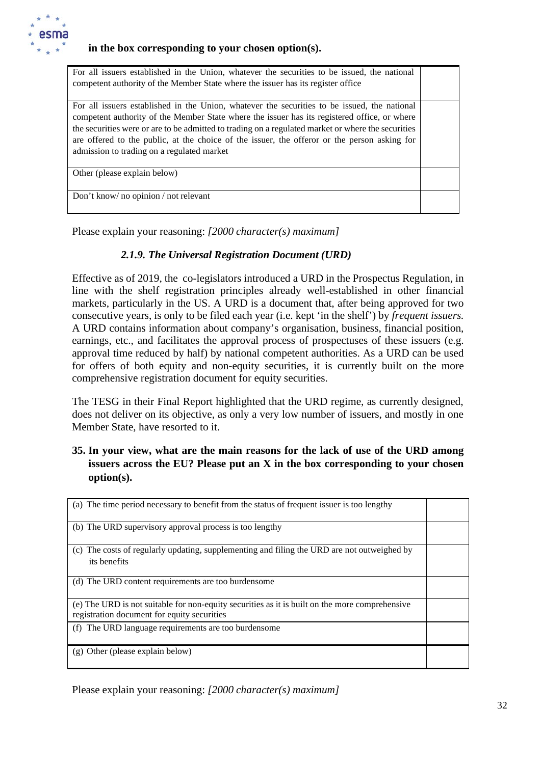**in the box corresponding to your chosen option(s).**

| | |
|---|---|
| For all issuers established in the Union, whatever the securities to be issued, the national competent authority of the Member State where the issuer has its register office | |
| For all issuers established in the Union, whatever the securities to be issued, the national competent authority of the Member State where the issuer has its registered office, or where the securities were or are to be admitted to trading on a regulated market or where the securities are offered to the public, at the choice of the issuer, the offeror or the person asking for admission to trading on a regulated market | |
| Other (please explain below) | |
| Don't know/ no opinion / not relevant | |

Please explain your reasoning: *[2000 character(s) maximum]*

### *2.1.9. The Universal Registration Document (URD)*

Effective as of 2019, the co-legislators introduced a URD in the Prospectus Regulation, in line with the shelf registration principles already well-established in other financial markets, particularly in the US. A URD is a document that, after being approved for two consecutive years, is only to be filed each year (i.e. kept 'in the shelf') by *frequent issuers.* A URD contains information about company's organisation, business, financial position, earnings, etc., and facilitates the approval process of prospectuses of these issuers (e.g. approval time reduced by half) by national competent authorities. As a URD can be used for offers of both equity and non-equity securities, it is currently built on the more comprehensive registration document for equity securities.

The TESG in their Final Report highlighted that the URD regime, as currently designed, does not deliver on its objective, as only a very low number of issuers, and mostly in one Member State, have resorted to it.

**35. In your view, what are the main reasons for the lack of use of the URD among issuers across the EU? Please put an X in the box corresponding to your chosen option(s).**

| | |
|---|---|
| (a) The time period necessary to benefit from the status of frequent issuer is too lengthy | |
| (b) The URD supervisory approval process is too lengthy | |
| (c) The costs of regularly updating, supplementing and filing the URD are not outweighed by its benefits | |
| (d) The URD content requirements are too burdensome | |
| (e) The URD is not suitable for non-equity securities as it is built on the more comprehensive registration document for equity securities | |
| (f) The URD language requirements are too burdensome | |
| (g) Other (please explain below) | |

Please explain your reasoning: *[2000 character(s) maximum]*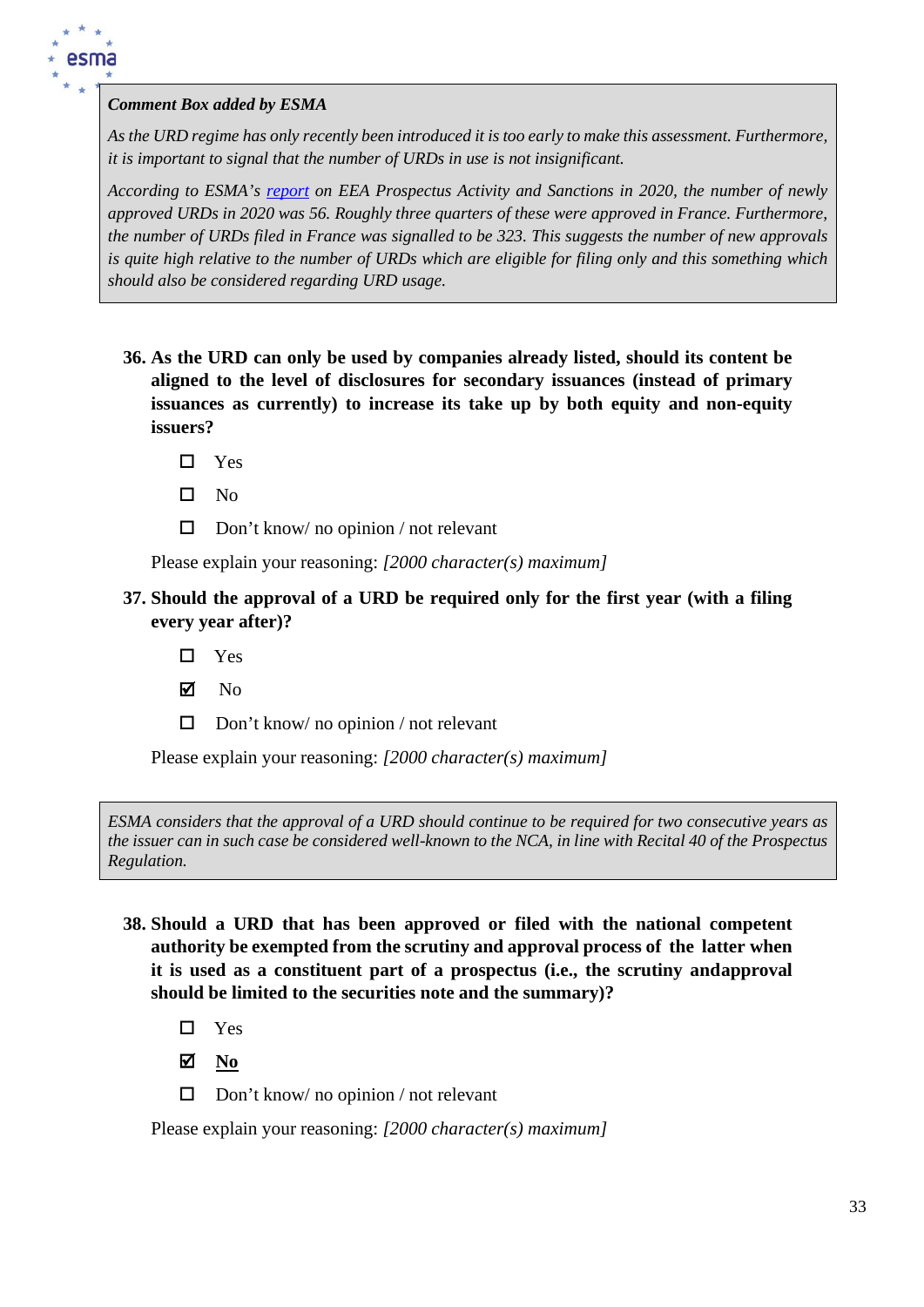> ***Comment Box added by ESMA***
>
> *As the URD regime has only recently been introduced it is too early to make this assessment. Furthermore, it is important to signal that the number of URDs in use is not insignificant.*
>
> *According to ESMA's [report](#) on EEA Prospectus Activity and Sanctions in 2020, the number of newly approved URDs in 2020 was 56. Roughly three quarters of these were approved in France. Furthermore, the number of URDs filed in France was signalled to be 323. This suggests the number of new approvals is quite high relative to the number of URDs which are eligible for filing only and this something which should also be considered regarding URD usage.*

**36. As the URD can only be used by companies already listed, should its content be aligned to the level of disclosures for secondary issuances (instead of primary issuances as currently) to increase its take up by both equity and non-equity issuers?**

- ☐ Yes
- ☐ No
- ☐ Don't know/ no opinion / not relevant

Please explain your reasoning: *[2000 character(s) maximum]*

**37. Should the approval of a URD be required only for the first year (with a filing every year after)?**

- ☐ Yes
- ☑ No
- ☐ Don't know/ no opinion / not relevant

Please explain your reasoning: *[2000 character(s) maximum]*

> *ESMA considers that the approval of a URD should continue to be required for two consecutive years as the issuer can in such case be considered well-known to the NCA, in line with Recital 40 of the Prospectus Regulation.*

**38. Should a URD that has been approved or filed with the national competent authority be exempted from the scrutiny and approval process of the latter when it is used as a constituent part of a prospectus (i.e., the scrutiny andapproval should be limited to the securities note and the summary)?**

- ☐ Yes
- ☑ **No**
- ☐ Don't know/ no opinion / not relevant

Please explain your reasoning: *[2000 character(s) maximum]*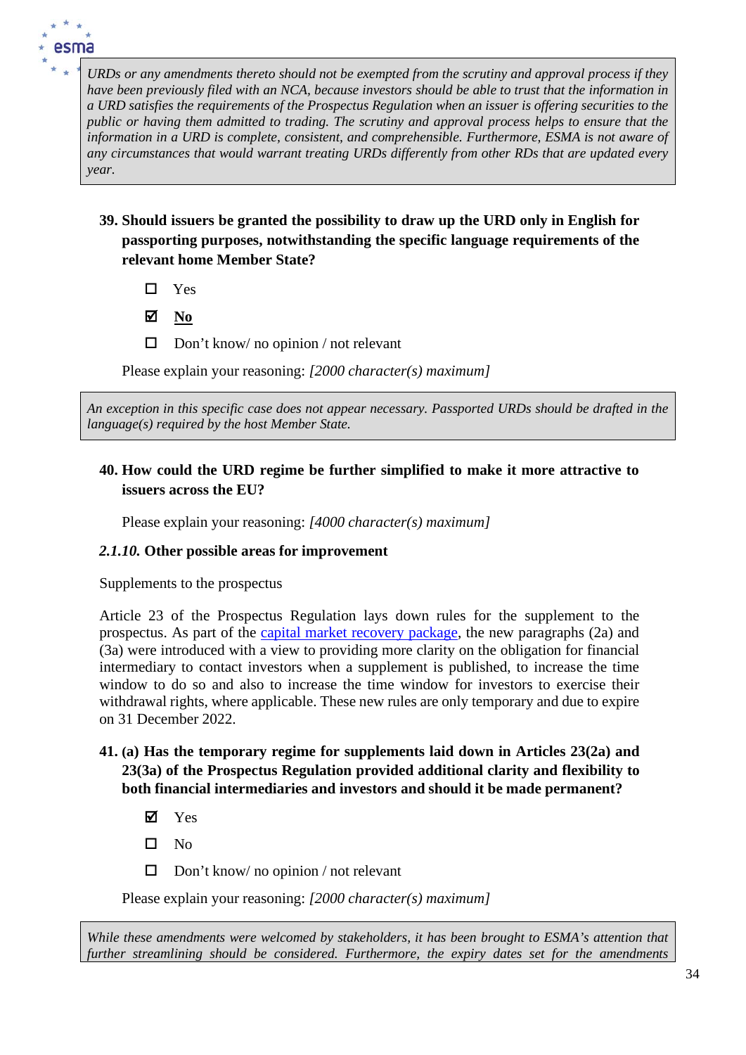> *URDs or any amendments thereto should not be exempted from the scrutiny and approval process if they have been previously filed with an NCA, because investors should be able to trust that the information in a URD satisfies the requirements of the Prospectus Regulation when an issuer is offering securities to the public or having them admitted to trading. The scrutiny and approval process helps to ensure that the information in a URD is complete, consistent, and comprehensible. Furthermore, ESMA is not aware of any circumstances that would warrant treating URDs differently from other RDs that are updated every year.*

**39. Should issuers be granted the possibility to draw up the URD only in English for passporting purposes, notwithstanding the specific language requirements of the relevant home Member State?**

- ☐ Yes
- ☑ **No**
- ☐ Don't know/ no opinion / not relevant

Please explain your reasoning: *[2000 character(s) maximum]*

> *An exception in this specific case does not appear necessary. Passported URDs should be drafted in the language(s) required by the host Member State.*

**40. How could the URD regime be further simplified to make it more attractive to issuers across the EU?**

Please explain your reasoning: *[4000 character(s) maximum]*

### *2.1.10.* Other possible areas for improvement

Supplements to the prospectus

Article 23 of the Prospectus Regulation lays down rules for the supplement to the prospectus. As part of the capital market recovery package, the new paragraphs (2a) and (3a) were introduced with a view to providing more clarity on the obligation for financial intermediary to contact investors when a supplement is published, to increase the time window to do so and also to increase the time window for investors to exercise their withdrawal rights, where applicable. These new rules are only temporary and due to expire on 31 December 2022.

**41. (a) Has the temporary regime for supplements laid down in Articles 23(2a) and 23(3a) of the Prospectus Regulation provided additional clarity and flexibility to both financial intermediaries and investors and should it be made permanent?**

- ☑ Yes
- ☐ No
- ☐ Don't know/ no opinion / not relevant

Please explain your reasoning: *[2000 character(s) maximum]*

> *While these amendments were welcomed by stakeholders, it has been brought to ESMA's attention that further streamlining should be considered. Furthermore, the expiry dates set for the amendments*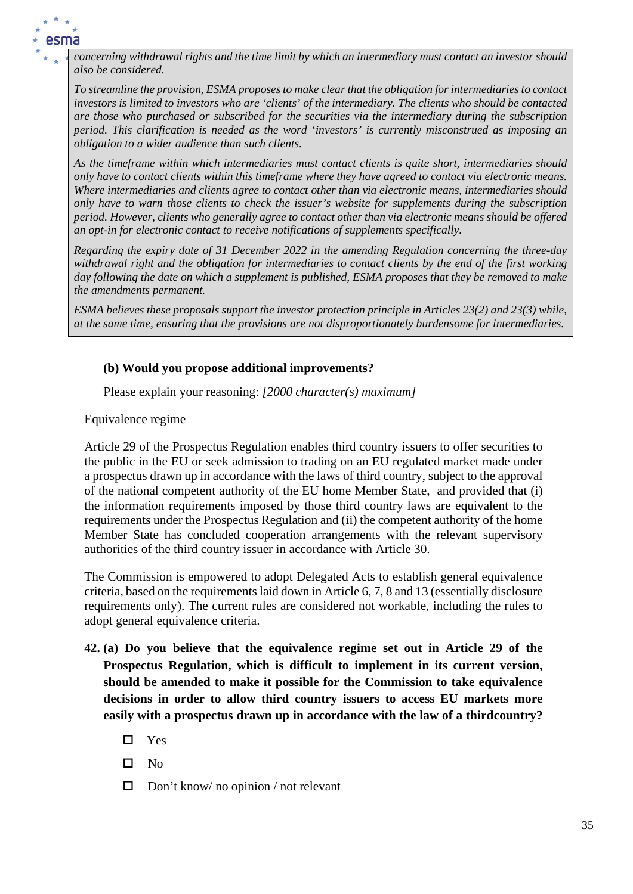*concerning withdrawal rights and the time limit by which an intermediary must contact an investor should also be considered.*

*To streamline the provision, ESMA proposes to make clear that the obligation for intermediaries to contact investors is limited to investors who are 'clients' of the intermediary. The clients who should be contacted are those who purchased or subscribed for the securities via the intermediary during the subscription period. This clarification is needed as the word 'investors' is currently misconstrued as imposing an obligation to a wider audience than such clients.*

*As the timeframe within which intermediaries must contact clients is quite short, intermediaries should only have to contact clients within this timeframe where they have agreed to contact via electronic means. Where intermediaries and clients agree to contact other than via electronic means, intermediaries should only have to warn those clients to check the issuer's website for supplements during the subscription period. However, clients who generally agree to contact other than via electronic means should be offered an opt-in for electronic contact to receive notifications of supplements specifically.*

*Regarding the expiry date of 31 December 2022 in the amending Regulation concerning the three-day withdrawal right and the obligation for intermediaries to contact clients by the end of the first working day following the date on which a supplement is published, ESMA proposes that they be removed to make the amendments permanent.*

*ESMA believes these proposals support the investor protection principle in Articles 23(2) and 23(3) while, at the same time, ensuring that the provisions are not disproportionately burdensome for intermediaries.*

**(b) Would you propose additional improvements?**

Please explain your reasoning: *[2000 character(s) maximum]*

Equivalence regime

Article 29 of the Prospectus Regulation enables third country issuers to offer securities to the public in the EU or seek admission to trading on an EU regulated market made under a prospectus drawn up in accordance with the laws of third country, subject to the approval of the national competent authority of the EU home Member State, and provided that (i) the information requirements imposed by those third country laws are equivalent to the requirements under the Prospectus Regulation and (ii) the competent authority of the home Member State has concluded cooperation arrangements with the relevant supervisory authorities of the third country issuer in accordance with Article 30.

The Commission is empowered to adopt Delegated Acts to establish general equivalence criteria, based on the requirements laid down in Article 6, 7, 8 and 13 (essentially disclosure requirements only). The current rules are considered not workable, including the rules to adopt general equivalence criteria.

**42. (a) Do you believe that the equivalence regime set out in Article 29 of the Prospectus Regulation, which is difficult to implement in its current version, should be amended to make it possible for the Commission to take equivalence decisions in order to allow third country issuers to access EU markets more easily with a prospectus drawn up in accordance with the law of a thirdcountry?**

- ☐ Yes
- ☐ No
- ☐ Don't know/ no opinion / not relevant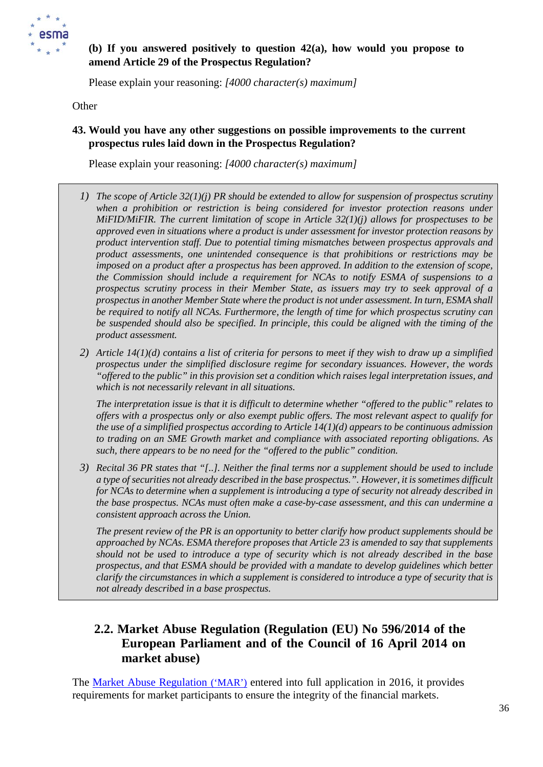**(b) If you answered positively to question 42(a), how would you propose to amend Article 29 of the Prospectus Regulation?**

Please explain your reasoning: *[4000 character(s) maximum]*

Other

**43. Would you have any other suggestions on possible improvements to the current prospectus rules laid down in the Prospectus Regulation?**

Please explain your reasoning: *[4000 character(s) maximum]*

1) *The scope of Article 32(1)(j) PR should be extended to allow for suspension of prospectus scrutiny when a prohibition or restriction is being considered for investor protection reasons under MiFID/MiFIR. The current limitation of scope in Article 32(1)(j) allows for prospectuses to be approved even in situations where a product is under assessment for investor protection reasons by product intervention staff. Due to potential timing mismatches between prospectus approvals and product assessments, one unintended consequence is that prohibitions or restrictions may be imposed on a product after a prospectus has been approved. In addition to the extension of scope, the Commission should include a requirement for NCAs to notify ESMA of suspensions to a prospectus scrutiny process in their Member State, as issuers may try to seek approval of a prospectus in another Member State where the product is not under assessment. In turn, ESMA shall be required to notify all NCAs. Furthermore, the length of time for which prospectus scrutiny can be suspended should also be specified. In principle, this could be aligned with the timing of the product assessment.*

2) *Article 14(1)(d) contains a list of criteria for persons to meet if they wish to draw up a simplified prospectus under the simplified disclosure regime for secondary issuances. However, the words "offered to the public" in this provision set a condition which raises legal interpretation issues, and which is not necessarily relevant in all situations.*

   *The interpretation issue is that it is difficult to determine whether "offered to the public" relates to offers with a prospectus only or also exempt public offers. The most relevant aspect to qualify for the use of a simplified prospectus according to Article 14(1)(d) appears to be continuous admission to trading on an SME Growth market and compliance with associated reporting obligations. As such, there appears to be no need for the "offered to the public" condition.*

3) *Recital 36 PR states that "[..]. Neither the final terms nor a supplement should be used to include a type of securities not already described in the base prospectus.". However, it is sometimes difficult for NCAs to determine when a supplement is introducing a type of security not already described in the base prospectus. NCAs must often make a case-by-case assessment, and this can undermine a consistent approach across the Union.*

   *The present review of the PR is an opportunity to better clarify how product supplements should be approached by NCAs. ESMA therefore proposes that Article 23 is amended to say that supplements should not be used to introduce a type of security which is not already described in the base prospectus, and that ESMA should be provided with a mandate to develop guidelines which better clarify the circumstances in which a supplement is considered to introduce a type of security that is not already described in a base prospectus.*

## 2.2. Market Abuse Regulation (Regulation (EU) No 596/2014 of the European Parliament and of the Council of 16 April 2014 on market abuse)

The Market Abuse Regulation ('MAR') entered into full application in 2016, it provides requirements for market participants to ensure the integrity of the financial markets.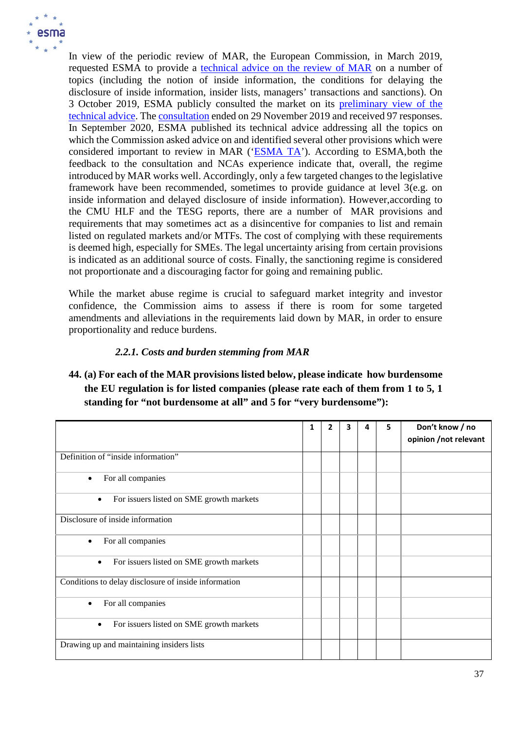In view of the periodic review of MAR, the European Commission, in March 2019, requested ESMA to provide a technical advice on the review of MAR on a number of topics (including the notion of inside information, the conditions for delaying the disclosure of inside information, insider lists, managers' transactions and sanctions). On 3 October 2019, ESMA publicly consulted the market on its preliminary view of the technical advice. The consultation ended on 29 November 2019 and received 97 responses. In September 2020, ESMA published its technical advice addressing all the topics on which the Commission asked advice on and identified several other provisions which were considered important to review in MAR ('ESMA TA'). According to ESMA,both the feedback to the consultation and NCAs experience indicate that, overall, the regime introduced by MAR works well. Accordingly, only a few targeted changes to the legislative framework have been recommended, sometimes to provide guidance at level 3(e.g. on inside information and delayed disclosure of inside information). However,according to the CMU HLF and the TESG reports, there are a number of MAR provisions and requirements that may sometimes act as a disincentive for companies to list and remain listed on regulated markets and/or MTFs. The cost of complying with these requirements is deemed high, especially for SMEs. The legal uncertainty arising from certain provisions is indicated as an additional source of costs. Finally, the sanctioning regime is considered not proportionate and a discouraging factor for going and remaining public.

While the market abuse regime is crucial to safeguard market integrity and investor confidence, the Commission aims to assess if there is room for some targeted amendments and alleviations in the requirements laid down by MAR, in order to ensure proportionality and reduce burdens.

### *2.2.1. Costs and burden stemming from MAR*

**44. (a) For each of the MAR provisions listed below, please indicate how burdensome the EU regulation is for listed companies (please rate each of them from 1 to 5, 1 standing for "not burdensome at all" and 5 for "very burdensome"):**

| | 1 | 2 | 3 | 4 | 5 | Don't know / no opinion /not relevant |
|---|---|---|---|---|---|---|
| Definition of "inside information" | | | | | | |
| • For all companies | | | | | | |
| • For issuers listed on SME growth markets | | | | | | |
| Disclosure of inside information | | | | | | |
| • For all companies | | | | | | |
| • For issuers listed on SME growth markets | | | | | | |
| Conditions to delay disclosure of inside information | | | | | | |
| • For all companies | | | | | | |
| • For issuers listed on SME growth markets | | | | | | |
| Drawing up and maintaining insiders lists | | | | | | |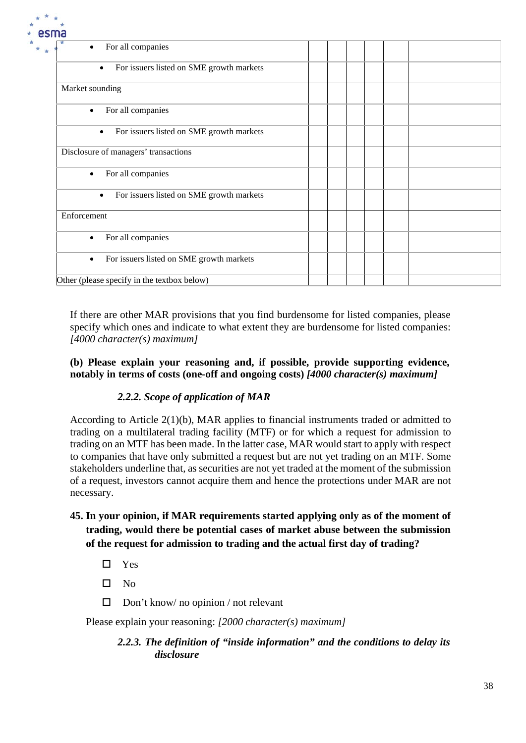| | | | | | | |
|---|---|---|---|---|---|---|
| • For all companies | | | | | | |
| • For issuers listed on SME growth markets | | | | | | |
| Market sounding | | | | | | |
| • For all companies | | | | | | |
| • For issuers listed on SME growth markets | | | | | | |
| Disclosure of managers' transactions | | | | | | |
| • For all companies | | | | | | |
| • For issuers listed on SME growth markets | | | | | | |
| Enforcement | | | | | | |
| • For all companies | | | | | | |
| • For issuers listed on SME growth markets | | | | | | |
| Other (please specify in the textbox below) | | | | | | |

If there are other MAR provisions that you find burdensome for listed companies, please specify which ones and indicate to what extent they are burdensome for listed companies: *[4000 character(s) maximum]*

**(b) Please explain your reasoning and, if possible, provide supporting evidence, notably in terms of costs (one-off and ongoing costs)** ***[4000 character(s) maximum]***

### *2.2.2. Scope of application of MAR*

According to Article 2(1)(b), MAR applies to financial instruments traded or admitted to trading on a multilateral trading facility (MTF) or for which a request for admission to trading on an MTF has been made. In the latter case, MAR would start to apply with respect to companies that have only submitted a request but are not yet trading on an MTF. Some stakeholders underline that, as securities are not yet traded at the moment of the submission of a request, investors cannot acquire them and hence the protections under MAR are not necessary.

**45. In your opinion, if MAR requirements started applying only as of the moment of trading, would there be potential cases of market abuse between the submission of the request for admission to trading and the actual first day of trading?**

- ☐ Yes
- ☐ No
- ☐ Don't know/ no opinion / not relevant

Please explain your reasoning: *[2000 character(s) maximum]*

### *2.2.3. The definition of "inside information" and the conditions to delay its disclosure*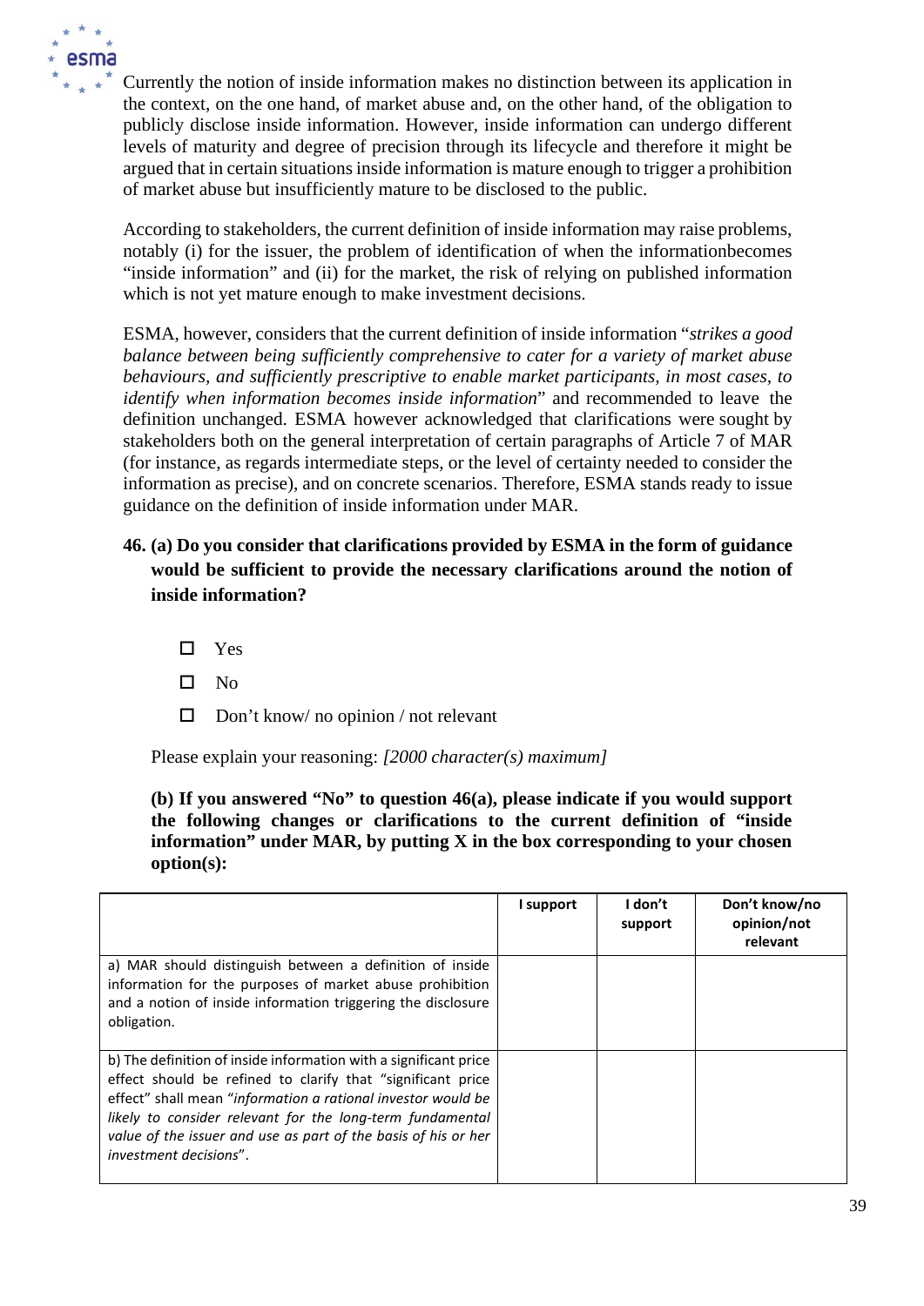Currently the notion of inside information makes no distinction between its application in the context, on the one hand, of market abuse and, on the other hand, of the obligation to publicly disclose inside information. However, inside information can undergo different levels of maturity and degree of precision through its lifecycle and therefore it might be argued that in certain situations inside information is mature enough to trigger a prohibition of market abuse but insufficiently mature to be disclosed to the public.

According to stakeholders, the current definition of inside information may raise problems, notably (i) for the issuer, the problem of identification of when the informationbecomes "inside information" and (ii) for the market, the risk of relying on published information which is not yet mature enough to make investment decisions.

ESMA, however, considers that the current definition of inside information "*strikes a good balance between being sufficiently comprehensive to cater for a variety of market abuse behaviours, and sufficiently prescriptive to enable market participants, in most cases, to identify when information becomes inside information*" and recommended to leave the definition unchanged. ESMA however acknowledged that clarifications were sought by stakeholders both on the general interpretation of certain paragraphs of Article 7 of MAR (for instance, as regards intermediate steps, or the level of certainty needed to consider the information as precise), and on concrete scenarios. Therefore, ESMA stands ready to issue guidance on the definition of inside information under MAR.

**46. (a) Do you consider that clarifications provided by ESMA in the form of guidance would be sufficient to provide the necessary clarifications around the notion of inside information?**

- ☐ Yes
- ☐ No
- ☐ Don't know/ no opinion / not relevant

Please explain your reasoning: *[2000 character(s) maximum]*

**(b) If you answered "No" to question 46(a), please indicate if you would support the following changes or clarifications to the current definition of "inside information" under MAR, by putting X in the box corresponding to your chosen option(s):**

| | I support | I don't support | Don't know/no opinion/not relevant |
|---|---|---|---|
| a) MAR should distinguish between a definition of inside information for the purposes of market abuse prohibition and a notion of inside information triggering the disclosure obligation. | | | |
| b) The definition of inside information with a significant price effect should be refined to clarify that "significant price effect" shall mean "*information a rational investor would be likely to consider relevant for the long-term fundamental value of the issuer and use as part of the basis of his or her investment decisions*". | | | |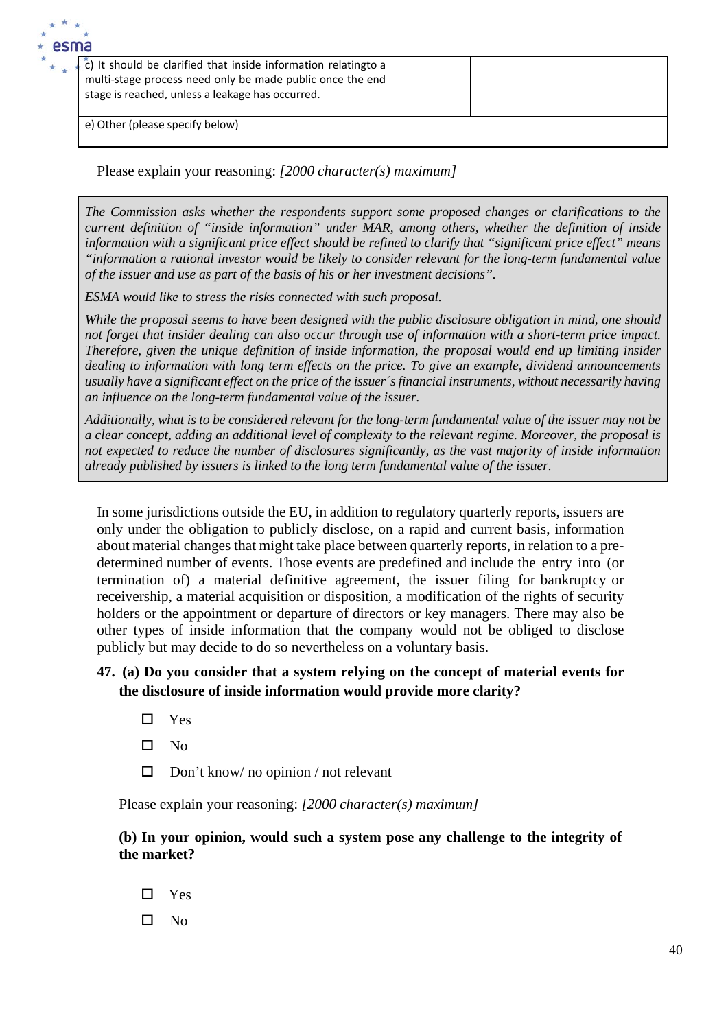| | | | |
|---|---|---|---|
| c) It should be clarified that inside information relatingto a multi-stage process need only be made public once the end stage is reached, unless a leakage has occurred. | | | |
| e) Other (please specify below) | | | |

Please explain your reasoning: *[2000 character(s) maximum]*

> *The Commission asks whether the respondents support some proposed changes or clarifications to the current definition of "inside information" under MAR, among others, whether the definition of inside information with a significant price effect should be refined to clarify that "significant price effect" means "information a rational investor would be likely to consider relevant for the long-term fundamental value of the issuer and use as part of the basis of his or her investment decisions".*
>
> *ESMA would like to stress the risks connected with such proposal.*
>
> *While the proposal seems to have been designed with the public disclosure obligation in mind, one should not forget that insider dealing can also occur through use of information with a short-term price impact. Therefore, given the unique definition of inside information, the proposal would end up limiting insider dealing to information with long term effects on the price. To give an example, dividend announcements usually have a significant effect on the price of the issuer´s financial instruments, without necessarily having an influence on the long-term fundamental value of the issuer.*
>
> *Additionally, what is to be considered relevant for the long-term fundamental value of the issuer may not be a clear concept, adding an additional level of complexity to the relevant regime. Moreover, the proposal is not expected to reduce the number of disclosures significantly, as the vast majority of inside information already published by issuers is linked to the long term fundamental value of the issuer.*

In some jurisdictions outside the EU, in addition to regulatory quarterly reports, issuers are only under the obligation to publicly disclose, on a rapid and current basis, information about material changes that might take place between quarterly reports, in relation to a pre-determined number of events. Those events are predefined and include the entry into (or termination of) a material definitive agreement, the issuer filing for bankruptcy or receivership, a material acquisition or disposition, a modification of the rights of security holders or the appointment or departure of directors or key managers. There may also be other types of inside information that the company would not be obliged to disclose publicly but may decide to do so nevertheless on a voluntary basis.

**47. (a) Do you consider that a system relying on the concept of material events for the disclosure of inside information would provide more clarity?**

- ☐ Yes
- ☐ No
- ☐ Don't know/ no opinion / not relevant

Please explain your reasoning: *[2000 character(s) maximum]*

**(b) In your opinion, would such a system pose any challenge to the integrity of the market?**

- ☐ Yes
- ☐ No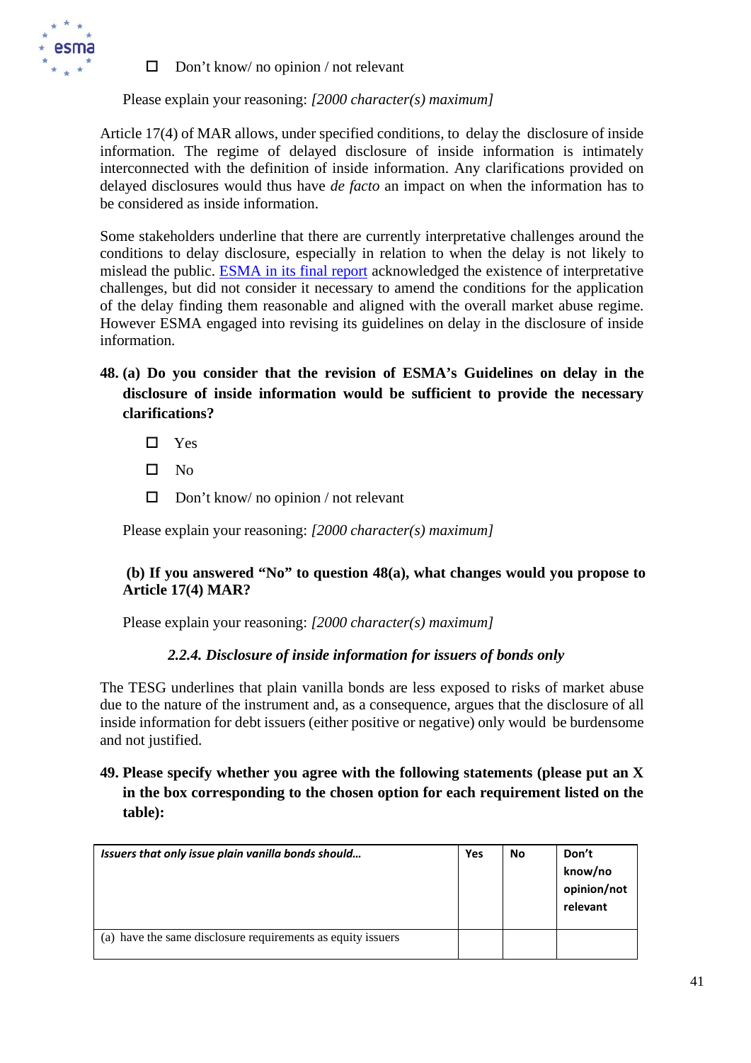- ☐ Don't know/ no opinion / not relevant

Please explain your reasoning: *[2000 character(s) maximum]*

Article 17(4) of MAR allows, under specified conditions, to delay the disclosure of inside information. The regime of delayed disclosure of inside information is intimately interconnected with the definition of inside information. Any clarifications provided on delayed disclosures would thus have *de facto* an impact on when the information has to be considered as inside information.

Some stakeholders underline that there are currently interpretative challenges around the conditions to delay disclosure, especially in relation to when the delay is not likely to mislead the public. ESMA in its final report acknowledged the existence of interpretative challenges, but did not consider it necessary to amend the conditions for the application of the delay finding them reasonable and aligned with the overall market abuse regime. However ESMA engaged into revising its guidelines on delay in the disclosure of inside information.

**48. (a) Do you consider that the revision of ESMA's Guidelines on delay in the disclosure of inside information would be sufficient to provide the necessary clarifications?**

- ☐ Yes
- ☐ No
- ☐ Don't know/ no opinion / not relevant

Please explain your reasoning: *[2000 character(s) maximum]*

**(b) If you answered "No" to question 48(a), what changes would you propose to Article 17(4) MAR?**

Please explain your reasoning: *[2000 character(s) maximum]*

### *2.2.4. Disclosure of inside information for issuers of bonds only*

The TESG underlines that plain vanilla bonds are less exposed to risks of market abuse due to the nature of the instrument and, as a consequence, argues that the disclosure of all inside information for debt issuers (either positive or negative) only would be burdensome and not justified.

**49. Please specify whether you agree with the following statements (please put an X in the box corresponding to the chosen option for each requirement listed on the table):**

| ***Issuers that only issue plain vanilla bonds should…*** | **Yes** | **No** | **Don't know/no opinion/not relevant** |
|---|---|---|---|
| (a) have the same disclosure requirements as equity issuers | | | |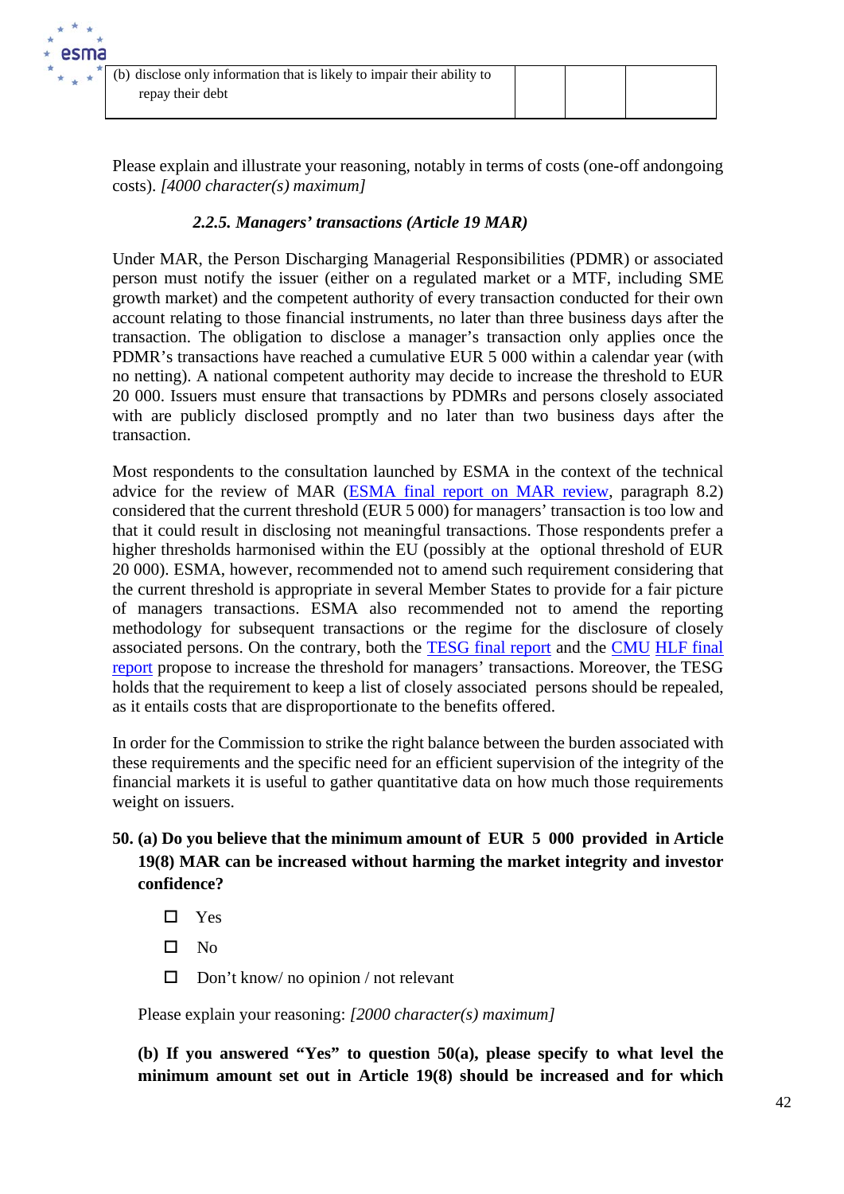| (b) disclose only information that is likely to impair their ability to repay their debt | | | |
|---|---|---|---|

Please explain and illustrate your reasoning, notably in terms of costs (one-off andongoing costs). *[4000 character(s) maximum]*

### *2.2.5. Managers' transactions (Article 19 MAR)*

Under MAR, the Person Discharging Managerial Responsibilities (PDMR) or associated person must notify the issuer (either on a regulated market or a MTF, including SME growth market) and the competent authority of every transaction conducted for their own account relating to those financial instruments, no later than three business days after the transaction. The obligation to disclose a manager's transaction only applies once the PDMR's transactions have reached a cumulative EUR 5 000 within a calendar year (with no netting). A national competent authority may decide to increase the threshold to EUR 20 000. Issuers must ensure that transactions by PDMRs and persons closely associated with are publicly disclosed promptly and no later than two business days after the transaction.

Most respondents to the consultation launched by ESMA in the context of the technical advice for the review of MAR (ESMA final report on MAR review, paragraph 8.2) considered that the current threshold (EUR 5 000) for managers' transaction is too low and that it could result in disclosing not meaningful transactions. Those respondents prefer a higher thresholds harmonised within the EU (possibly at the optional threshold of EUR 20 000). ESMA, however, recommended not to amend such requirement considering that the current threshold is appropriate in several Member States to provide for a fair picture of managers transactions. ESMA also recommended not to amend the reporting methodology for subsequent transactions or the regime for the disclosure of closely associated persons. On the contrary, both the TESG final report and the CMU HLF final report propose to increase the threshold for managers' transactions. Moreover, the TESG holds that the requirement to keep a list of closely associated persons should be repealed, as it entails costs that are disproportionate to the benefits offered.

In order for the Commission to strike the right balance between the burden associated with these requirements and the specific need for an efficient supervision of the integrity of the financial markets it is useful to gather quantitative data on how much those requirements weight on issuers.

**50. (a) Do you believe that the minimum amount of EUR 5 000 provided in Article 19(8) MAR can be increased without harming the market integrity and investor confidence?**

- ☐ Yes
- ☐ No
- ☐ Don't know/ no opinion / not relevant

Please explain your reasoning: *[2000 character(s) maximum]*

**(b) If you answered "Yes" to question 50(a), please specify to what level the minimum amount set out in Article 19(8) should be increased and for which**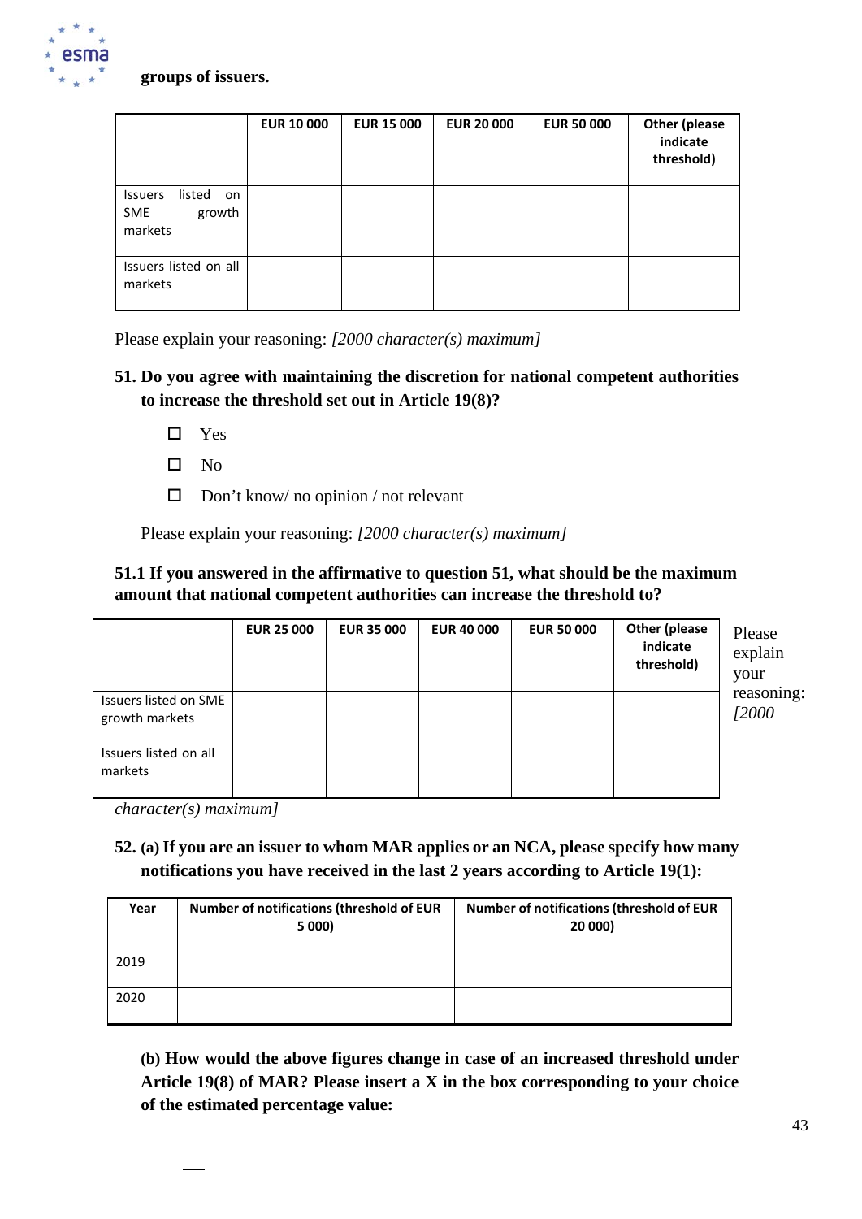**groups of issuers.**

| | EUR 10 000 | EUR 15 000 | EUR 20 000 | EUR 50 000 | Other (please indicate threshold) |
|---|---|---|---|---|---|
| Issuers listed on SME growth markets | | | | | |
| Issuers listed on all markets | | | | | |

Please explain your reasoning: *[2000 character(s) maximum]*

**51. Do you agree with maintaining the discretion for national competent authorities to increase the threshold set out in Article 19(8)?**

- ☐ Yes
- ☐ No
- ☐ Don't know/ no opinion / not relevant

Please explain your reasoning: *[2000 character(s) maximum]*

**51.1 If you answered in the affirmative to question 51, what should be the maximum amount that national competent authorities can increase the threshold to?**

| | EUR 25 000 | EUR 35 000 | EUR 40 000 | EUR 50 000 | Other (please indicate threshold) |
|---|---|---|---|---|---|
| Issuers listed on SME growth markets | | | | | |
| Issuers listed on all markets | | | | | |

Please explain your reasoning: *[2000 character(s) maximum]*

**52. (a) If you are an issuer to whom MAR applies or an NCA, please specify how many notifications you have received in the last 2 years according to Article 19(1):**

| Year | Number of notifications (threshold of EUR 5 000) | Number of notifications (threshold of EUR 20 000) |
|---|---|---|
| 2019 | | |
| 2020 | | |

**(b) How would the above figures change in case of an increased threshold under Article 19(8) of MAR? Please insert a X in the box corresponding to your choice of the estimated percentage value:**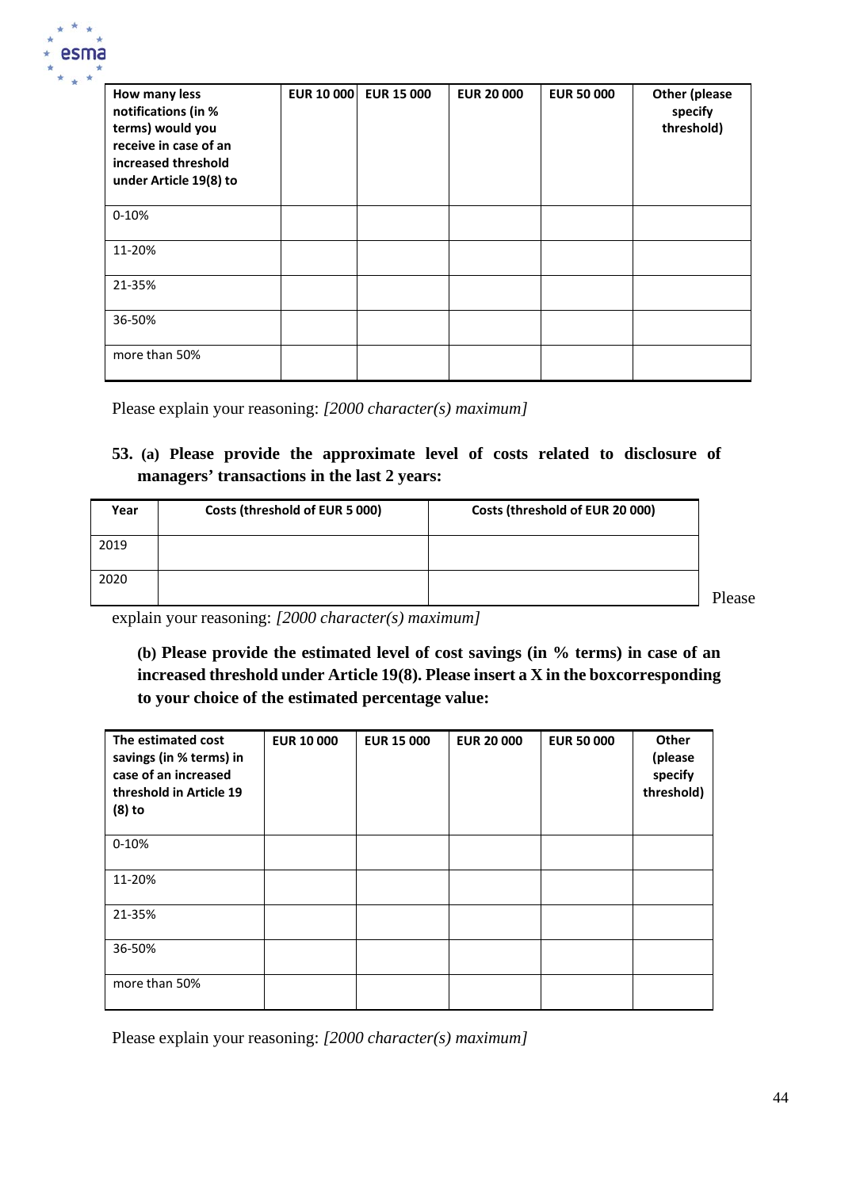| How many less notifications (in % terms) would you receive in case of an increased threshold under Article 19(8) to | EUR 10 000 | EUR 15 000 | EUR 20 000 | EUR 50 000 | Other (please specify threshold) |
|---|---|---|---|---|---|
| 0-10% | | | | | |
| 11-20% | | | | | |
| 21-35% | | | | | |
| 36-50% | | | | | |
| more than 50% | | | | | |

Please explain your reasoning: *[2000 character(s) maximum]*

**53. (a) Please provide the approximate level of costs related to disclosure of managers' transactions in the last 2 years:**

| Year | Costs (threshold of EUR 5 000) | Costs (threshold of EUR 20 000) |
|---|---|---|
| 2019 | | |
| 2020 | | |

Please explain your reasoning: *[2000 character(s) maximum]*

**(b) Please provide the estimated level of cost savings (in % terms) in case of an increased threshold under Article 19(8). Please insert a X in the boxcorresponding to your choice of the estimated percentage value:**

| The estimated cost savings (in % terms) in case of an increased threshold in Article 19 (8) to | EUR 10 000 | EUR 15 000 | EUR 20 000 | EUR 50 000 | Other (please specify threshold) |
|---|---|---|---|---|---|
| 0-10% | | | | | |
| 11-20% | | | | | |
| 21-35% | | | | | |
| 36-50% | | | | | |
| more than 50% | | | | | |

Please explain your reasoning: *[2000 character(s) maximum]*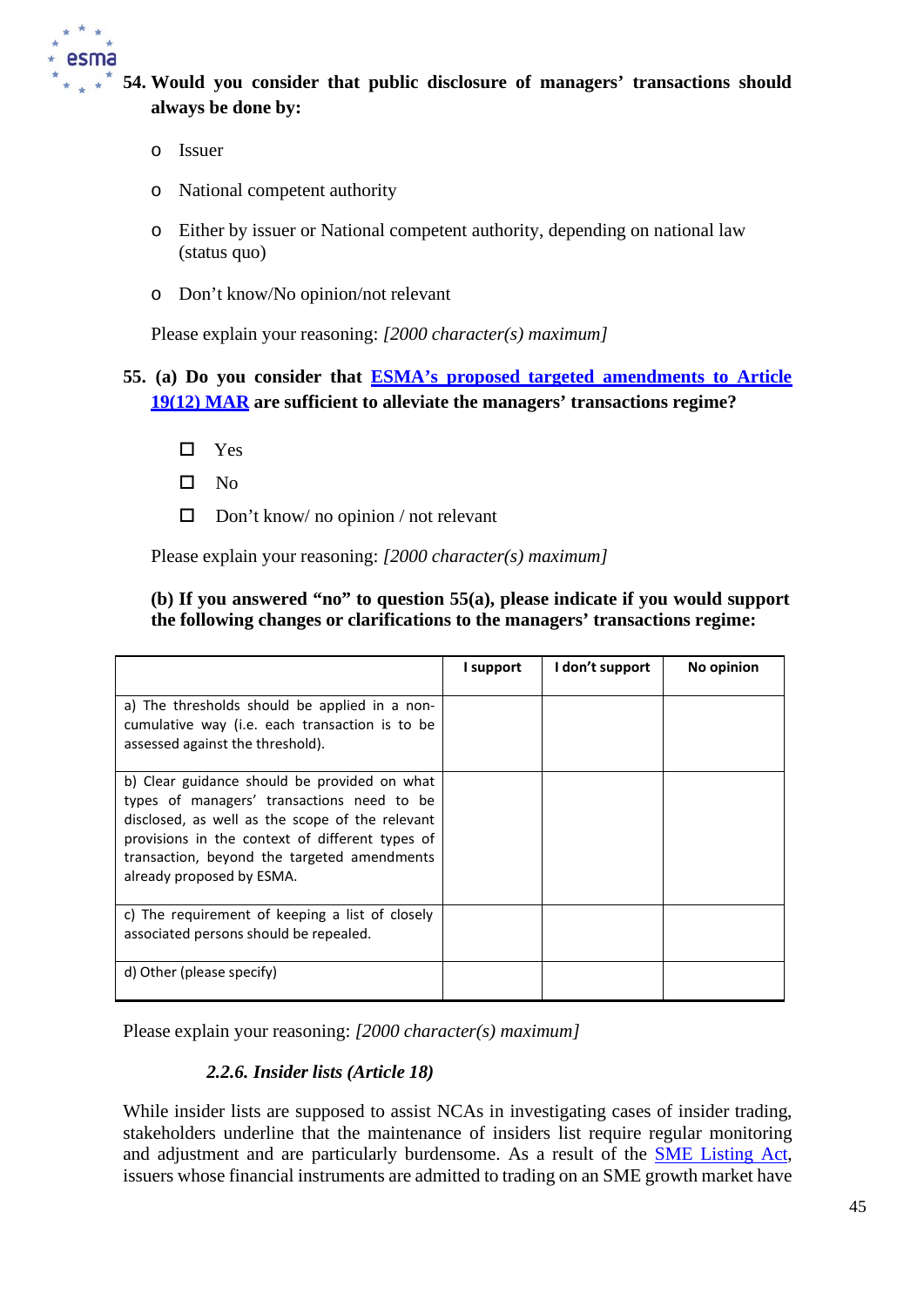**54. Would you consider that public disclosure of managers' transactions should always be done by:**

- Issuer
- National competent authority
- Either by issuer or National competent authority, depending on national law (status quo)
- Don't know/No opinion/not relevant

Please explain your reasoning: *[2000 character(s) maximum]*

**55. (a) Do you consider that [ESMA's proposed targeted amendments to Article 19(12) MAR]() are sufficient to alleviate the managers' transactions regime?**

- ☐ Yes
- ☐ No
- ☐ Don't know/ no opinion / not relevant

Please explain your reasoning: *[2000 character(s) maximum]*

**(b) If you answered "no" to question 55(a), please indicate if you would support the following changes or clarifications to the managers' transactions regime:**

| | I support | I don't support | No opinion |
|---|---|---|---|
| a) The thresholds should be applied in a non-cumulative way (i.e. each transaction is to be assessed against the threshold). | | | |
| b) Clear guidance should be provided on what types of managers' transactions need to be disclosed, as well as the scope of the relevant provisions in the context of different types of transaction, beyond the targeted amendments already proposed by ESMA. | | | |
| c) The requirement of keeping a list of closely associated persons should be repealed. | | | |
| d) Other (please specify) | | | |

Please explain your reasoning: *[2000 character(s) maximum]*

### *2.2.6. Insider lists (Article 18)*

While insider lists are supposed to assist NCAs in investigating cases of insider trading, stakeholders underline that the maintenance of insiders list require regular monitoring and adjustment and are particularly burdensome. As a result of the [SME Listing Act](), issuers whose financial instruments are admitted to trading on an SME growth market have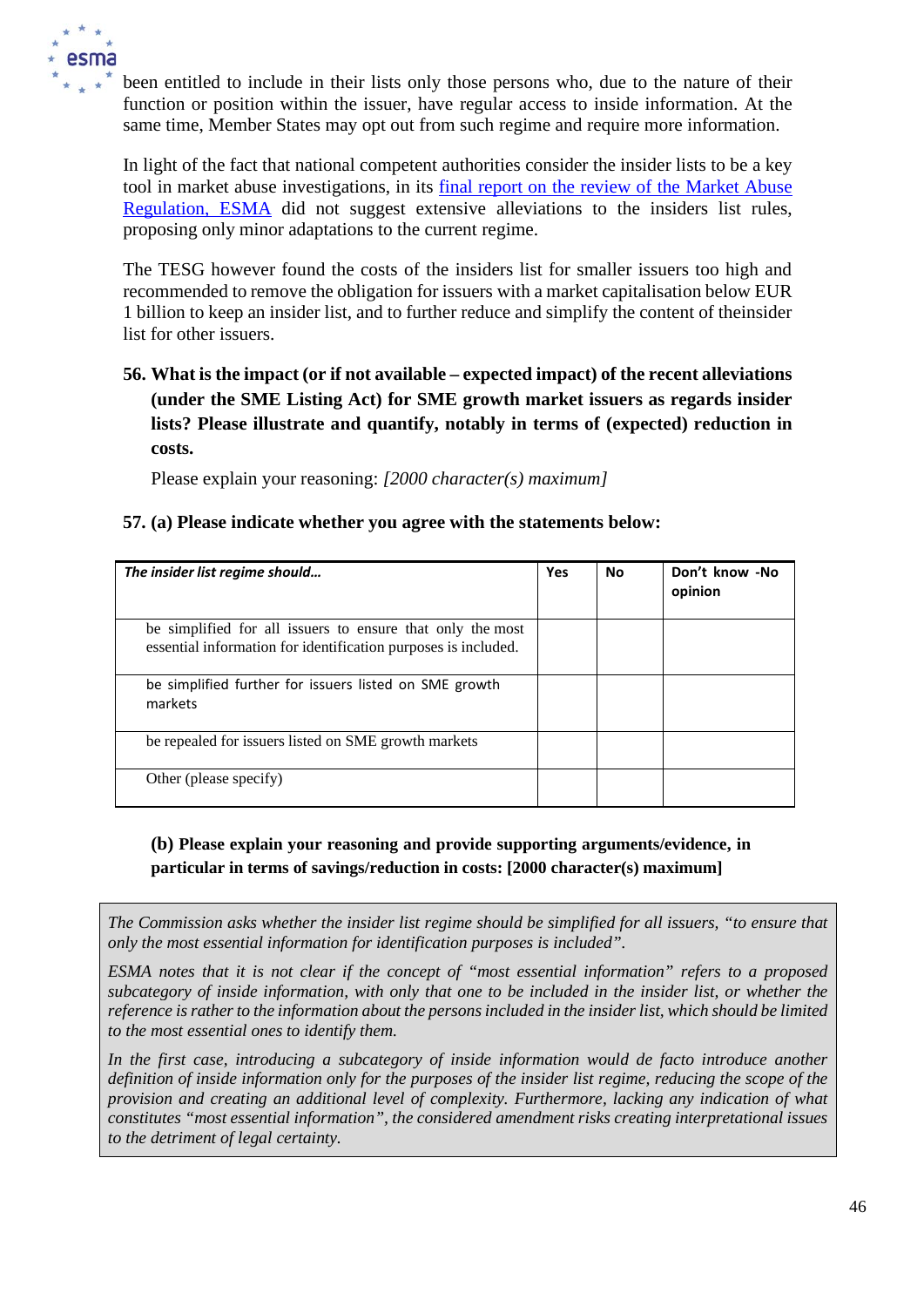been entitled to include in their lists only those persons who, due to the nature of their function or position within the issuer, have regular access to inside information. At the same time, Member States may opt out from such regime and require more information.

In light of the fact that national competent authorities consider the insider lists to be a key tool in market abuse investigations, in its [final report on the review of the Market Abuse Regulation, ESMA]() did not suggest extensive alleviations to the insiders list rules, proposing only minor adaptations to the current regime.

The TESG however found the costs of the insiders list for smaller issuers too high and recommended to remove the obligation for issuers with a market capitalisation below EUR 1 billion to keep an insider list, and to further reduce and simplify the content of theinsider list for other issuers.

**56. What is the impact (or if not available – expected impact) of the recent alleviations (under the SME Listing Act) for SME growth market issuers as regards insider lists? Please illustrate and quantify, notably in terms of (expected) reduction in costs.**

Please explain your reasoning: *[2000 character(s) maximum]*

**57. (a) Please indicate whether you agree with the statements below:**

| ***The insider list regime should…*** | **Yes** | **No** | **Don't know -No opinion** |
|---|---|---|---|
| be simplified for all issuers to ensure that only the most essential information for identification purposes is included. | | | |
| be simplified further for issuers listed on SME growth markets | | | |
| be repealed for issuers listed on SME growth markets | | | |
| Other (please specify) | | | |

**(b) Please explain your reasoning and provide supporting arguments/evidence, in particular in terms of savings/reduction in costs: [2000 character(s) maximum]**

*The Commission asks whether the insider list regime should be simplified for all issuers, "to ensure that only the most essential information for identification purposes is included".*

*ESMA notes that it is not clear if the concept of "most essential information" refers to a proposed subcategory of inside information, with only that one to be included in the insider list, or whether the reference is rather to the information about the persons included in the insider list, which should be limited to the most essential ones to identify them.*

*In the first case, introducing a subcategory of inside information would de facto introduce another definition of inside information only for the purposes of the insider list regime, reducing the scope of the provision and creating an additional level of complexity. Furthermore, lacking any indication of what constitutes "most essential information", the considered amendment risks creating interpretational issues to the detriment of legal certainty.*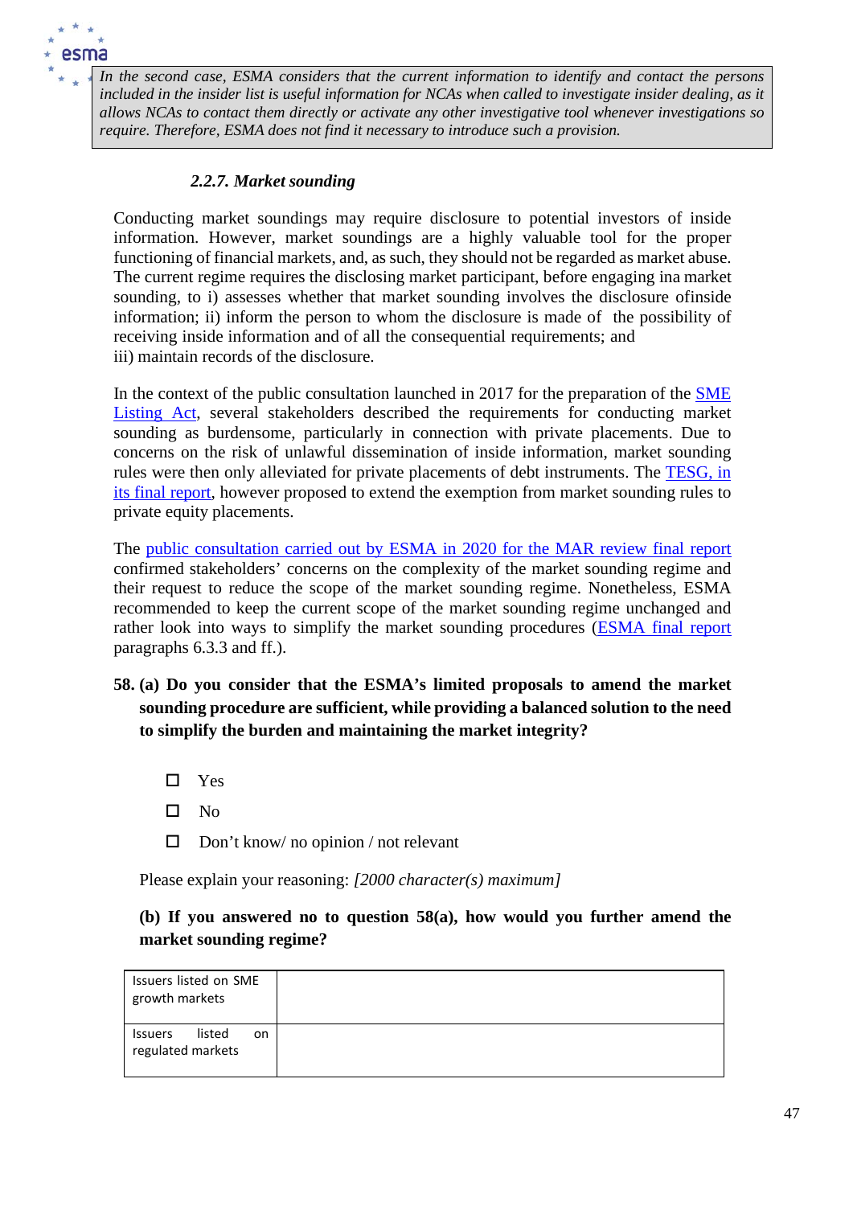*In the second case, ESMA considers that the current information to identify and contact the persons included in the insider list is useful information for NCAs when called to investigate insider dealing, as it allows NCAs to contact them directly or activate any other investigative tool whenever investigations so require. Therefore, ESMA does not find it necessary to introduce such a provision.*

### *2.2.7. Market sounding*

Conducting market soundings may require disclosure to potential investors of inside information. However, market soundings are a highly valuable tool for the proper functioning of financial markets, and, as such, they should not be regarded as market abuse. The current regime requires the disclosing market participant, before engaging ina market sounding, to i) assesses whether that market sounding involves the disclosure ofinside information; ii) inform the person to whom the disclosure is made of the possibility of receiving inside information and of all the consequential requirements; and iii) maintain records of the disclosure.

In the context of the public consultation launched in 2017 for the preparation of the SME Listing Act, several stakeholders described the requirements for conducting market sounding as burdensome, particularly in connection with private placements. Due to concerns on the risk of unlawful dissemination of inside information, market sounding rules were then only alleviated for private placements of debt instruments. The TESG, in its final report, however proposed to extend the exemption from market sounding rules to private equity placements.

The public consultation carried out by ESMA in 2020 for the MAR review final report confirmed stakeholders' concerns on the complexity of the market sounding regime and their request to reduce the scope of the market sounding regime. Nonetheless, ESMA recommended to keep the current scope of the market sounding regime unchanged and rather look into ways to simplify the market sounding procedures (ESMA final report paragraphs 6.3.3 and ff.).

**58. (a) Do you consider that the ESMA's limited proposals to amend the market sounding procedure are sufficient, while providing a balanced solution to the need to simplify the burden and maintaining the market integrity?**

- ☐ Yes
- ☐ No
- ☐ Don't know/ no opinion / not relevant

Please explain your reasoning: *[2000 character(s) maximum]*

**(b) If you answered no to question 58(a), how would you further amend the market sounding regime?**

| | |
|---|---|
| Issuers listed on SME growth markets | |
| Issuers listed on regulated markets | |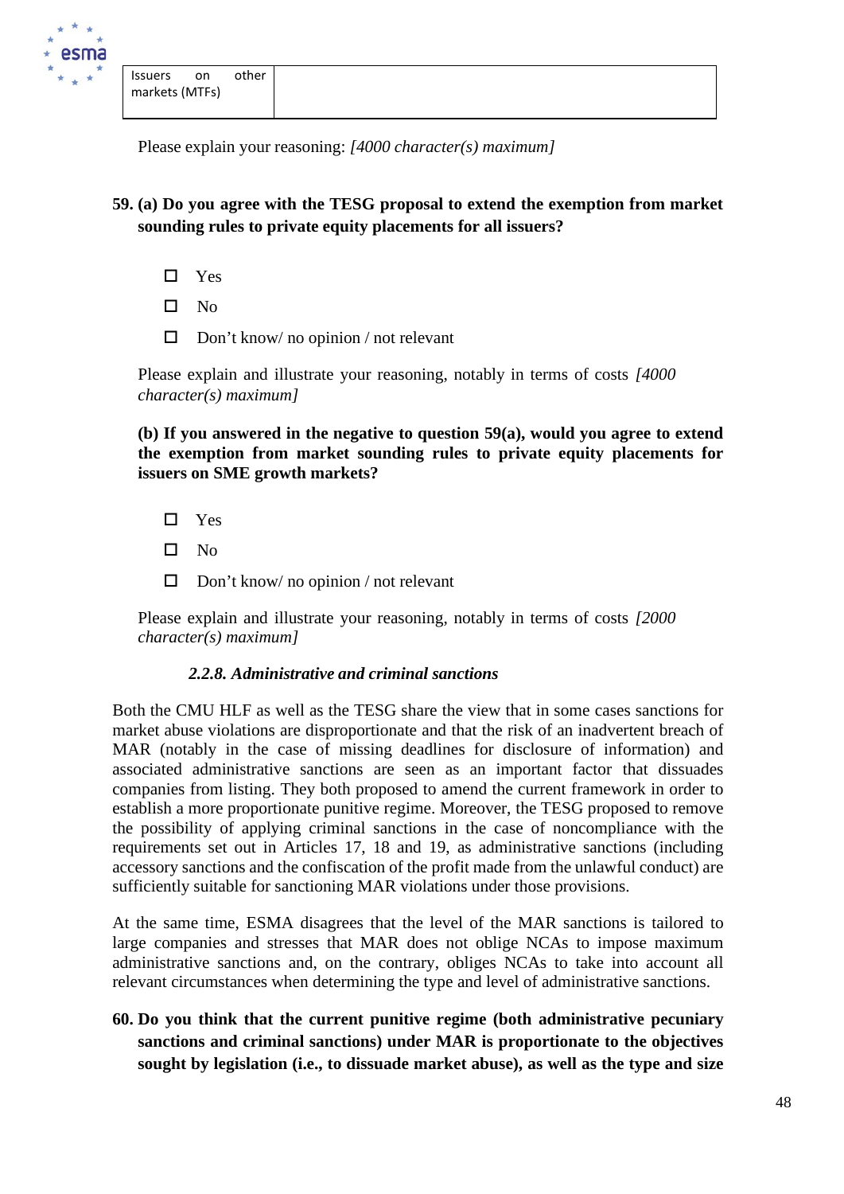| Issuers on other markets (MTFs) | |
|---|---|

Please explain your reasoning: *[4000 character(s) maximum]*

**59. (a) Do you agree with the TESG proposal to extend the exemption from market sounding rules to private equity placements for all issuers?**

- ☐ Yes
- ☐ No
- ☐ Don't know/ no opinion / not relevant

Please explain and illustrate your reasoning, notably in terms of costs *[4000 character(s) maximum]*

**(b) If you answered in the negative to question 59(a), would you agree to extend the exemption from market sounding rules to private equity placements for issuers on SME growth markets?**

- ☐ Yes
- ☐ No
- ☐ Don't know/ no opinion / not relevant

Please explain and illustrate your reasoning, notably in terms of costs *[2000 character(s) maximum]*

### *2.2.8. Administrative and criminal sanctions*

Both the CMU HLF as well as the TESG share the view that in some cases sanctions for market abuse violations are disproportionate and that the risk of an inadvertent breach of MAR (notably in the case of missing deadlines for disclosure of information) and associated administrative sanctions are seen as an important factor that dissuades companies from listing. They both proposed to amend the current framework in order to establish a more proportionate punitive regime. Moreover, the TESG proposed to remove the possibility of applying criminal sanctions in the case of noncompliance with the requirements set out in Articles 17, 18 and 19, as administrative sanctions (including accessory sanctions and the confiscation of the profit made from the unlawful conduct) are sufficiently suitable for sanctioning MAR violations under those provisions.

At the same time, ESMA disagrees that the level of the MAR sanctions is tailored to large companies and stresses that MAR does not oblige NCAs to impose maximum administrative sanctions and, on the contrary, obliges NCAs to take into account all relevant circumstances when determining the type and level of administrative sanctions.

**60. Do you think that the current punitive regime (both administrative pecuniary sanctions and criminal sanctions) under MAR is proportionate to the objectives sought by legislation (i.e., to dissuade market abuse), as well as the type and size**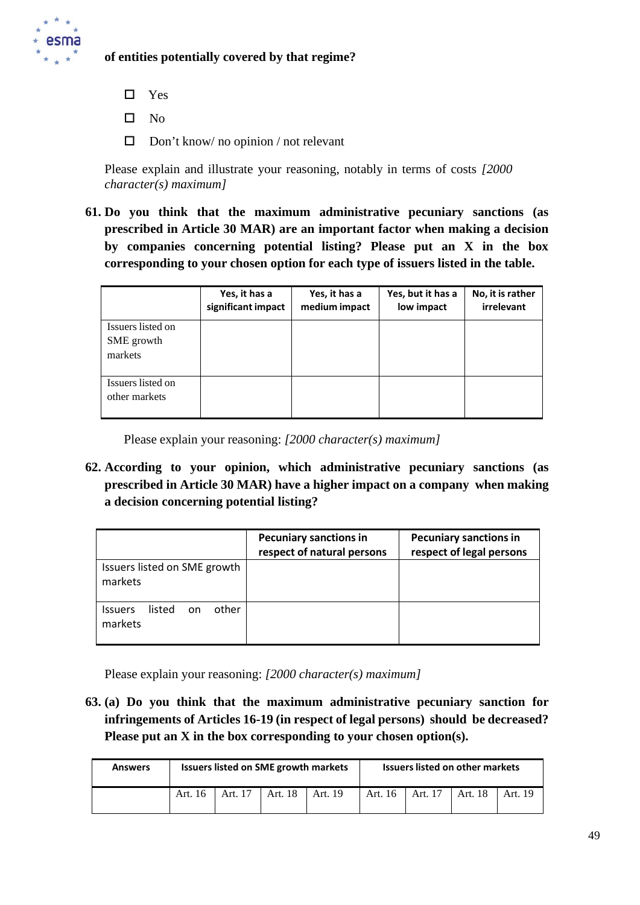**of entities potentially covered by that regime?**

- ☐ Yes
- ☐ No
- ☐ Don't know/ no opinion / not relevant

Please explain and illustrate your reasoning, notably in terms of costs *[2000 character(s) maximum]*

**61. Do you think that the maximum administrative pecuniary sanctions (as prescribed in Article 30 MAR) are an important factor when making a decision by companies concerning potential listing? Please put an X in the box corresponding to your chosen option for each type of issuers listed in the table.**

| | Yes, it has a significant impact | Yes, it has a medium impact | Yes, but it has a low impact | No, it is rather irrelevant |
|---|---|---|---|---|
| Issuers listed on SME growth markets | | | | |
| Issuers listed on other markets | | | | |

Please explain your reasoning: *[2000 character(s) maximum]*

**62. According to your opinion, which administrative pecuniary sanctions (as prescribed in Article 30 MAR) have a higher impact on a company when making a decision concerning potential listing?**

| | Pecuniary sanctions in respect of natural persons | Pecuniary sanctions in respect of legal persons |
|---|---|---|
| Issuers listed on SME growth markets | | |
| Issuers listed on other markets | | |

Please explain your reasoning: *[2000 character(s) maximum]*

**63. (a) Do you think that the maximum administrative pecuniary sanction for infringements of Articles 16-19 (in respect of legal persons) should be decreased? Please put an X in the box corresponding to your chosen option(s).**

| Answers | Issuers listed on SME growth markets | | | | Issuers listed on other markets | | | |
|---|---|---|---|---|---|---|---|---|
| | Art. 16 | Art. 17 | Art. 18 | Art. 19 | Art. 16 | Art. 17 | Art. 18 | Art. 19 |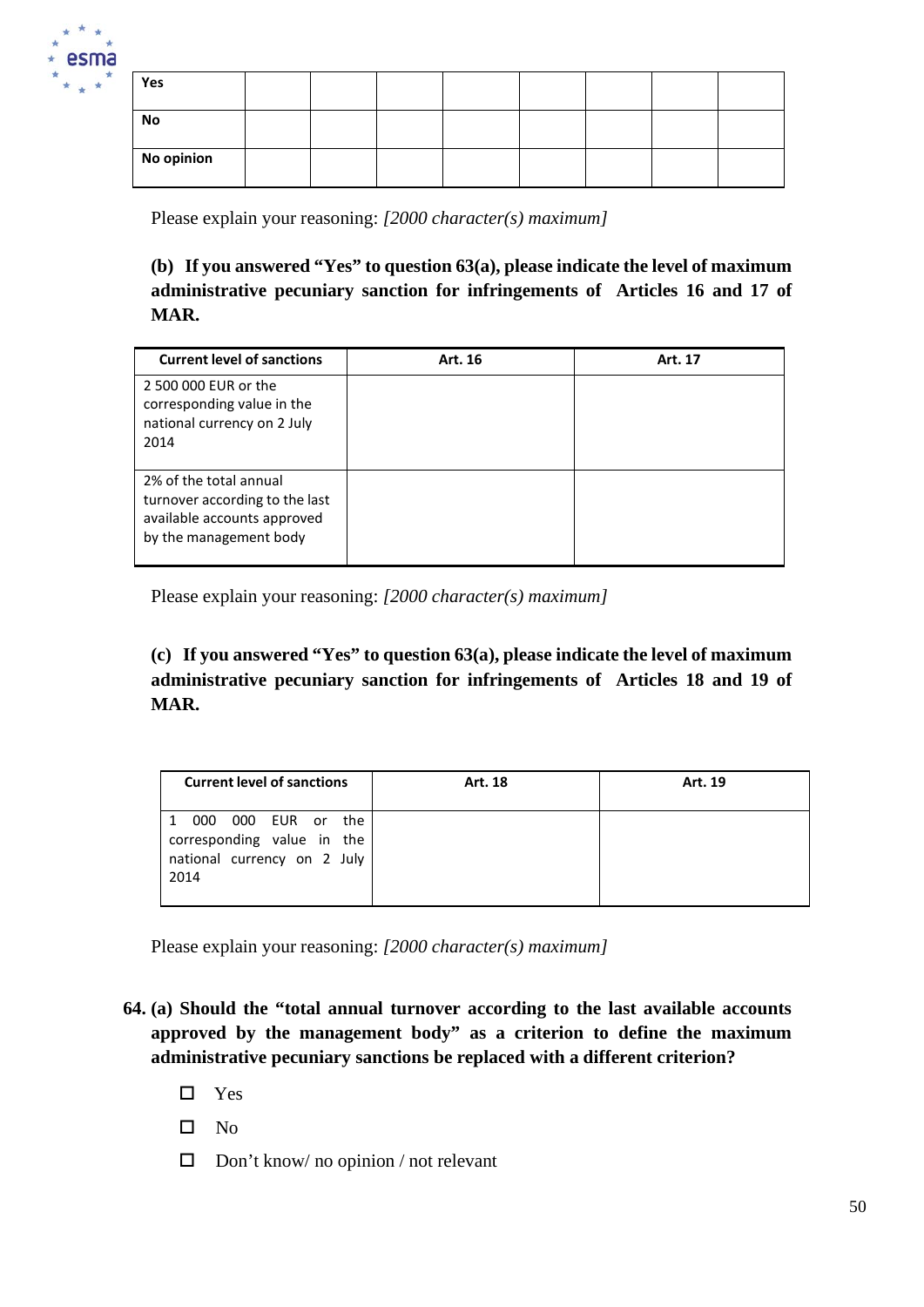| Yes | | | | | | | | |
|---|---|---|---|---|---|---|---|---|
| No | | | | | | | | |
| No opinion | | | | | | | | |

Please explain your reasoning: *[2000 character(s) maximum]*

**(b) If you answered "Yes" to question 63(a), please indicate the level of maximum administrative pecuniary sanction for infringements of Articles 16 and 17 of MAR.**

| Current level of sanctions | Art. 16 | Art. 17 |
|---|---|---|
| 2 500 000 EUR or the corresponding value in the national currency on 2 July 2014 | | |
| 2% of the total annual turnover according to the last available accounts approved by the management body | | |

Please explain your reasoning: *[2000 character(s) maximum]*

**(c) If you answered "Yes" to question 63(a), please indicate the level of maximum administrative pecuniary sanction for infringements of Articles 18 and 19 of MAR.**

| Current level of sanctions | Art. 18 | Art. 19 |
|---|---|---|
| 1 000 000 EUR or the corresponding value in the national currency on 2 July 2014 | | |

Please explain your reasoning: *[2000 character(s) maximum]*

**64. (a) Should the "total annual turnover according to the last available accounts approved by the management body" as a criterion to define the maximum administrative pecuniary sanctions be replaced with a different criterion?**

- ☐ Yes
- ☐ No
- ☐ Don't know/ no opinion / not relevant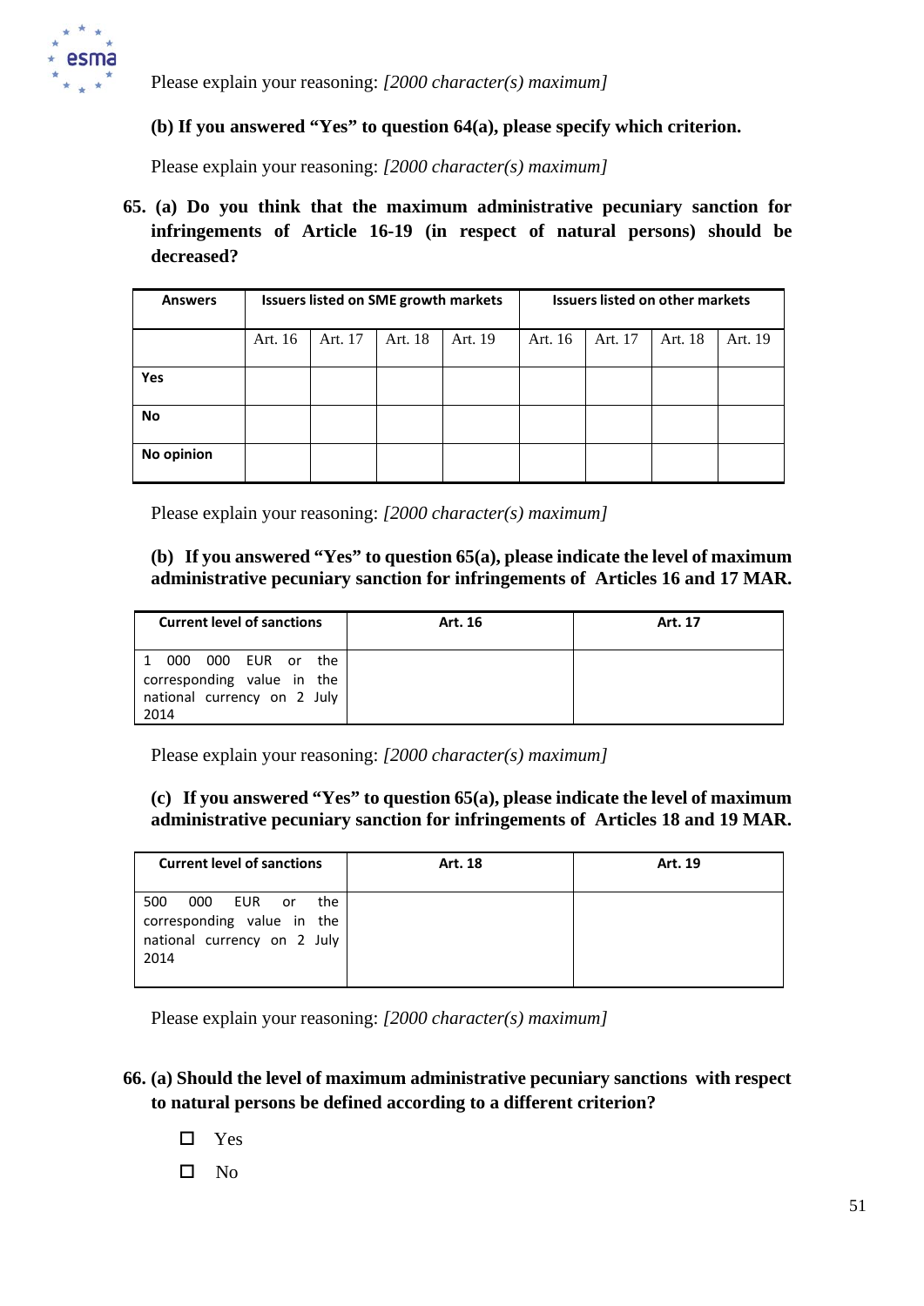Please explain your reasoning: *[2000 character(s) maximum]*

**(b) If you answered "Yes" to question 64(a), please specify which criterion.**

Please explain your reasoning: *[2000 character(s) maximum]*

**65. (a) Do you think that the maximum administrative pecuniary sanction for infringements of Article 16-19 (in respect of natural persons) should be decreased?**

| Answers | Issuers listed on SME growth markets | | | | Issuers listed on other markets | | | |
|---|---|---|---|---|---|---|---|---|
| | Art. 16 | Art. 17 | Art. 18 | Art. 19 | Art. 16 | Art. 17 | Art. 18 | Art. 19 |
| **Yes** | | | | | | | | |
| **No** | | | | | | | | |
| **No opinion** | | | | | | | | |

Please explain your reasoning: *[2000 character(s) maximum]*

**(b) If you answered "Yes" to question 65(a), please indicate the level of maximum administrative pecuniary sanction for infringements of Articles 16 and 17 MAR.**

| Current level of sanctions | Art. 16 | Art. 17 |
|---|---|---|
| 1 000 000 EUR or the corresponding value in the national currency on 2 July 2014 | | |

Please explain your reasoning: *[2000 character(s) maximum]*

**(c) If you answered "Yes" to question 65(a), please indicate the level of maximum administrative pecuniary sanction for infringements of Articles 18 and 19 MAR.**

| Current level of sanctions | Art. 18 | Art. 19 |
|---|---|---|
| 500 000 EUR or the corresponding value in the national currency on 2 July 2014 | | |

Please explain your reasoning: *[2000 character(s) maximum]*

**66. (a) Should the level of maximum administrative pecuniary sanctions with respect to natural persons be defined according to a different criterion?**

- ☐ Yes
- ☐ No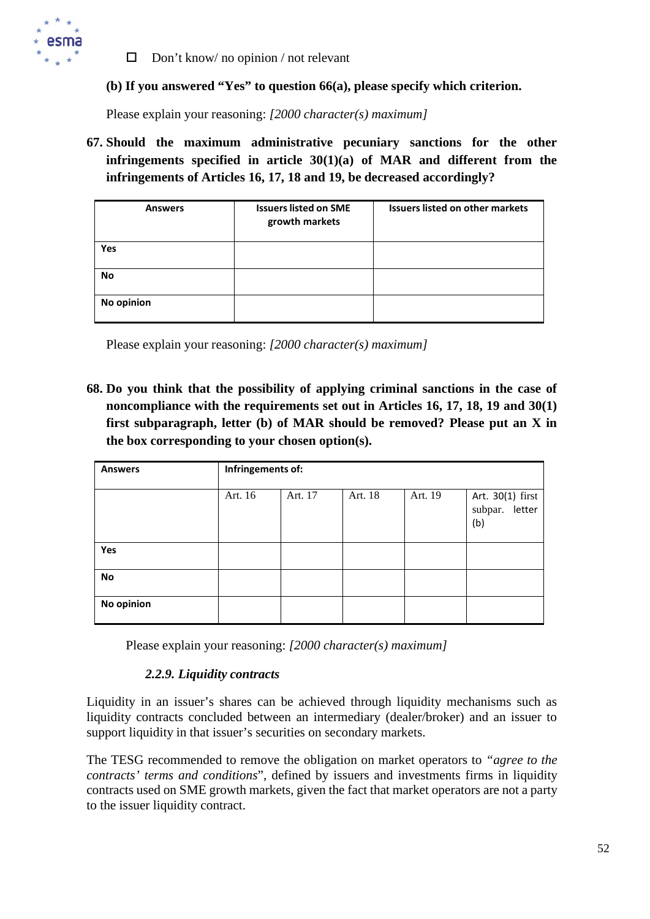☐ Don't know/ no opinion / not relevant

**(b) If you answered "Yes" to question 66(a), please specify which criterion.**

Please explain your reasoning: *[2000 character(s) maximum]*

**67. Should the maximum administrative pecuniary sanctions for the other infringements specified in article 30(1)(a) of MAR and different from the infringements of Articles 16, 17, 18 and 19, be decreased accordingly?**

| Answers | Issuers listed on SME growth markets | Issuers listed on other markets |
|---|---|---|
| Yes | | |
| No | | |
| No opinion | | |

Please explain your reasoning: *[2000 character(s) maximum]*

**68. Do you think that the possibility of applying criminal sanctions in the case of noncompliance with the requirements set out in Articles 16, 17, 18, 19 and 30(1) first subparagraph, letter (b) of MAR should be removed? Please put an X in the box corresponding to your chosen option(s).**

| Answers | Infringements of: | | | | |
|---|---|---|---|---|---|
| | Art. 16 | Art. 17 | Art. 18 | Art. 19 | Art. 30(1) first subpar. letter (b) |
| Yes | | | | | |
| No | | | | | |
| No opinion | | | | | |

Please explain your reasoning: *[2000 character(s) maximum]*

### *2.2.9. Liquidity contracts*

Liquidity in an issuer's shares can be achieved through liquidity mechanisms such as liquidity contracts concluded between an intermediary (dealer/broker) and an issuer to support liquidity in that issuer's securities on secondary markets.

The TESG recommended to remove the obligation on market operators to *"agree to the contracts' terms and conditions*", defined by issuers and investments firms in liquidity contracts used on SME growth markets, given the fact that market operators are not a party to the issuer liquidity contract.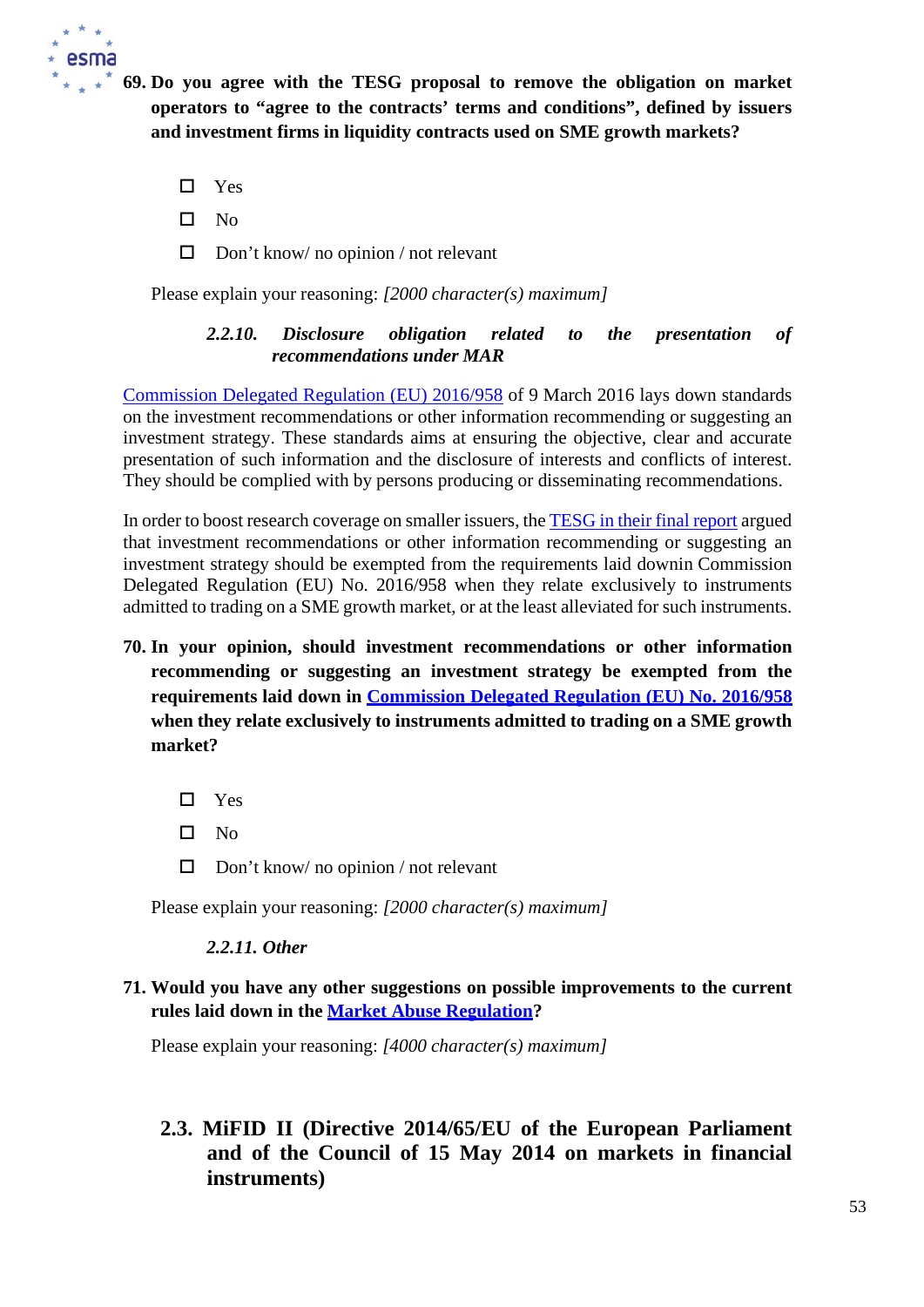**69. Do you agree with the TESG proposal to remove the obligation on market operators to "agree to the contracts' terms and conditions", defined by issuers and investment firms in liquidity contracts used on SME growth markets?**

- ☐ Yes
- ☐ No
- ☐ Don't know/ no opinion / not relevant

Please explain your reasoning: *[2000 character(s) maximum]*

#### *2.2.10. Disclosure obligation related to the presentation of recommendations under MAR*

Commission Delegated Regulation (EU) 2016/958 of 9 March 2016 lays down standards on the investment recommendations or other information recommending or suggesting an investment strategy. These standards aims at ensuring the objective, clear and accurate presentation of such information and the disclosure of interests and conflicts of interest. They should be complied with by persons producing or disseminating recommendations.

In order to boost research coverage on smaller issuers, the TESG in their final report argued that investment recommendations or other information recommending or suggesting an investment strategy should be exempted from the requirements laid downin Commission Delegated Regulation (EU) No. 2016/958 when they relate exclusively to instruments admitted to trading on a SME growth market, or at the least alleviated for such instruments.

**70. In your opinion, should investment recommendations or other information recommending or suggesting an investment strategy be exempted from the requirements laid down in Commission Delegated Regulation (EU) No. 2016/958 when they relate exclusively to instruments admitted to trading on a SME growth market?**

- ☐ Yes
- ☐ No
- ☐ Don't know/ no opinion / not relevant

Please explain your reasoning: *[2000 character(s) maximum]*

#### *2.2.11. Other*

**71. Would you have any other suggestions on possible improvements to the current rules laid down in the Market Abuse Regulation?**

Please explain your reasoning: *[4000 character(s) maximum]*

## 2.3. MiFID II (Directive 2014/65/EU of the European Parliament and of the Council of 15 May 2014 on markets in financial instruments)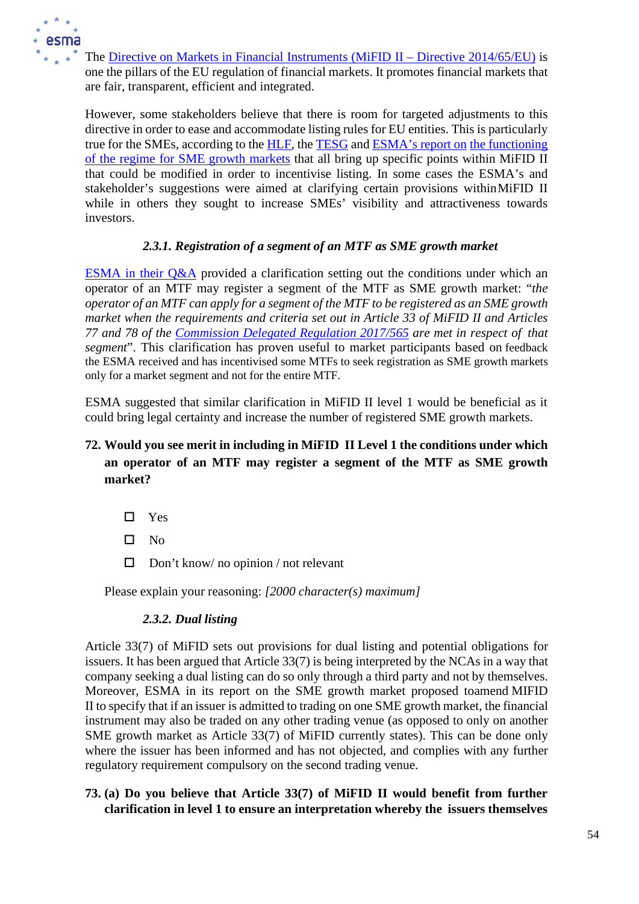The [Directive on Markets in Financial Instruments (MiFID II – Directive 2014/65/EU)](#) is one the pillars of the EU regulation of financial markets. It promotes financial markets that are fair, transparent, efficient and integrated.

However, some stakeholders believe that there is room for targeted adjustments to this directive in order to ease and accommodate listing rules for EU entities. This is particularly true for the SMEs, according to the [HLF](#), the [TESG](#) and [ESMA's report on the functioning of the regime for SME growth markets](#) that all bring up specific points within MiFID II that could be modified in order to incentivise listing. In some cases the ESMA's and stakeholder's suggestions were aimed at clarifying certain provisions withinMiFID II while in others they sought to increase SMEs' visibility and attractiveness towards investors.

### *2.3.1. Registration of a segment of an MTF as SME growth market*

[ESMA in their Q&A](#) provided a clarification setting out the conditions under which an operator of an MTF may register a segment of the MTF as SME growth market: "*the operator of an MTF can apply for a segment of the MTF to be registered as an SME growth market when the requirements and criteria set out in Article 33 of MiFID II and Articles 77 and 78 of the [Commission Delegated Regulation 2017/565](#) are met in respect of that segment*". This clarification has proven useful to market participants based on feedback the ESMA received and has incentivised some MTFs to seek registration as SME growth markets only for a market segment and not for the entire MTF.

ESMA suggested that similar clarification in MiFID II level 1 would be beneficial as it could bring legal certainty and increase the number of registered SME growth markets.

**72. Would you see merit in including in MiFID II Level 1 the conditions under which an operator of an MTF may register a segment of the MTF as SME growth market?**

- ☐ Yes
- ☐ No
- ☐ Don't know/ no opinion / not relevant

Please explain your reasoning: *[2000 character(s) maximum]*

### *2.3.2. Dual listing*

Article 33(7) of MiFID sets out provisions for dual listing and potential obligations for issuers. It has been argued that Article 33(7) is being interpreted by the NCAs in a way that company seeking a dual listing can do so only through a third party and not by themselves. Moreover, ESMA in its report on the SME growth market proposed toamend MIFID II to specify that if an issuer is admitted to trading on one SME growth market, the financial instrument may also be traded on any other trading venue (as opposed to only on another SME growth market as Article 33(7) of MiFID currently states). This can be done only where the issuer has been informed and has not objected, and complies with any further regulatory requirement compulsory on the second trading venue.

**73. (a) Do you believe that Article 33(7) of MiFID II would benefit from further clarification in level 1 to ensure an interpretation whereby the issuers themselves**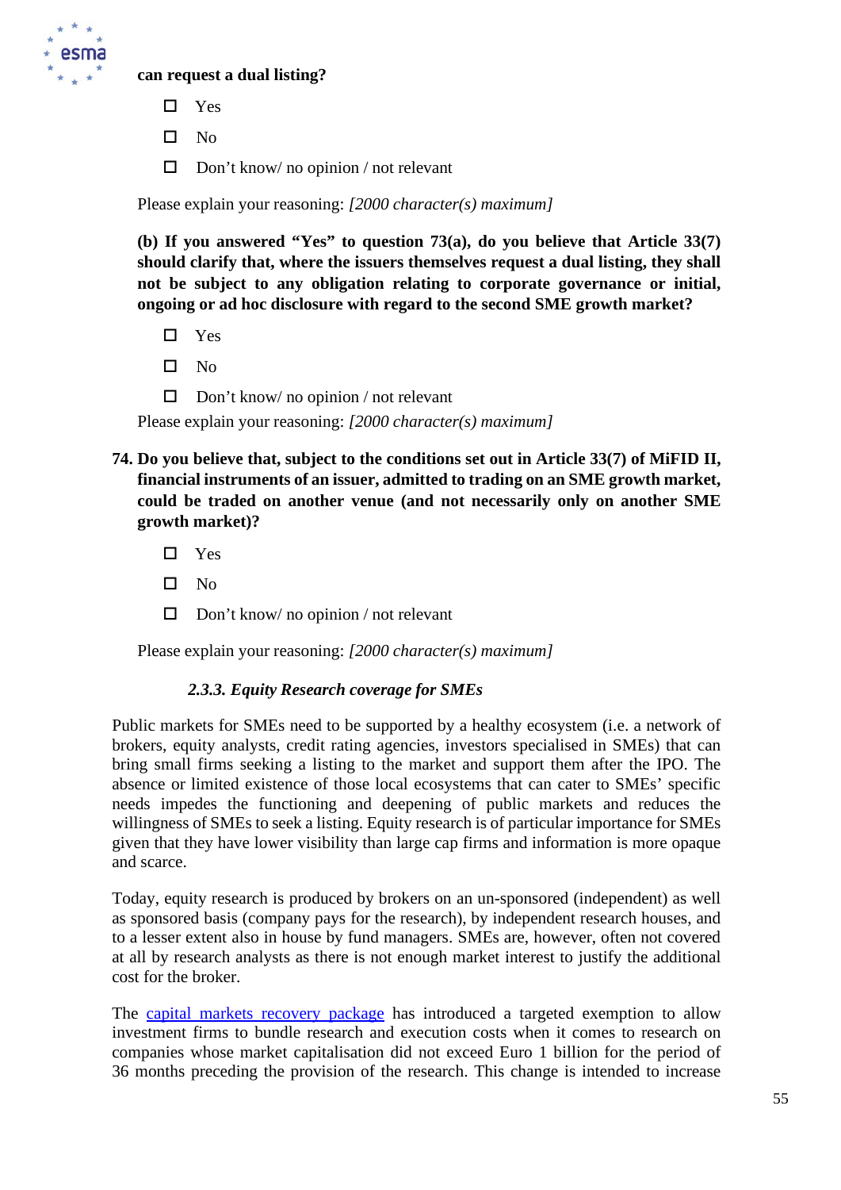**can request a dual listing?**

- ☐ Yes
- ☐ No
- ☐ Don't know/ no opinion / not relevant

Please explain your reasoning: *[2000 character(s) maximum]*

**(b) If you answered "Yes" to question 73(a), do you believe that Article 33(7) should clarify that, where the issuers themselves request a dual listing, they shall not be subject to any obligation relating to corporate governance or initial, ongoing or ad hoc disclosure with regard to the second SME growth market?**

- ☐ Yes
- ☐ No
- ☐ Don't know/ no opinion / not relevant

Please explain your reasoning: *[2000 character(s) maximum]*

**74. Do you believe that, subject to the conditions set out in Article 33(7) of MiFID II, financial instruments of an issuer, admitted to trading on an SME growth market, could be traded on another venue (and not necessarily only on another SME growth market)?**

- ☐ Yes
- ☐ No
- ☐ Don't know/ no opinion / not relevant

Please explain your reasoning: *[2000 character(s) maximum]*

### *2.3.3. Equity Research coverage for SMEs*

Public markets for SMEs need to be supported by a healthy ecosystem (i.e. a network of brokers, equity analysts, credit rating agencies, investors specialised in SMEs) that can bring small firms seeking a listing to the market and support them after the IPO. The absence or limited existence of those local ecosystems that can cater to SMEs' specific needs impedes the functioning and deepening of public markets and reduces the willingness of SMEs to seek a listing. Equity research is of particular importance for SMEs given that they have lower visibility than large cap firms and information is more opaque and scarce.

Today, equity research is produced by brokers on an un-sponsored (independent) as well as sponsored basis (company pays for the research), by independent research houses, and to a lesser extent also in house by fund managers. SMEs are, however, often not covered at all by research analysts as there is not enough market interest to justify the additional cost for the broker.

The capital markets recovery package has introduced a targeted exemption to allow investment firms to bundle research and execution costs when it comes to research on companies whose market capitalisation did not exceed Euro 1 billion for the period of 36 months preceding the provision of the research. This change is intended to increase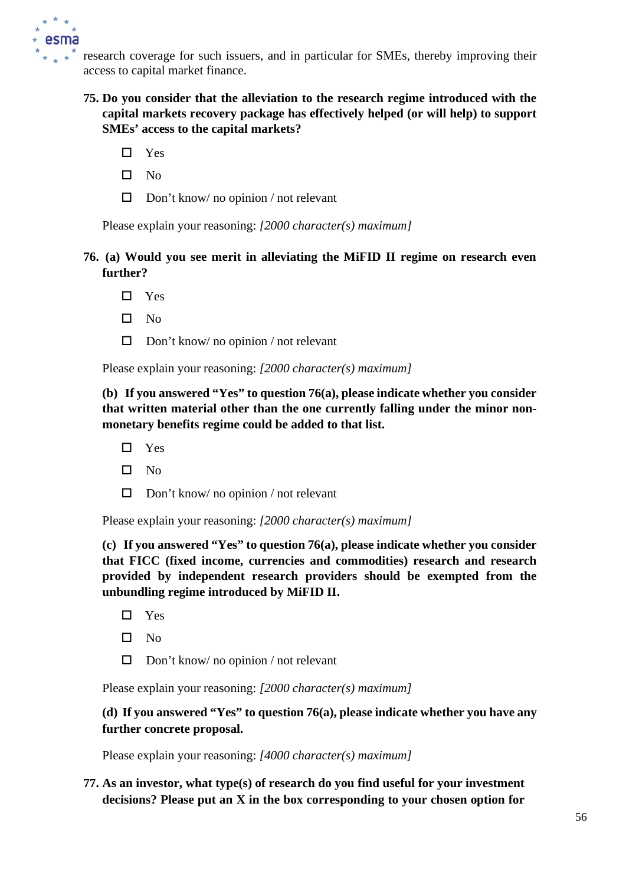research coverage for such issuers, and in particular for SMEs, thereby improving their access to capital market finance.

**75. Do you consider that the alleviation to the research regime introduced with the capital markets recovery package has effectively helped (or will help) to support SMEs' access to the capital markets?**

- ☐ Yes
- ☐ No
- ☐ Don't know/ no opinion / not relevant

Please explain your reasoning: *[2000 character(s) maximum]*

**76. (a) Would you see merit in alleviating the MiFID II regime on research even further?**

- ☐ Yes
- ☐ No
- ☐ Don't know/ no opinion / not relevant

Please explain your reasoning: *[2000 character(s) maximum]*

**(b) If you answered "Yes" to question 76(a), please indicate whether you consider that written material other than the one currently falling under the minor non-monetary benefits regime could be added to that list.**

- ☐ Yes
- ☐ No
- ☐ Don't know/ no opinion / not relevant

Please explain your reasoning: *[2000 character(s) maximum]*

**(c) If you answered "Yes" to question 76(a), please indicate whether you consider that FICC (fixed income, currencies and commodities) research and research provided by independent research providers should be exempted from the unbundling regime introduced by MiFID II.**

- ☐ Yes
- ☐ No
- ☐ Don't know/ no opinion / not relevant

Please explain your reasoning: *[2000 character(s) maximum]*

**(d) If you answered "Yes" to question 76(a), please indicate whether you have any further concrete proposal.**

Please explain your reasoning: *[4000 character(s) maximum]*

**77. As an investor, what type(s) of research do you find useful for your investment decisions? Please put an X in the box corresponding to your chosen option for**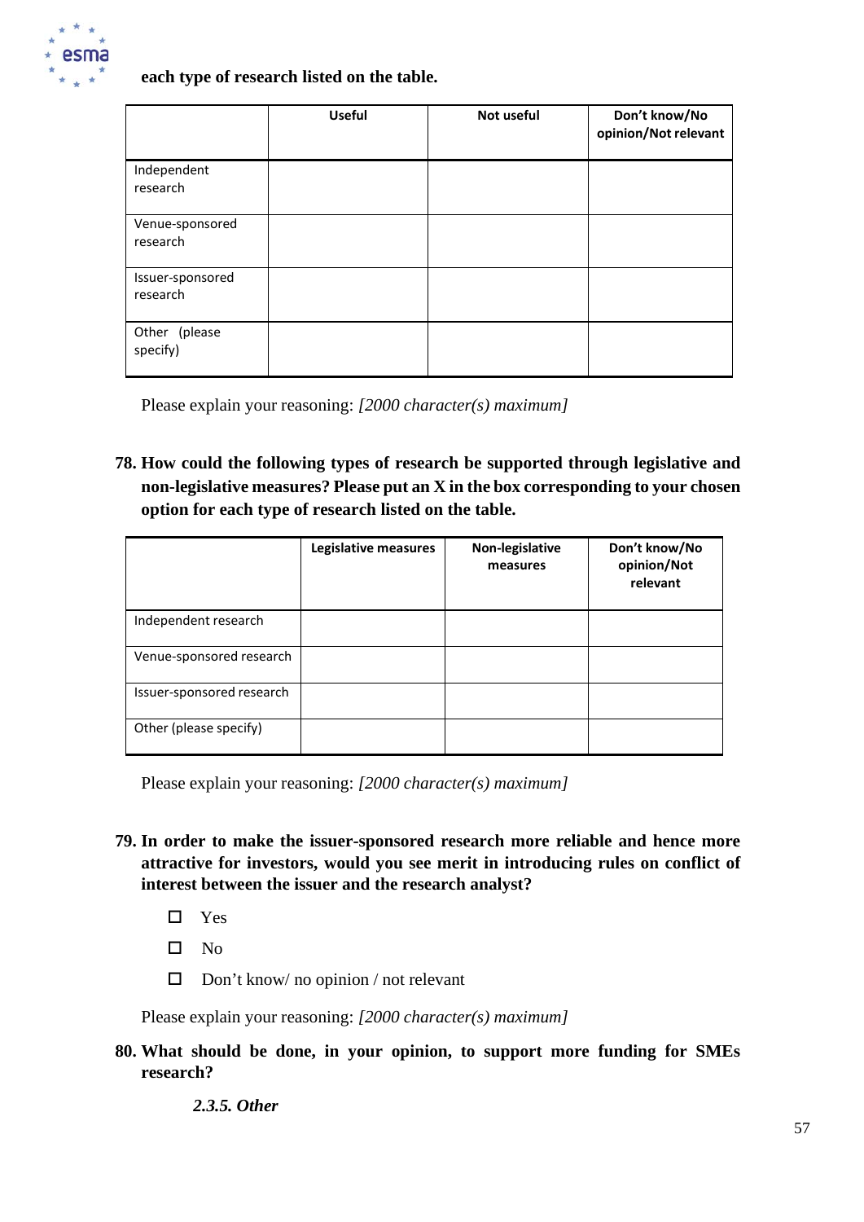**each type of research listed on the table.**

| | Useful | Not useful | Don't know/No opinion/Not relevant |
|---|---|---|---|
| Independent research | | | |
| Venue-sponsored research | | | |
| Issuer-sponsored research | | | |
| Other (please specify) | | | |

Please explain your reasoning: *[2000 character(s) maximum]*

**78. How could the following types of research be supported through legislative and non-legislative measures? Please put an X in the box corresponding to your chosen option for each type of research listed on the table.**

| | Legislative measures | Non-legislative measures | Don't know/No opinion/Not relevant |
|---|---|---|---|
| Independent research | | | |
| Venue-sponsored research | | | |
| Issuer-sponsored research | | | |
| Other (please specify) | | | |

Please explain your reasoning: *[2000 character(s) maximum]*

**79. In order to make the issuer-sponsored research more reliable and hence more attractive for investors, would you see merit in introducing rules on conflict of interest between the issuer and the research analyst?**

- ☐ Yes
- ☐ No
- ☐ Don't know/ no opinion / not relevant

Please explain your reasoning: *[2000 character(s) maximum]*

**80. What should be done, in your opinion, to support more funding for SMEs research?**

### *2.3.5. Other*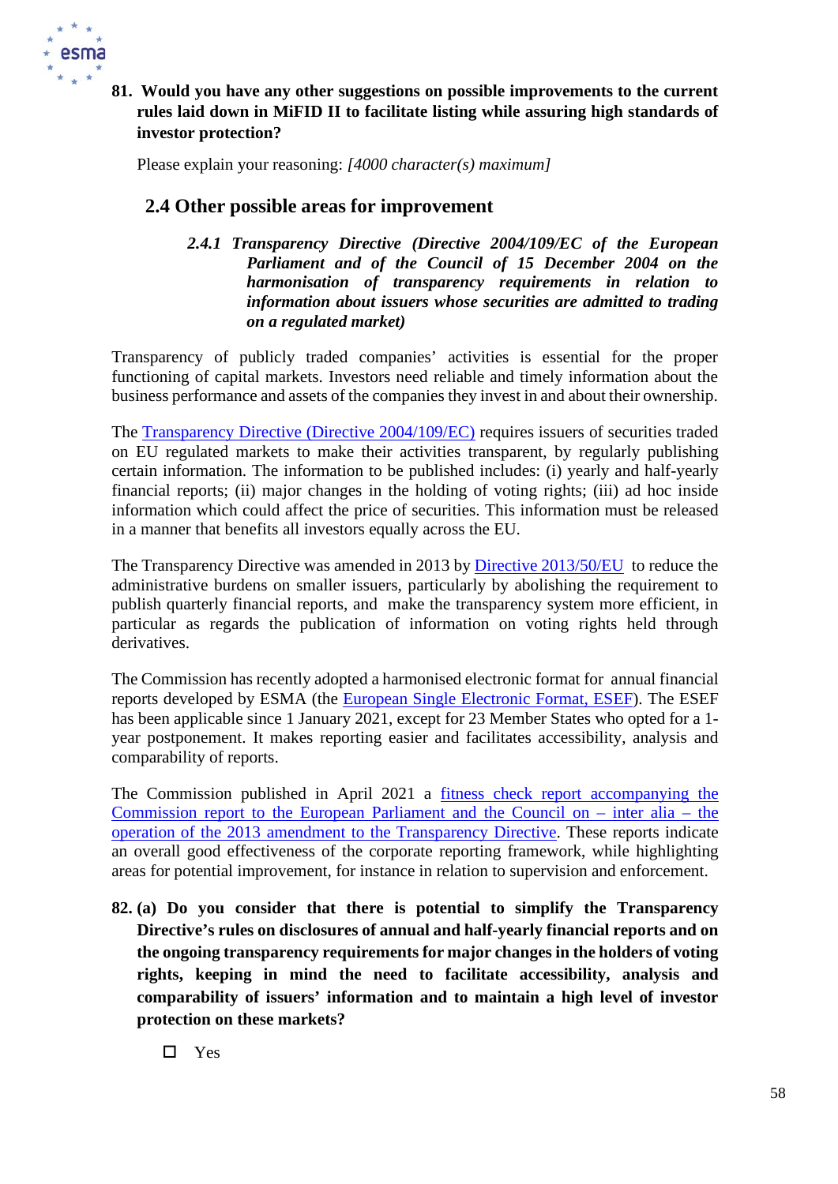**81. Would you have any other suggestions on possible improvements to the current rules laid down in MiFID II to facilitate listing while assuring high standards of investor protection?**

Please explain your reasoning: *[4000 character(s) maximum]*

## 2.4 Other possible areas for improvement

### *2.4.1 Transparency Directive (Directive 2004/109/EC of the European Parliament and of the Council of 15 December 2004 on the harmonisation of transparency requirements in relation to information about issuers whose securities are admitted to trading on a regulated market)*

Transparency of publicly traded companies' activities is essential for the proper functioning of capital markets. Investors need reliable and timely information about the business performance and assets of the companies they invest in and about their ownership.

The [Transparency Directive (Directive 2004/109/EC)](#) requires issuers of securities traded on EU regulated markets to make their activities transparent, by regularly publishing certain information. The information to be published includes: (i) yearly and half-yearly financial reports; (ii) major changes in the holding of voting rights; (iii) ad hoc inside information which could affect the price of securities. This information must be released in a manner that benefits all investors equally across the EU.

The Transparency Directive was amended in 2013 by [Directive 2013/50/EU](#) to reduce the administrative burdens on smaller issuers, particularly by abolishing the requirement to publish quarterly financial reports, and make the transparency system more efficient, in particular as regards the publication of information on voting rights held through derivatives.

The Commission has recently adopted a harmonised electronic format for annual financial reports developed by ESMA (the [European Single Electronic Format, ESEF](#)). The ESEF has been applicable since 1 January 2021, except for 23 Member States who opted for a 1-year postponement. It makes reporting easier and facilitates accessibility, analysis and comparability of reports.

The Commission published in April 2021 a [fitness check report accompanying the Commission report to the European Parliament and the Council on – inter alia – the operation of the 2013 amendment to the Transparency Directive](#). These reports indicate an overall good effectiveness of the corporate reporting framework, while highlighting areas for potential improvement, for instance in relation to supervision and enforcement.

**82. (a) Do you consider that there is potential to simplify the Transparency Directive's rules on disclosures of annual and half-yearly financial reports and on the ongoing transparency requirements for major changes in the holders of voting rights, keeping in mind the need to facilitate accessibility, analysis and comparability of issuers' information and to maintain a high level of investor protection on these markets?**

☐ Yes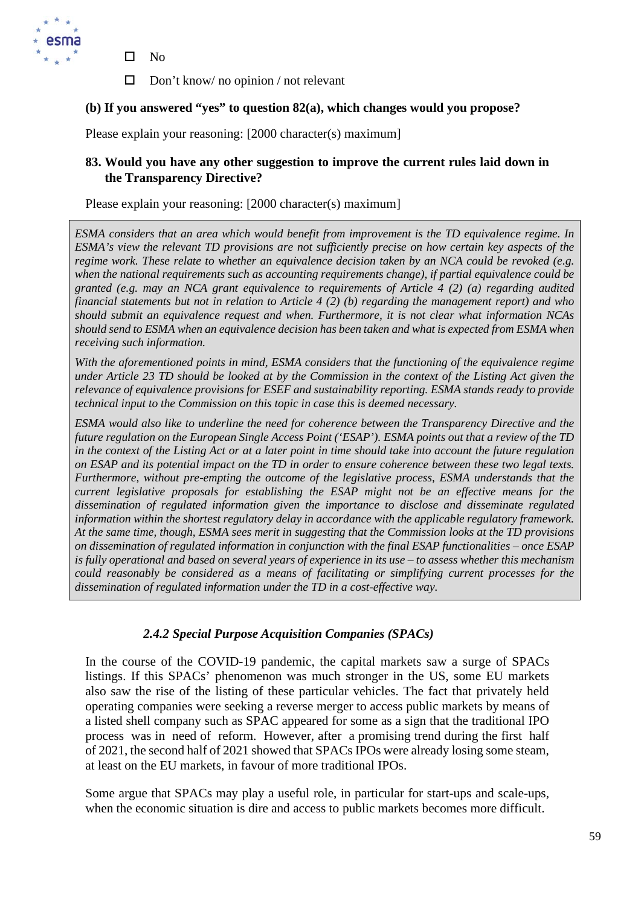- ☐ No
- ☐ Don't know/ no opinion / not relevant

**(b) If you answered "yes" to question 82(a), which changes would you propose?**

Please explain your reasoning: [2000 character(s) maximum]

**83. Would you have any other suggestion to improve the current rules laid down in the Transparency Directive?**

Please explain your reasoning: [2000 character(s) maximum]

> *ESMA considers that an area which would benefit from improvement is the TD equivalence regime. In ESMA's view the relevant TD provisions are not sufficiently precise on how certain key aspects of the regime work. These relate to whether an equivalence decision taken by an NCA could be revoked (e.g. when the national requirements such as accounting requirements change), if partial equivalence could be granted (e.g. may an NCA grant equivalence to requirements of Article 4 (2) (a) regarding audited financial statements but not in relation to Article 4 (2) (b) regarding the management report) and who should submit an equivalence request and when. Furthermore, it is not clear what information NCAs should send to ESMA when an equivalence decision has been taken and what is expected from ESMA when receiving such information.*
>
> *With the aforementioned points in mind, ESMA considers that the functioning of the equivalence regime under Article 23 TD should be looked at by the Commission in the context of the Listing Act given the relevance of equivalence provisions for ESEF and sustainability reporting. ESMA stands ready to provide technical input to the Commission on this topic in case this is deemed necessary.*
>
> *ESMA would also like to underline the need for coherence between the Transparency Directive and the future regulation on the European Single Access Point ('ESAP'). ESMA points out that a review of the TD in the context of the Listing Act or at a later point in time should take into account the future regulation on ESAP and its potential impact on the TD in order to ensure coherence between these two legal texts. Furthermore, without pre-empting the outcome of the legislative process, ESMA understands that the current legislative proposals for establishing the ESAP might not be an effective means for the dissemination of regulated information given the importance to disclose and disseminate regulated information within the shortest regulatory delay in accordance with the applicable regulatory framework. At the same time, though, ESMA sees merit in suggesting that the Commission looks at the TD provisions on dissemination of regulated information in conjunction with the final ESAP functionalities – once ESAP is fully operational and based on several years of experience in its use – to assess whether this mechanism could reasonably be considered as a means of facilitating or simplifying current processes for the dissemination of regulated information under the TD in a cost-effective way.*

### *2.4.2 Special Purpose Acquisition Companies (SPACs)*

In the course of the COVID-19 pandemic, the capital markets saw a surge of SPACs listings. If this SPACs' phenomenon was much stronger in the US, some EU markets also saw the rise of the listing of these particular vehicles. The fact that privately held operating companies were seeking a reverse merger to access public markets by means of a listed shell company such as SPAC appeared for some as a sign that the traditional IPO process was in need of reform. However, after a promising trend during the first half of 2021, the second half of 2021 showed that SPACs IPOs were already losing some steam, at least on the EU markets, in favour of more traditional IPOs.

Some argue that SPACs may play a useful role, in particular for start-ups and scale-ups, when the economic situation is dire and access to public markets becomes more difficult.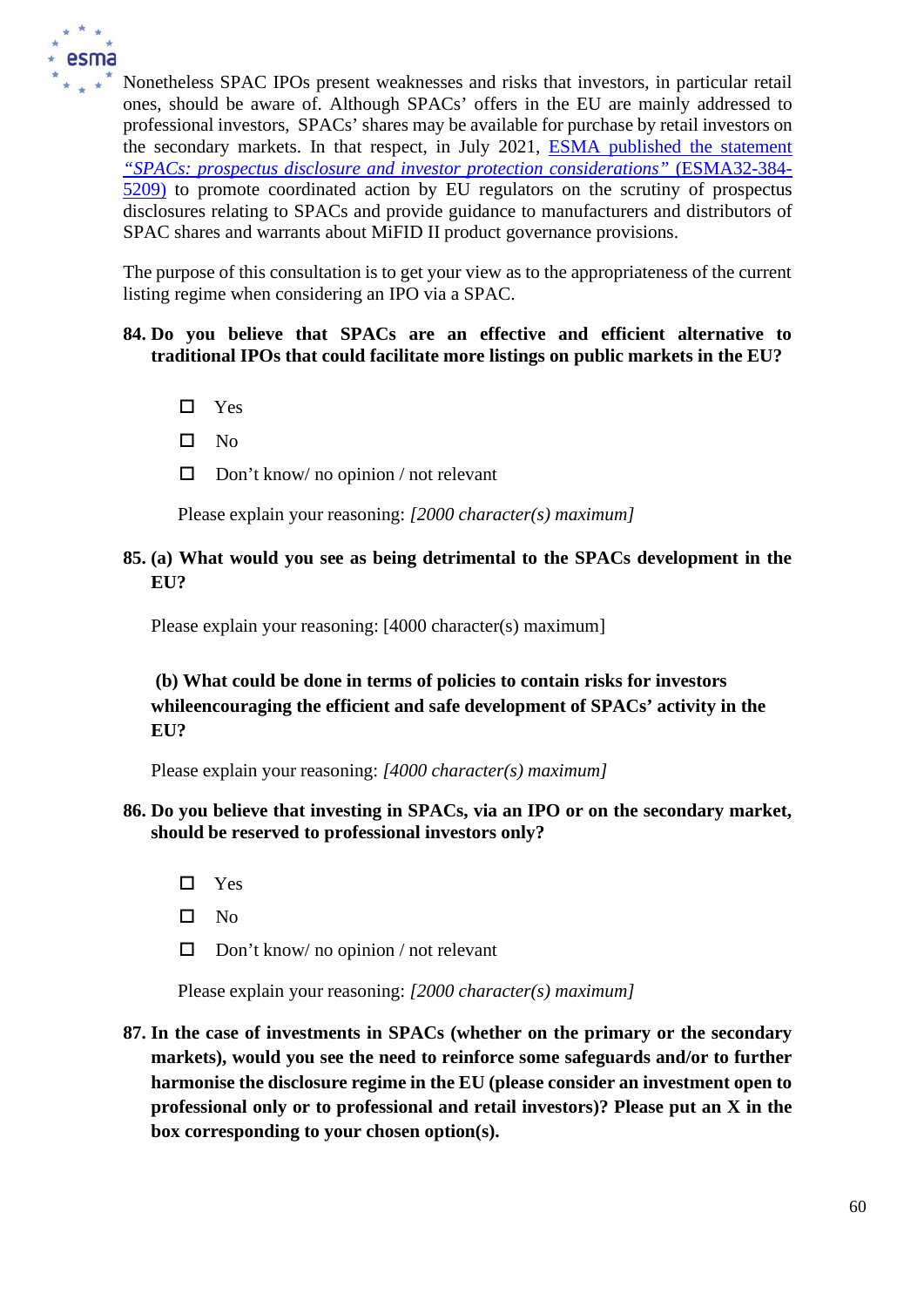Nonetheless SPAC IPOs present weaknesses and risks that investors, in particular retail ones, should be aware of. Although SPACs' offers in the EU are mainly addressed to professional investors, SPACs' shares may be available for purchase by retail investors on the secondary markets. In that respect, in July 2021, ESMA published the statement *"SPACs: prospectus disclosure and investor protection considerations"* (ESMA32-384-5209) to promote coordinated action by EU regulators on the scrutiny of prospectus disclosures relating to SPACs and provide guidance to manufacturers and distributors of SPAC shares and warrants about MiFID II product governance provisions.

The purpose of this consultation is to get your view as to the appropriateness of the current listing regime when considering an IPO via a SPAC.

**84. Do you believe that SPACs are an effective and efficient alternative to traditional IPOs that could facilitate more listings on public markets in the EU?**

- ☐ Yes
- ☐ No
- ☐ Don't know/ no opinion / not relevant

Please explain your reasoning: *[2000 character(s) maximum]*

**85. (a) What would you see as being detrimental to the SPACs development in the EU?**

Please explain your reasoning: [4000 character(s) maximum]

**(b) What could be done in terms of policies to contain risks for investors whileencouraging the efficient and safe development of SPACs' activity in the EU?**

Please explain your reasoning: *[4000 character(s) maximum]*

**86. Do you believe that investing in SPACs, via an IPO or on the secondary market, should be reserved to professional investors only?**

- ☐ Yes
- ☐ No
- ☐ Don't know/ no opinion / not relevant

Please explain your reasoning: *[2000 character(s) maximum]*

**87. In the case of investments in SPACs (whether on the primary or the secondary markets), would you see the need to reinforce some safeguards and/or to further harmonise the disclosure regime in the EU (please consider an investment open to professional only or to professional and retail investors)? Please put an X in the box corresponding to your chosen option(s).**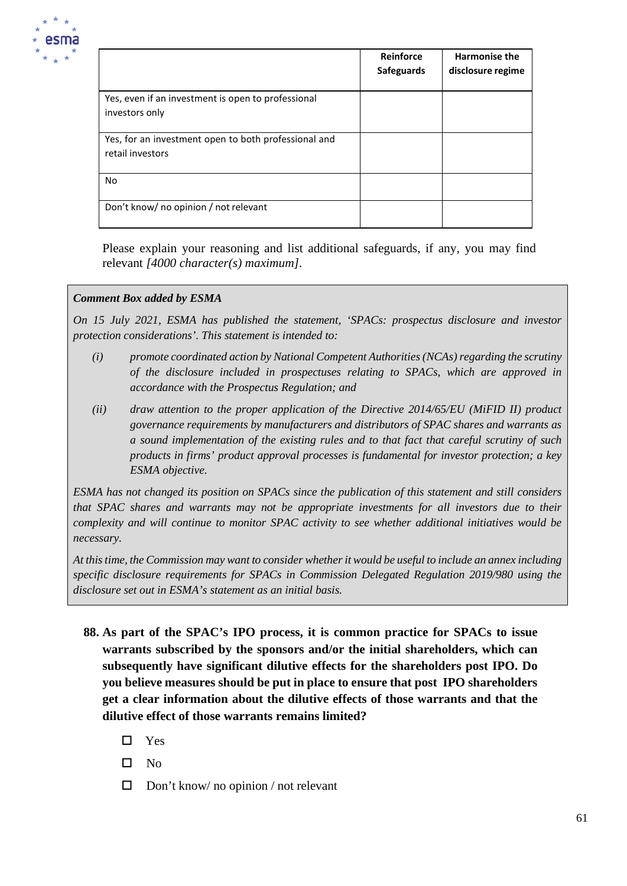| | Reinforce Safeguards | Harmonise the disclosure regime |
|---|---|---|
| Yes, even if an investment is open to professional investors only | | |
| Yes, for an investment open to both professional and retail investors | | |
| No | | |
| Don't know/ no opinion / not relevant | | |

Please explain your reasoning and list additional safeguards, if any, you may find relevant *[4000 character(s) maximum]*.

> ***Comment Box added by ESMA***
>
> *On 15 July 2021, ESMA has published the statement, 'SPACs: prospectus disclosure and investor protection considerations'. This statement is intended to:*
>
> *(i) promote coordinated action by National Competent Authorities (NCAs) regarding the scrutiny of the disclosure included in prospectuses relating to SPACs, which are approved in accordance with the Prospectus Regulation; and*
>
> *(ii) draw attention to the proper application of the Directive 2014/65/EU (MiFID II) product governance requirements by manufacturers and distributors of SPAC shares and warrants as a sound implementation of the existing rules and to that fact that careful scrutiny of such products in firms' product approval processes is fundamental for investor protection; a key ESMA objective.*
>
> *ESMA has not changed its position on SPACs since the publication of this statement and still considers that SPAC shares and warrants may not be appropriate investments for all investors due to their complexity and will continue to monitor SPAC activity to see whether additional initiatives would be necessary.*
>
> *At this time, the Commission may want to consider whether it would be useful to include an annex including specific disclosure requirements for SPACs in Commission Delegated Regulation 2019/980 using the disclosure set out in ESMA's statement as an initial basis.*

**88. As part of the SPAC's IPO process, it is common practice for SPACs to issue warrants subscribed by the sponsors and/or the initial shareholders, which can subsequently have significant dilutive effects for the shareholders post IPO. Do you believe measures should be put in place to ensure that post IPO shareholders get a clear information about the dilutive effects of those warrants and that the dilutive effect of those warrants remains limited?**

- ☐ Yes
- ☐ No
- ☐ Don't know/ no opinion / not relevant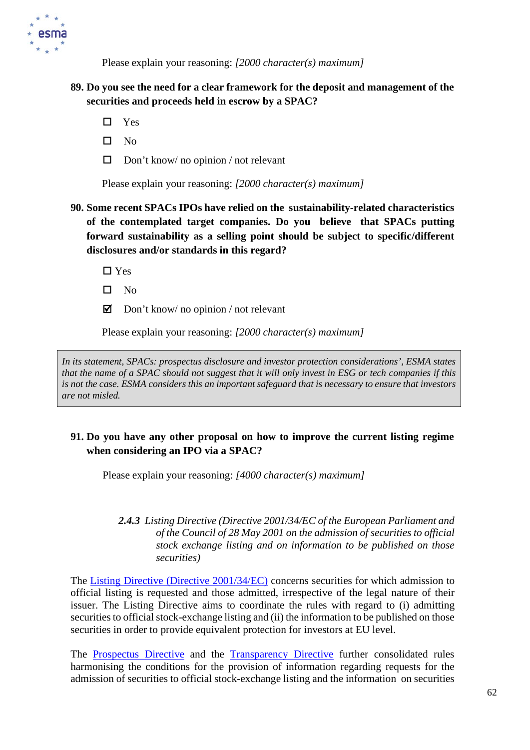Please explain your reasoning: *[2000 character(s) maximum]*

**89. Do you see the need for a clear framework for the deposit and management of the securities and proceeds held in escrow by a SPAC?**

- ☐ Yes
- ☐ No
- ☐ Don't know/ no opinion / not relevant

Please explain your reasoning: *[2000 character(s) maximum]*

**90. Some recent SPACs IPOs have relied on the sustainability-related characteristics of the contemplated target companies. Do you believe that SPACs putting forward sustainability as a selling point should be subject to specific/different disclosures and/or standards in this regard?**

- ☐ Yes
- ☐ No
- ☑ Don't know/ no opinion / not relevant

Please explain your reasoning: *[2000 character(s) maximum]*

*In its statement, SPACs: prospectus disclosure and investor protection considerations', ESMA states that the name of a SPAC should not suggest that it will only invest in ESG or tech companies if this is not the case. ESMA considers this an important safeguard that is necessary to ensure that investors are not misled.*

**91. Do you have any other proposal on how to improve the current listing regime when considering an IPO via a SPAC?**

Please explain your reasoning: *[4000 character(s) maximum]*

### *2.4.3 Listing Directive (Directive 2001/34/EC of the European Parliament and of the Council of 28 May 2001 on the admission of securities to official stock exchange listing and on information to be published on those securities)*

The Listing Directive (Directive 2001/34/EC) concerns securities for which admission to official listing is requested and those admitted, irrespective of the legal nature of their issuer. The Listing Directive aims to coordinate the rules with regard to (i) admitting securities to official stock-exchange listing and (ii) the information to be published on those securities in order to provide equivalent protection for investors at EU level.

The Prospectus Directive and the Transparency Directive further consolidated rules harmonising the conditions for the provision of information regarding requests for the admission of securities to official stock-exchange listing and the information on securities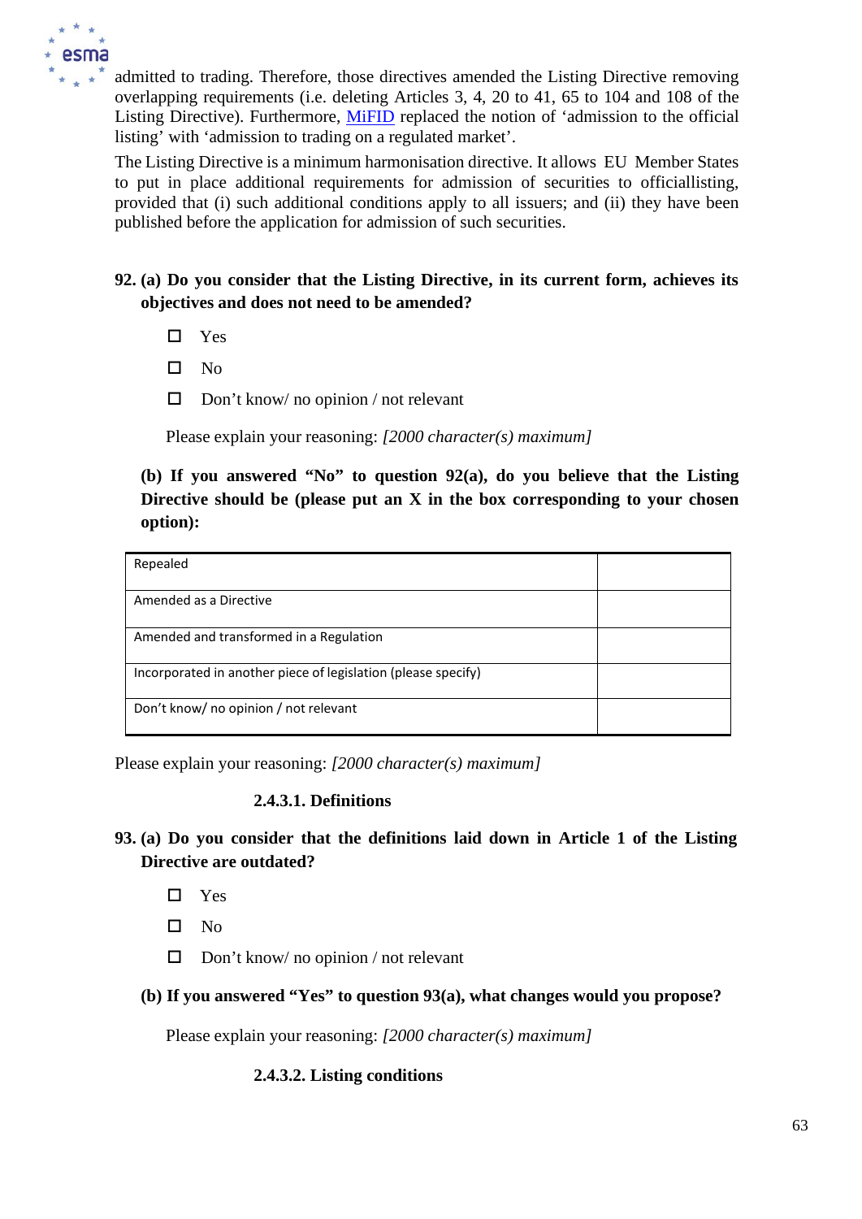admitted to trading. Therefore, those directives amended the Listing Directive removing overlapping requirements (i.e. deleting Articles 3, 4, 20 to 41, 65 to 104 and 108 of the Listing Directive). Furthermore, MiFID replaced the notion of 'admission to the official listing' with 'admission to trading on a regulated market'.

The Listing Directive is a minimum harmonisation directive. It allows EU Member States to put in place additional requirements for admission of securities to officiallisting, provided that (i) such additional conditions apply to all issuers; and (ii) they have been published before the application for admission of such securities.

**92. (a) Do you consider that the Listing Directive, in its current form, achieves its objectives and does not need to be amended?**

- ☐ Yes
- ☐ No
- ☐ Don't know/ no opinion / not relevant

Please explain your reasoning: *[2000 character(s) maximum]*

**(b) If you answered "No" to question 92(a), do you believe that the Listing Directive should be (please put an X in the box corresponding to your chosen option):**

| | |
|---|---|
| Repealed | |
| Amended as a Directive | |
| Amended and transformed in a Regulation | |
| Incorporated in another piece of legislation (please specify) | |
| Don't know/ no opinion / not relevant | |

Please explain your reasoning: *[2000 character(s) maximum]*

### 2.4.3.1. Definitions

**93. (a) Do you consider that the definitions laid down in Article 1 of the Listing Directive are outdated?**

- ☐ Yes
- ☐ No
- ☐ Don't know/ no opinion / not relevant

**(b) If you answered "Yes" to question 93(a), what changes would you propose?**

Please explain your reasoning: *[2000 character(s) maximum]*

### 2.4.3.2. Listing conditions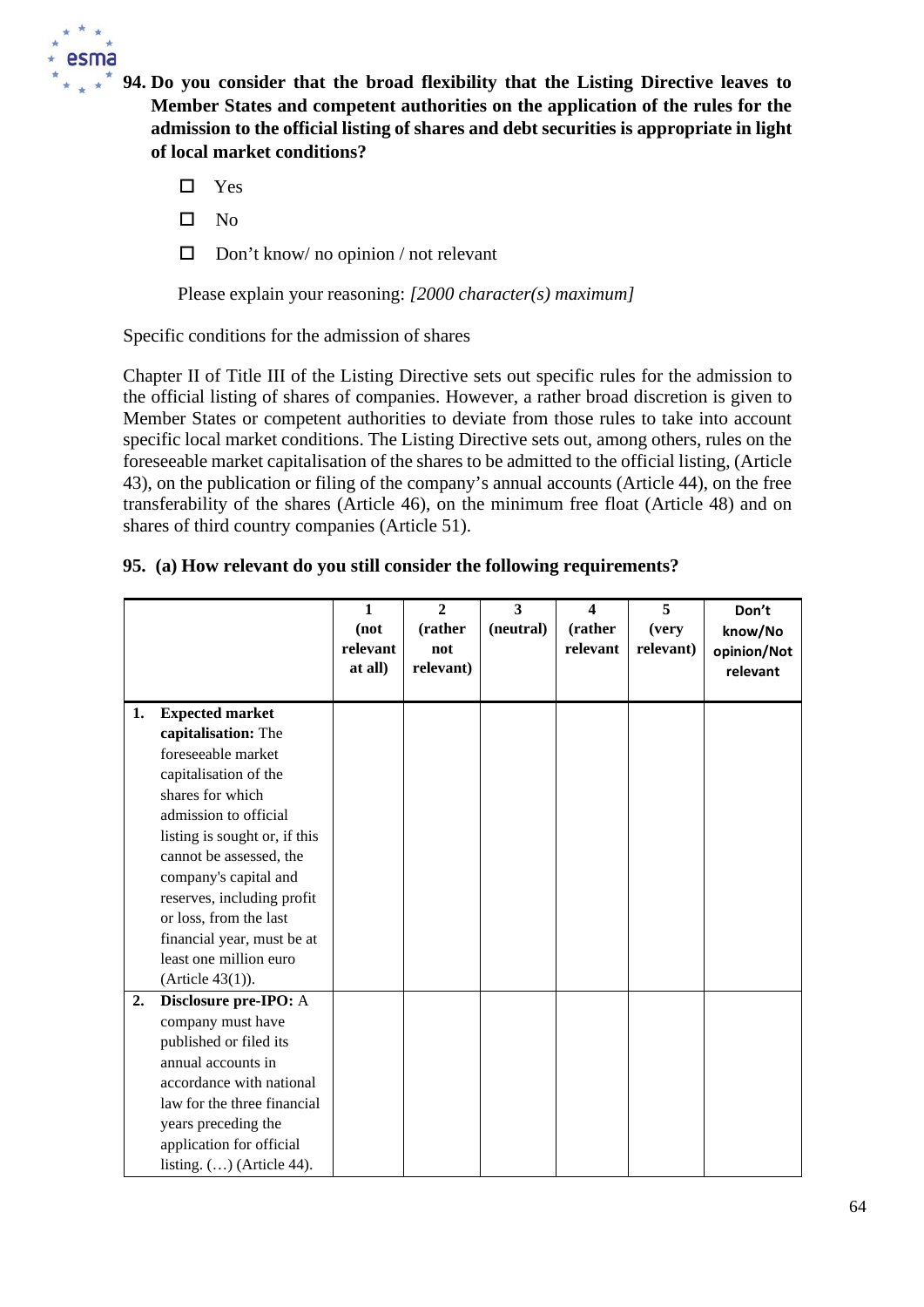**94. Do you consider that the broad flexibility that the Listing Directive leaves to Member States and competent authorities on the application of the rules for the admission to the official listing of shares and debt securities is appropriate in light of local market conditions?**

- ☐ Yes
- ☐ No
- ☐ Don't know/ no opinion / not relevant

Please explain your reasoning: *[2000 character(s) maximum]*

Specific conditions for the admission of shares

Chapter II of Title III of the Listing Directive sets out specific rules for the admission to the official listing of shares of companies. However, a rather broad discretion is given to Member States or competent authorities to deviate from those rules to take into account specific local market conditions. The Listing Directive sets out, among others, rules on the foreseeable market capitalisation of the shares to be admitted to the official listing, (Article 43), on the publication or filing of the company's annual accounts (Article 44), on the free transferability of the shares (Article 46), on the minimum free float (Article 48) and on shares of third country companies (Article 51).

**95. (a) How relevant do you still consider the following requirements?**

| | 1 (not relevant at all) | 2 (rather not relevant) | 3 (neutral) | 4 (rather relevant | 5 (very relevant) | Don't know/No opinion/Not relevant |
|---|---|---|---|---|---|---|
| 1. **Expected market capitalisation:** The foreseeable market capitalisation of the shares for which admission to official listing is sought or, if this cannot be assessed, the company's capital and reserves, including profit or loss, from the last financial year, must be at least one million euro (Article 43(1)). | | | | | | |
| 2. **Disclosure pre-IPO:** A company must have published or filed its annual accounts in accordance with national law for the three financial years preceding the application for official listing. (…) (Article 44). | | | | | | |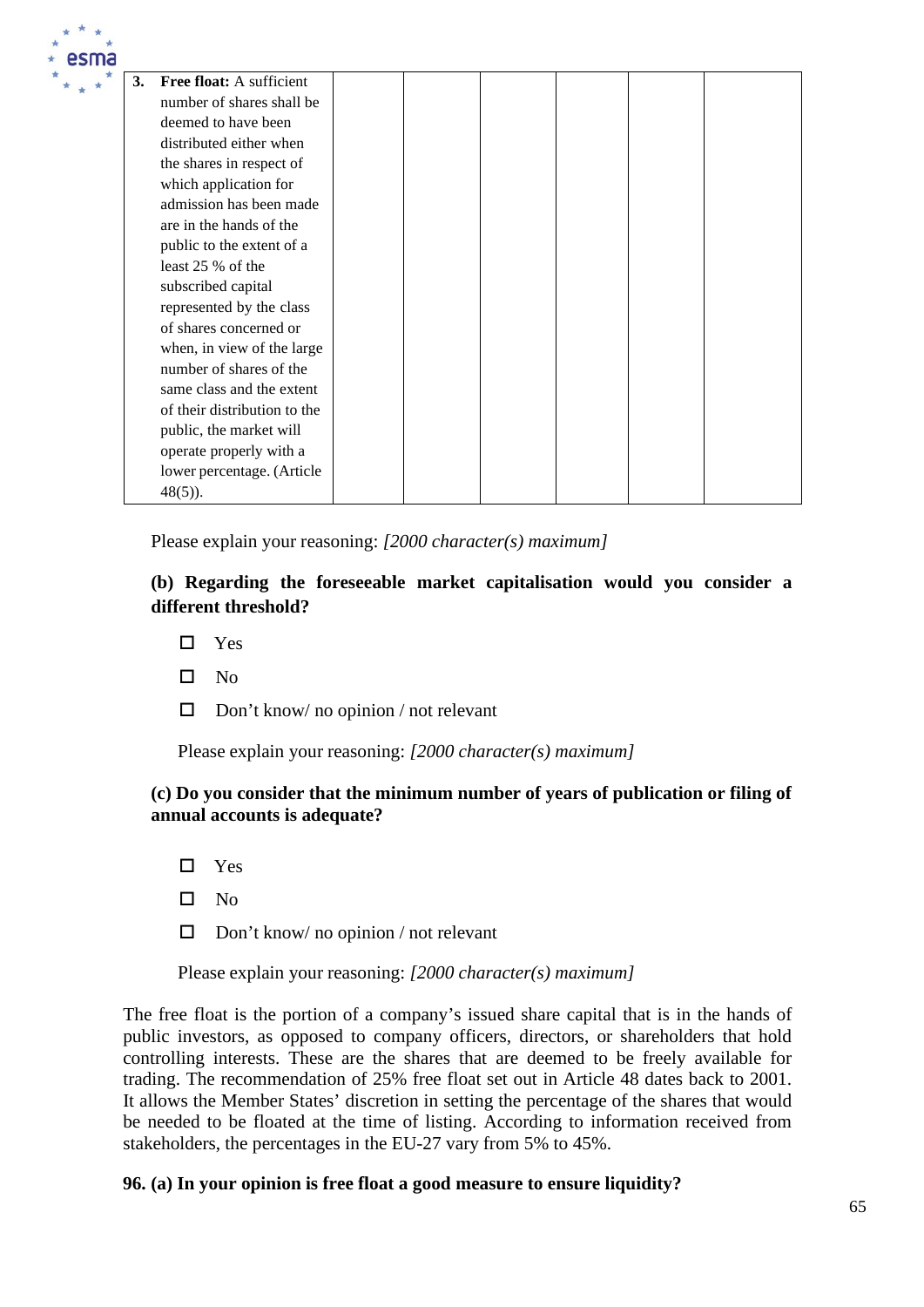| 3. | **Free float:** A sufficient number of shares shall be deemed to have been distributed either when the shares in respect of which application for admission has been made are in the hands of the public to the extent of a least 25 % of the subscribed capital represented by the class of shares concerned or when, in view of the large number of shares of the same class and the extent of their distribution to the public, the market will operate properly with a lower percentage. (Article 48(5)). | | | | | | |
|---|---|---|---|---|---|---|---|

Please explain your reasoning: *[2000 character(s) maximum]*

**(b) Regarding the foreseeable market capitalisation would you consider a different threshold?**

- ☐ Yes
- ☐ No
- ☐ Don't know/ no opinion / not relevant

Please explain your reasoning: *[2000 character(s) maximum]*

**(c) Do you consider that the minimum number of years of publication or filing of annual accounts is adequate?**

- ☐ Yes
- ☐ No
- ☐ Don't know/ no opinion / not relevant

Please explain your reasoning: *[2000 character(s) maximum]*

The free float is the portion of a company's issued share capital that is in the hands of public investors, as opposed to company officers, directors, or shareholders that hold controlling interests. These are the shares that are deemed to be freely available for trading. The recommendation of 25% free float set out in Article 48 dates back to 2001. It allows the Member States' discretion in setting the percentage of the shares that would be needed to be floated at the time of listing. According to information received from stakeholders, the percentages in the EU-27 vary from 5% to 45%.

**96. (a) In your opinion is free float a good measure to ensure liquidity?**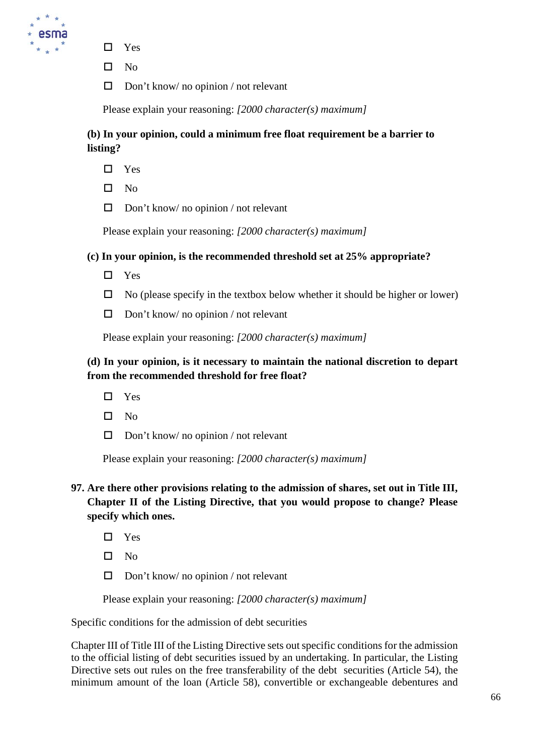- ☐ Yes
- ☐ No
- ☐ Don't know/ no opinion / not relevant

Please explain your reasoning: *[2000 character(s) maximum]*

**(b) In your opinion, could a minimum free float requirement be a barrier to listing?**

- ☐ Yes
- ☐ No
- ☐ Don't know/ no opinion / not relevant

Please explain your reasoning: *[2000 character(s) maximum]*

**(c) In your opinion, is the recommended threshold set at 25% appropriate?**

- ☐ Yes
- ☐ No (please specify in the textbox below whether it should be higher or lower)
- ☐ Don't know/ no opinion / not relevant

Please explain your reasoning: *[2000 character(s) maximum]*

**(d) In your opinion, is it necessary to maintain the national discretion to depart from the recommended threshold for free float?**

- ☐ Yes
- ☐ No
- ☐ Don't know/ no opinion / not relevant

Please explain your reasoning: *[2000 character(s) maximum]*

**97. Are there other provisions relating to the admission of shares, set out in Title III, Chapter II of the Listing Directive, that you would propose to change? Please specify which ones.**

- ☐ Yes
- ☐ No
- ☐ Don't know/ no opinion / not relevant

Please explain your reasoning: *[2000 character(s) maximum]*

Specific conditions for the admission of debt securities

Chapter III of Title III of the Listing Directive sets out specific conditions for the admission to the official listing of debt securities issued by an undertaking. In particular, the Listing Directive sets out rules on the free transferability of the debt securities (Article 54), the minimum amount of the loan (Article 58), convertible or exchangeable debentures and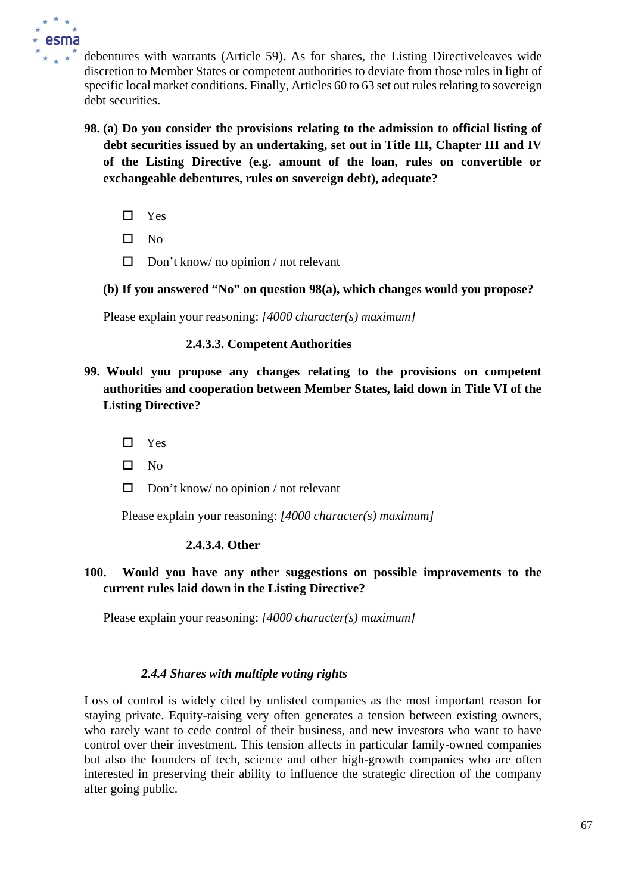debentures with warrants (Article 59). As for shares, the Listing Directiveleaves wide discretion to Member States or competent authorities to deviate from those rules in light of specific local market conditions. Finally, Articles 60 to 63 set out rules relating to sovereign debt securities.

**98. (a) Do you consider the provisions relating to the admission to official listing of debt securities issued by an undertaking, set out in Title III, Chapter III and IV of the Listing Directive (e.g. amount of the loan, rules on convertible or exchangeable debentures, rules on sovereign debt), adequate?**

- ☐ Yes
- ☐ No
- ☐ Don't know/ no opinion / not relevant

**(b) If you answered "No" on question 98(a), which changes would you propose?**

Please explain your reasoning: *[4000 character(s) maximum]*

#### 2.4.3.3. Competent Authorities

**99. Would you propose any changes relating to the provisions on competent authorities and cooperation between Member States, laid down in Title VI of the Listing Directive?**

- ☐ Yes
- ☐ No
- ☐ Don't know/ no opinion / not relevant

Please explain your reasoning: *[4000 character(s) maximum]*

#### 2.4.3.4. Other

**100. Would you have any other suggestions on possible improvements to the current rules laid down in the Listing Directive?**

Please explain your reasoning: *[4000 character(s) maximum]*

### *2.4.4 Shares with multiple voting rights*

Loss of control is widely cited by unlisted companies as the most important reason for staying private. Equity-raising very often generates a tension between existing owners, who rarely want to cede control of their business, and new investors who want to have control over their investment. This tension affects in particular family-owned companies but also the founders of tech, science and other high-growth companies who are often interested in preserving their ability to influence the strategic direction of the company after going public.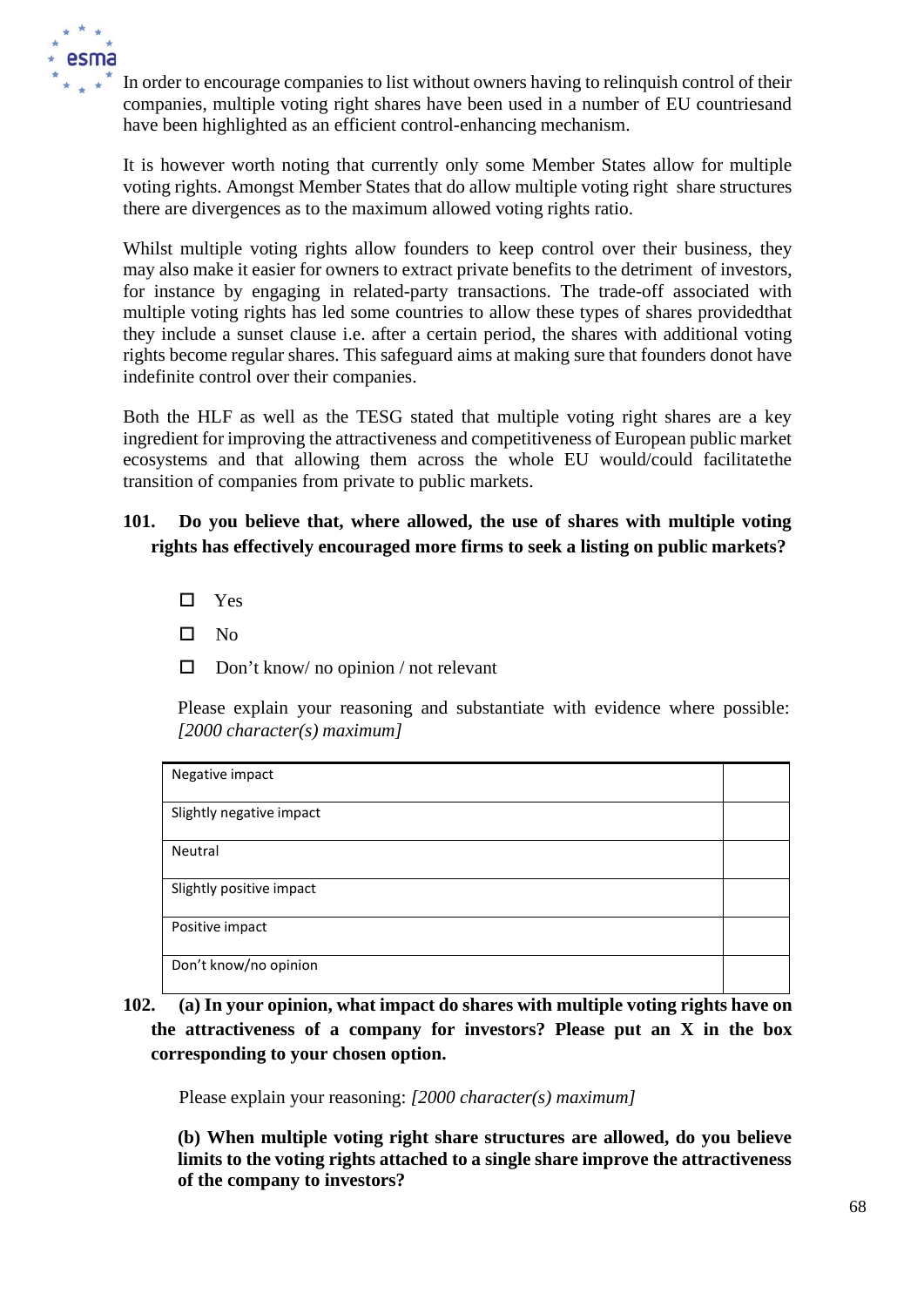In order to encourage companies to list without owners having to relinquish control of their companies, multiple voting right shares have been used in a number of EU countriesand have been highlighted as an efficient control-enhancing mechanism.

It is however worth noting that currently only some Member States allow for multiple voting rights. Amongst Member States that do allow multiple voting right share structures there are divergences as to the maximum allowed voting rights ratio.

Whilst multiple voting rights allow founders to keep control over their business, they may also make it easier for owners to extract private benefits to the detriment of investors, for instance by engaging in related-party transactions. The trade-off associated with multiple voting rights has led some countries to allow these types of shares providedthat they include a sunset clause i.e. after a certain period, the shares with additional voting rights become regular shares. This safeguard aims at making sure that founders donot have indefinite control over their companies.

Both the HLF as well as the TESG stated that multiple voting right shares are a key ingredient for improving the attractiveness and competitiveness of European public market ecosystems and that allowing them across the whole EU would/could facilitatethe transition of companies from private to public markets.

**101. Do you believe that, where allowed, the use of shares with multiple voting rights has effectively encouraged more firms to seek a listing on public markets?**

- ☐ Yes
- ☐ No
- ☐ Don't know/ no opinion / not relevant

Please explain your reasoning and substantiate with evidence where possible: *[2000 character(s) maximum]*

| | |
|---|---|
| Negative impact | |
| Slightly negative impact | |
| Neutral | |
| Slightly positive impact | |
| Positive impact | |
| Don't know/no opinion | |

**102. (a) In your opinion, what impact do shares with multiple voting rights have on the attractiveness of a company for investors? Please put an X in the box corresponding to your chosen option.**

Please explain your reasoning: *[2000 character(s) maximum]*

**(b) When multiple voting right share structures are allowed, do you believe limits to the voting rights attached to a single share improve the attractiveness of the company to investors?**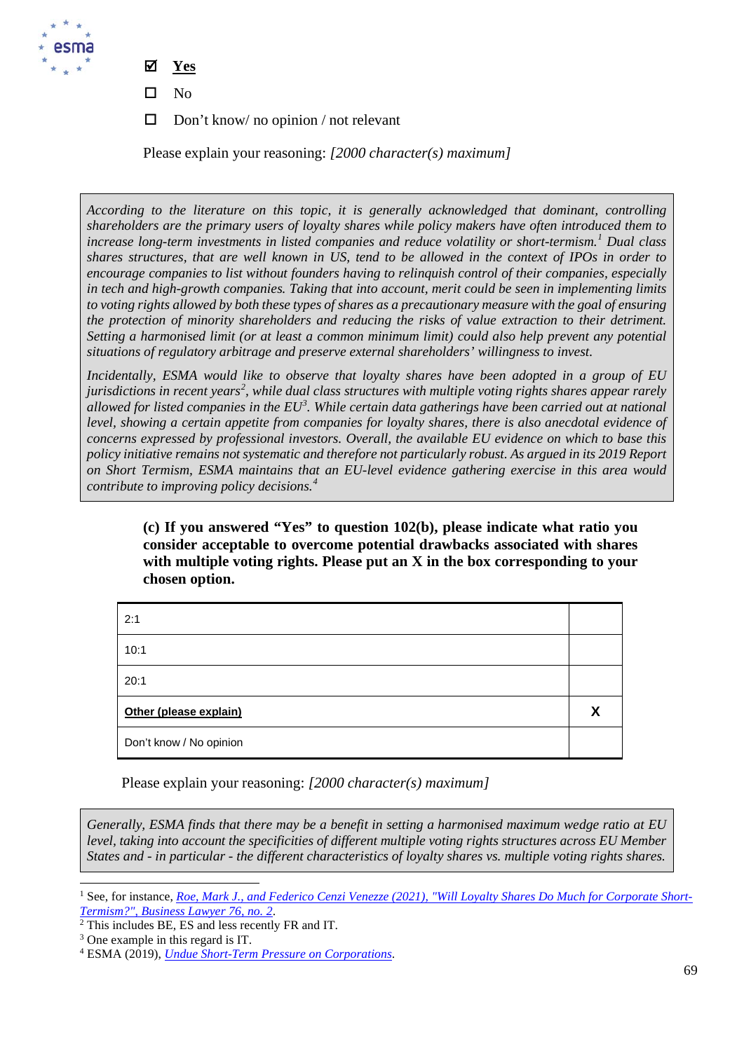☑ **Yes**

☐ No

☐ Don't know/ no opinion / not relevant

Please explain your reasoning: *[2000 character(s) maximum]*

> *According to the literature on this topic, it is generally acknowledged that dominant, controlling shareholders are the primary users of loyalty shares while policy makers have often introduced them to increase long-term investments in listed companies and reduce volatility or short-termism.[1] Dual class shares structures, that are well known in US, tend to be allowed in the context of IPOs in order to encourage companies to list without founders having to relinquish control of their companies, especially in tech and high-growth companies. Taking that into account, merit could be seen in implementing limits to voting rights allowed by both these types of shares as a precautionary measure with the goal of ensuring the protection of minority shareholders and reducing the risks of value extraction to their detriment. Setting a harmonised limit (or at least a common minimum limit) could also help prevent any potential situations of regulatory arbitrage and preserve external shareholders' willingness to invest.*
>
> *Incidentally, ESMA would like to observe that loyalty shares have been adopted in a group of EU jurisdictions in recent years[2], while dual class structures with multiple voting rights shares appear rarely allowed for listed companies in the EU[3]. While certain data gatherings have been carried out at national level, showing a certain appetite from companies for loyalty shares, there is also anecdotal evidence of concerns expressed by professional investors. Overall, the available EU evidence on which to base this policy initiative remains not systematic and therefore not particularly robust. As argued in its 2019 Report on Short Termism, ESMA maintains that an EU-level evidence gathering exercise in this area would contribute to improving policy decisions.[4]*

**(c) If you answered "Yes" to question 102(b), please indicate what ratio you consider acceptable to overcome potential drawbacks associated with shares with multiple voting rights. Please put an X in the box corresponding to your chosen option.**

| | |
|---|---|
| 2:1 | |
| 10:1 | |
| 20:1 | |
| **Other (please explain)** | **X** |
| Don't know / No opinion | |

Please explain your reasoning: *[2000 character(s) maximum]*

> *Generally, ESMA finds that there may be a benefit in setting a harmonised maximum wedge ratio at EU level, taking into account the specificities of different multiple voting rights structures across EU Member States and - in particular - the different characteristics of loyalty shares vs. multiple voting rights shares.*

---

[1] See, for instance, *Roe, Mark J., and Federico Cenzi Venezze (2021), "Will Loyalty Shares Do Much for Corporate Short-Termism?", Business Lawyer 76, no. 2*.

[2] This includes BE, ES and less recently FR and IT.

[3] One example in this regard is IT.

[4] ESMA (2019), *Undue Short-Term Pressure on Corporations*.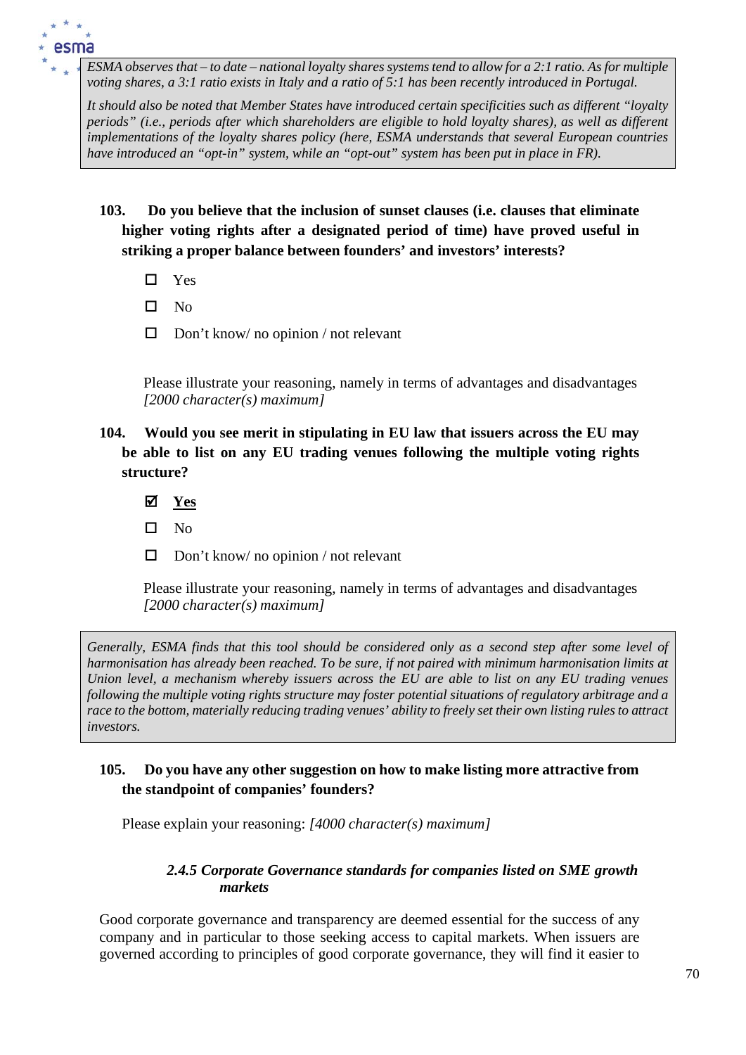*ESMA observes that – to date – national loyalty shares systems tend to allow for a 2:1 ratio. As for multiple voting shares, a 3:1 ratio exists in Italy and a ratio of 5:1 has been recently introduced in Portugal.*

*It should also be noted that Member States have introduced certain specificities such as different "loyalty periods" (i.e., periods after which shareholders are eligible to hold loyalty shares), as well as different implementations of the loyalty shares policy (here, ESMA understands that several European countries have introduced an "opt-in" system, while an "opt-out" system has been put in place in FR).*

**103. Do you believe that the inclusion of sunset clauses (i.e. clauses that eliminate higher voting rights after a designated period of time) have proved useful in striking a proper balance between founders' and investors' interests?**

- ☐ Yes
- ☐ No
- ☐ Don't know/ no opinion / not relevant

Please illustrate your reasoning, namely in terms of advantages and disadvantages *[2000 character(s) maximum]*

**104. Would you see merit in stipulating in EU law that issuers across the EU may be able to list on any EU trading venues following the multiple voting rights structure?**

- ☑ **Yes**
- ☐ No
- ☐ Don't know/ no opinion / not relevant

Please illustrate your reasoning, namely in terms of advantages and disadvantages *[2000 character(s) maximum]*

*Generally, ESMA finds that this tool should be considered only as a second step after some level of harmonisation has already been reached. To be sure, if not paired with minimum harmonisation limits at Union level, a mechanism whereby issuers across the EU are able to list on any EU trading venues following the multiple voting rights structure may foster potential situations of regulatory arbitrage and a race to the bottom, materially reducing trading venues' ability to freely set their own listing rules to attract investors.*

**105. Do you have any other suggestion on how to make listing more attractive from the standpoint of companies' founders?**

Please explain your reasoning: *[4000 character(s) maximum]*

### *2.4.5 Corporate Governance standards for companies listed on SME growth markets*

Good corporate governance and transparency are deemed essential for the success of any company and in particular to those seeking access to capital markets. When issuers are governed according to principles of good corporate governance, they will find it easier to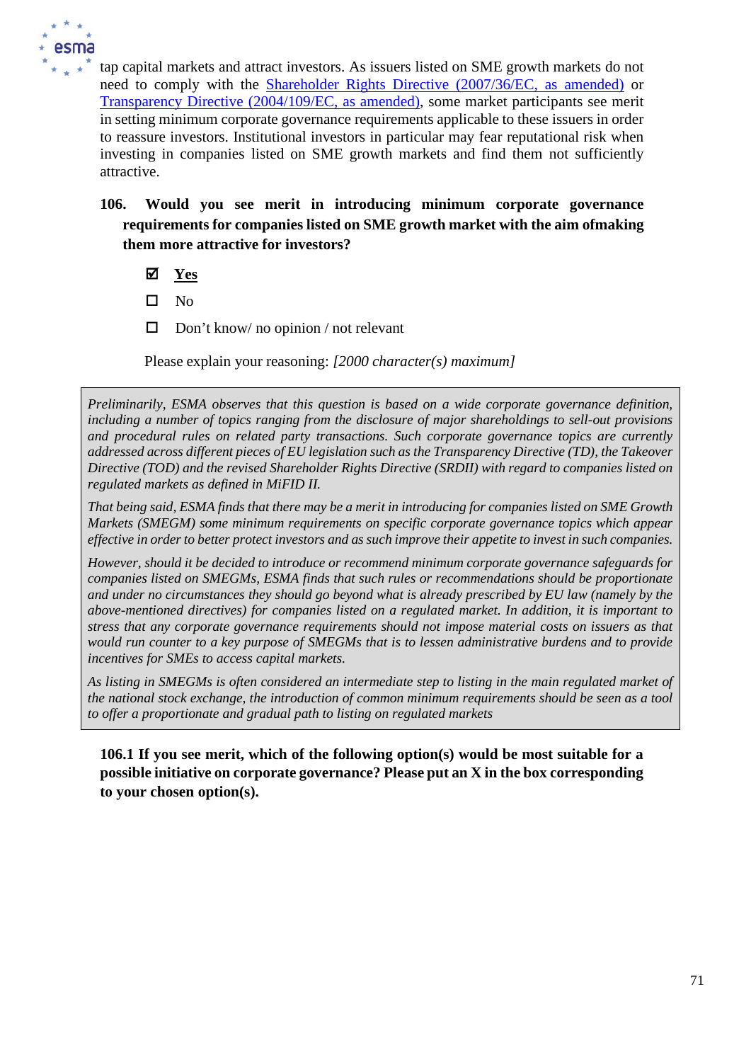tap capital markets and attract investors. As issuers listed on SME growth markets do not need to comply with the Shareholder Rights Directive (2007/36/EC, as amended) or Transparency Directive (2004/109/EC, as amended), some market participants see merit in setting minimum corporate governance requirements applicable to these issuers in order to reassure investors. Institutional investors in particular may fear reputational risk when investing in companies listed on SME growth markets and find them not sufficiently attractive.

**106. Would you see merit in introducing minimum corporate governance requirements for companies listed on SME growth market with the aim ofmaking them more attractive for investors?**

- ☑ **Yes**
- ☐ No
- ☐ Don't know/ no opinion / not relevant

Please explain your reasoning: *[2000 character(s) maximum]*

*Preliminarily, ESMA observes that this question is based on a wide corporate governance definition, including a number of topics ranging from the disclosure of major shareholdings to sell-out provisions and procedural rules on related party transactions. Such corporate governance topics are currently addressed across different pieces of EU legislation such as the Transparency Directive (TD), the Takeover Directive (TOD) and the revised Shareholder Rights Directive (SRDII) with regard to companies listed on regulated markets as defined in MiFID II.*

*That being said, ESMA finds that there may be a merit in introducing for companies listed on SME Growth Markets (SMEGM) some minimum requirements on specific corporate governance topics which appear effective in order to better protect investors and as such improve their appetite to invest in such companies.*

*However, should it be decided to introduce or recommend minimum corporate governance safeguards for companies listed on SMEGMs, ESMA finds that such rules or recommendations should be proportionate and under no circumstances they should go beyond what is already prescribed by EU law (namely by the above-mentioned directives) for companies listed on a regulated market. In addition, it is important to stress that any corporate governance requirements should not impose material costs on issuers as that would run counter to a key purpose of SMEGMs that is to lessen administrative burdens and to provide incentives for SMEs to access capital markets.*

*As listing in SMEGMs is often considered an intermediate step to listing in the main regulated market of the national stock exchange, the introduction of common minimum requirements should be seen as a tool to offer a proportionate and gradual path to listing on regulated markets*

**106.1 If you see merit, which of the following option(s) would be most suitable for a possible initiative on corporate governance? Please put an X in the box corresponding to your chosen option(s).**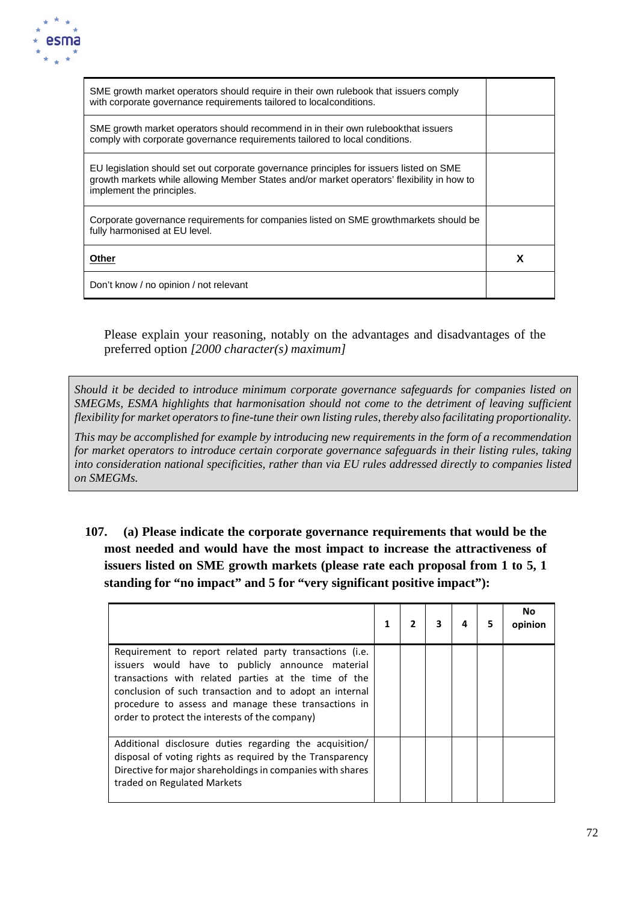| | |
|---|---|
| SME growth market operators should require in their own rulebook that issuers comply with corporate governance requirements tailored to localconditions. | |
| SME growth market operators should recommend in in their own rulebookthat issuers comply with corporate governance requirements tailored to local conditions. | |
| EU legislation should set out corporate governance principles for issuers listed on SME growth markets while allowing Member States and/or market operators' flexibility in how to implement the principles. | |
| Corporate governance requirements for companies listed on SME growthmarkets should be fully harmonised at EU level. | |
| **Other** | **X** |
| Don't know / no opinion / not relevant | |

Please explain your reasoning, notably on the advantages and disadvantages of the preferred option *[2000 character(s) maximum]*

*Should it be decided to introduce minimum corporate governance safeguards for companies listed on SMEGMs, ESMA highlights that harmonisation should not come to the detriment of leaving sufficient flexibility for market operators to fine-tune their own listing rules, thereby also facilitating proportionality.*

*This may be accomplished for example by introducing new requirements in the form of a recommendation for market operators to introduce certain corporate governance safeguards in their listing rules, taking into consideration national specificities, rather than via EU rules addressed directly to companies listed on SMEGMs.*

**107. (a) Please indicate the corporate governance requirements that would be the most needed and would have the most impact to increase the attractiveness of issuers listed on SME growth markets (please rate each proposal from 1 to 5, 1 standing for "no impact" and 5 for "very significant positive impact"):**

| | 1 | 2 | 3 | 4 | 5 | No opinion |
|---|---|---|---|---|---|---|
| Requirement to report related party transactions (i.e. issuers would have to publicly announce material transactions with related parties at the time of the conclusion of such transaction and to adopt an internal procedure to assess and manage these transactions in order to protect the interests of the company) | | | | | | |
| Additional disclosure duties regarding the acquisition/ disposal of voting rights as required by the Transparency Directive for major shareholdings in companies with shares traded on Regulated Markets | | | | | | |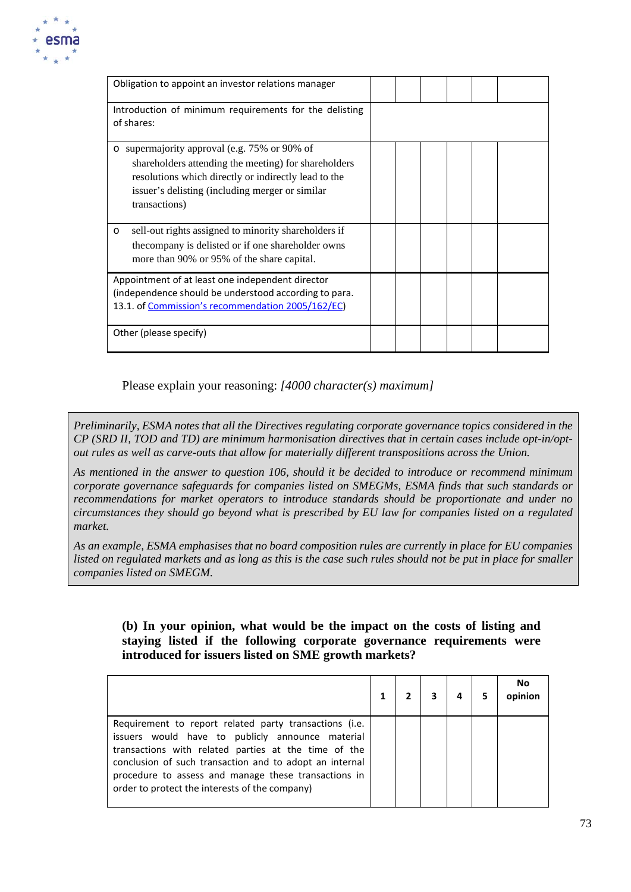| | | | | | | |
|---|---|---|---|---|---|---|
| Obligation to appoint an investor relations manager | | | | | | |
| Introduction of minimum requirements for the delisting of shares: | | | | | | |
| o supermajority approval (e.g. 75% or 90% of shareholders attending the meeting) for shareholders resolutions which directly or indirectly lead to the issuer's delisting (including merger or similar transactions) | | | | | | |
| o sell-out rights assigned to minority shareholders if thecompany is delisted or if one shareholder owns more than 90% or 95% of the share capital. | | | | | | |
| Appointment of at least one independent director (independence should be understood according to para. 13.1. of [Commission's recommendation 2005/162/EC](Commission's recommendation 2005/162/EC)) | | | | | | |
| Other (please specify) | | | | | | |

Please explain your reasoning: *[4000 character(s) maximum]*

> *Preliminarily, ESMA notes that all the Directives regulating corporate governance topics considered in the CP (SRD II, TOD and TD) are minimum harmonisation directives that in certain cases include opt-in/opt-out rules as well as carve-outs that allow for materially different transpositions across the Union.*
>
> *As mentioned in the answer to question 106, should it be decided to introduce or recommend minimum corporate governance safeguards for companies listed on SMEGMs, ESMA finds that such standards or recommendations for market operators to introduce standards should be proportionate and under no circumstances they should go beyond what is prescribed by EU law for companies listed on a regulated market.*
>
> *As an example, ESMA emphasises that no board composition rules are currently in place for EU companies listed on regulated markets and as long as this is the case such rules should not be put in place for smaller companies listed on SMEGM.*

**(b) In your opinion, what would be the impact on the costs of listing and staying listed if the following corporate governance requirements were introduced for issuers listed on SME growth markets?**

| | 1 | 2 | 3 | 4 | 5 | No opinion |
|---|---|---|---|---|---|---|
| Requirement to report related party transactions (i.e. issuers would have to publicly announce material transactions with related parties at the time of the conclusion of such transaction and to adopt an internal procedure to assess and manage these transactions in order to protect the interests of the company) | | | | | | |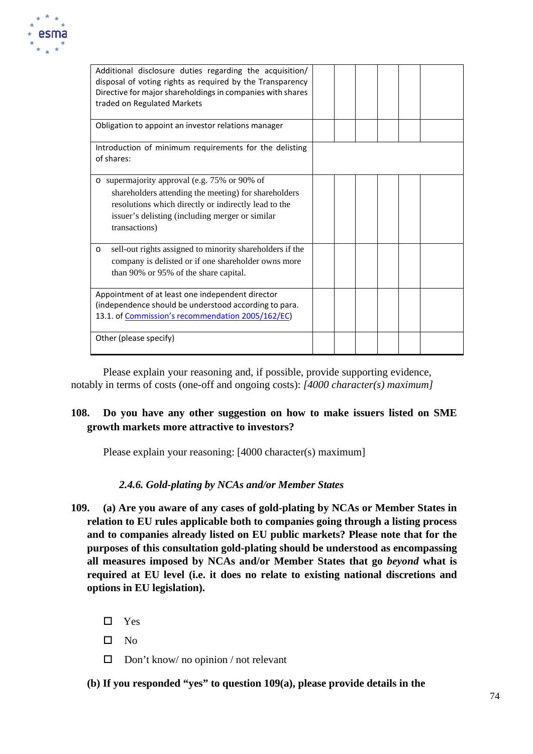| | | | | | |
|---|---|---|---|---|---|
| Additional disclosure duties regarding the acquisition/ disposal of voting rights as required by the Transparency Directive for major shareholdings in companies with shares traded on Regulated Markets | | | | | |
| Obligation to appoint an investor relations manager | | | | | |
| Introduction of minimum requirements for the delisting of shares: | | | | | |
| o supermajority approval (e.g. 75% or 90% of shareholders attending the meeting) for shareholders resolutions which directly or indirectly lead to the issuer's delisting (including merger or similar transactions) | | | | | |
| o sell-out rights assigned to minority shareholders if the company is delisted or if one shareholder owns more than 90% or 95% of the share capital. | | | | | |
| Appointment of at least one independent director (independence should be understood according to para. 13.1. of Commission's recommendation 2005/162/EC) | | | | | |
| Other (please specify) | | | | | |

Please explain your reasoning and, if possible, provide supporting evidence, notably in terms of costs (one-off and ongoing costs): *[4000 character(s) maximum]*

**108. Do you have any other suggestion on how to make issuers listed on SME growth markets more attractive to investors?**

Please explain your reasoning: [4000 character(s) maximum]

### *2.4.6. Gold-plating by NCAs and/or Member States*

**109. (a) Are you aware of any cases of gold-plating by NCAs or Member States in relation to EU rules applicable both to companies going through a listing process and to companies already listed on EU public markets? Please note that for the purposes of this consultation gold-plating should be understood as encompassing all measures imposed by NCAs and/or Member States that go *beyond* what is required at EU level (i.e. it does no relate to existing national discretions and options in EU legislation).**

- ☐ Yes
- ☐ No
- ☐ Don't know/ no opinion / not relevant

**(b) If you responded "yes" to question 109(a), please provide details in the**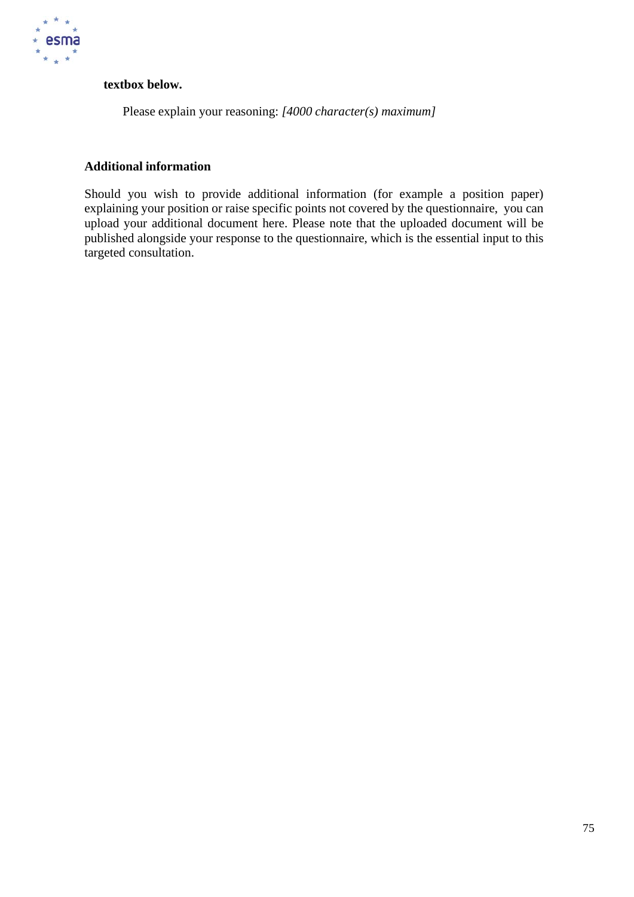**textbox below.**

Please explain your reasoning: *[4000 character(s) maximum]*

**Additional information**

Should you wish to provide additional information (for example a position paper) explaining your position or raise specific points not covered by the questionnaire, you can upload your additional document here. Please note that the uploaded document will be published alongside your response to the questionnaire, which is the essential input to this targeted consultation.